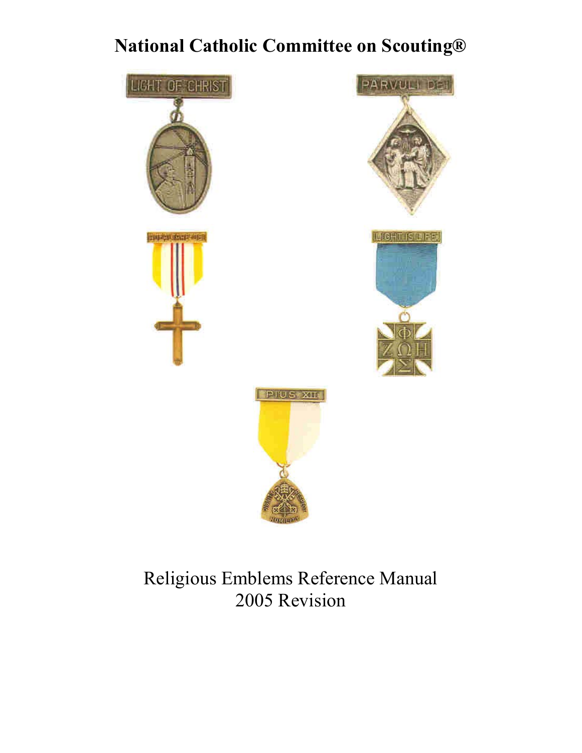# National Catholic Committee on Scouting®

Religious Emblems Reference Manual
2005 Revision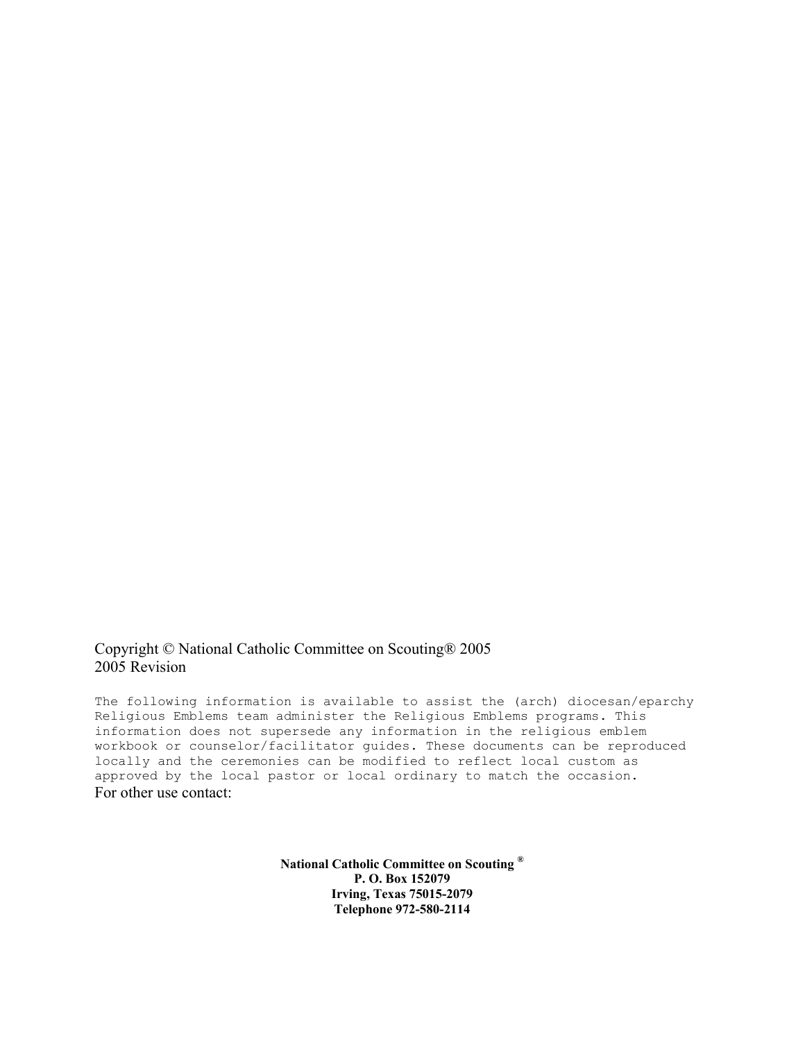Copyright © National Catholic Committee on Scouting® 2005
2005 Revision

The following information is available to assist the (arch) diocesan/eparchy Religious Emblems team administer the Religious Emblems programs. This information does not supersede any information in the religious emblem workbook or counselor/facilitator guides. These documents can be reproduced locally and the ceremonies can be modified to reflect local custom as approved by the local pastor or local ordinary to match the occasion.

For other use contact:

**National Catholic Committee on Scouting ®**
**P. O. Box 152079**
**Irving, Texas 75015-2079**
**Telephone 972-580-2114**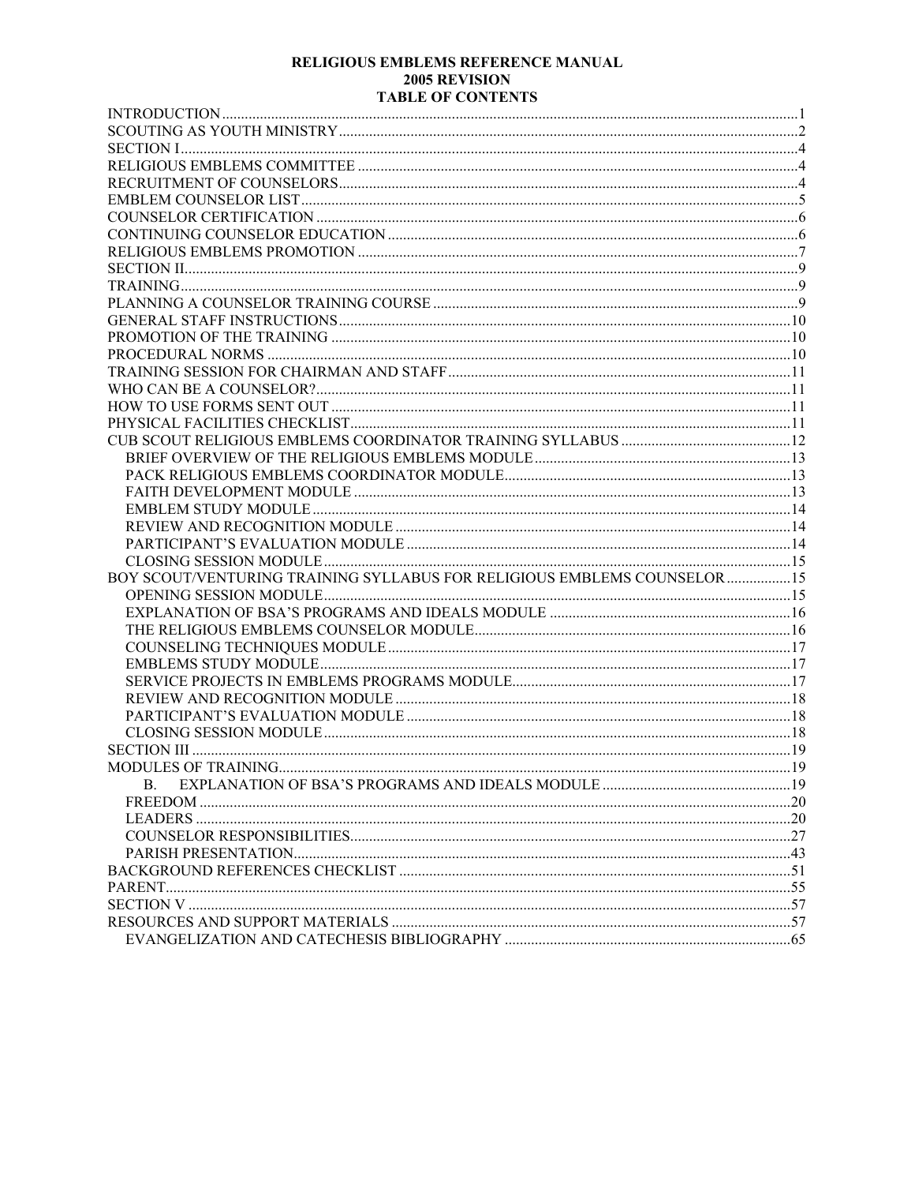# RELIGIOUS EMBLEMS REFERENCE MANUAL
## 2005 REVISION
## TABLE OF CONTENTS

INTRODUCTION ..... 1
SCOUTING AS YOUTH MINISTRY ..... 2
SECTION I ..... 4
RELIGIOUS EMBLEMS COMMITTEE ..... 4
RECRUITMENT OF COUNSELORS ..... 4
EMBLEM COUNSELOR LIST ..... 5
COUNSELOR CERTIFICATION ..... 6
CONTINUING COUNSELOR EDUCATION ..... 6
RELIGIOUS EMBLEMS PROMOTION ..... 7
SECTION II ..... 9
TRAINING ..... 9
PLANNING A COUNSELOR TRAINING COURSE ..... 9
GENERAL STAFF INSTRUCTIONS ..... 10
PROMOTION OF THE TRAINING ..... 10
PROCEDURAL NORMS ..... 10
TRAINING SESSION FOR CHAIRMAN AND STAFF ..... 11
WHO CAN BE A COUNSELOR? ..... 11
HOW TO USE FORMS SENT OUT ..... 11
PHYSICAL FACILITIES CHECKLIST ..... 11
CUB SCOUT RELIGIOUS EMBLEMS COORDINATOR TRAINING SYLLABUS ..... 12
- BRIEF OVERVIEW OF THE RELIGIOUS EMBLEMS MODULE ..... 13
- PACK RELIGIOUS EMBLEMS COORDINATOR MODULE ..... 13
- FAITH DEVELOPMENT MODULE ..... 13
- EMBLEM STUDY MODULE ..... 14
- REVIEW AND RECOGNITION MODULE ..... 14
- PARTICIPANT'S EVALUATION MODULE ..... 14
- CLOSING SESSION MODULE ..... 15

BOY SCOUT/VENTURING TRAINING SYLLABUS FOR RELIGIOUS EMBLEMS COUNSELOR ..... 15
- OPENING SESSION MODULE ..... 15
- EXPLANATION OF BSA'S PROGRAMS AND IDEALS MODULE ..... 16
- THE RELIGIOUS EMBLEMS COUNSELOR MODULE ..... 16
- COUNSELING TECHNIQUES MODULE ..... 17
- EMBLEMS STUDY MODULE ..... 17
- SERVICE PROJECTS IN EMBLEMS PROGRAMS MODULE ..... 17
- REVIEW AND RECOGNITION MODULE ..... 18
- PARTICIPANT'S EVALUATION MODULE ..... 18
- CLOSING SESSION MODULE ..... 18

SECTION III ..... 19
MODULES OF TRAINING ..... 19
- B. EXPLANATION OF BSA'S PROGRAMS AND IDEALS MODULE ..... 19
- FREEDOM ..... 20
- LEADERS ..... 20
- COUNSELOR RESPONSIBILITIES ..... 27
- PARISH PRESENTATION ..... 43

BACKGROUND REFERENCES CHECKLIST ..... 51
PARENT ..... 55
SECTION V ..... 57
RESOURCES AND SUPPORT MATERIALS ..... 57
- EVANGELIZATION AND CATECHESIS BIBLIOGRAPHY ..... 65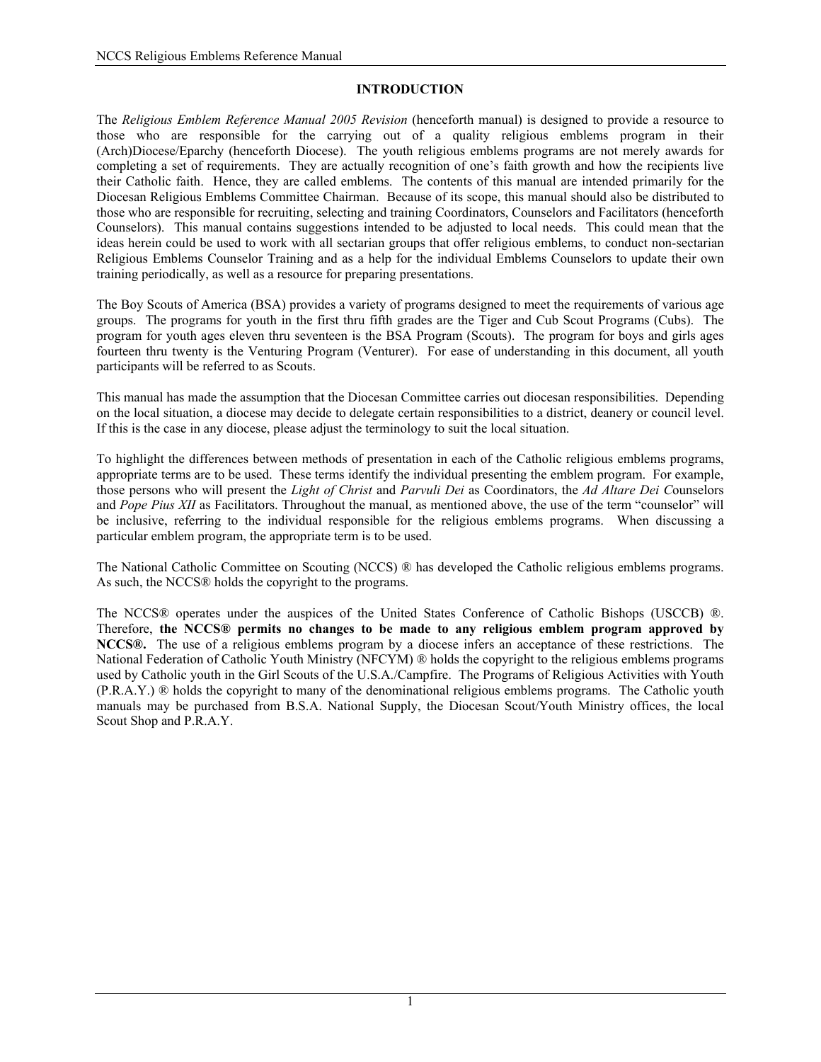# INTRODUCTION

The *Religious Emblem Reference Manual 2005 Revision* (henceforth manual) is designed to provide a resource to those who are responsible for the carrying out of a quality religious emblems program in their (Arch)Diocese/Eparchy (henceforth Diocese). The youth religious emblems programs are not merely awards for completing a set of requirements. They are actually recognition of one's faith growth and how the recipients live their Catholic faith. Hence, they are called emblems. The contents of this manual are intended primarily for the Diocesan Religious Emblems Committee Chairman. Because of its scope, this manual should also be distributed to those who are responsible for recruiting, selecting and training Coordinators, Counselors and Facilitators (henceforth Counselors). This manual contains suggestions intended to be adjusted to local needs. This could mean that the ideas herein could be used to work with all sectarian groups that offer religious emblems, to conduct non-sectarian Religious Emblems Counselor Training and as a help for the individual Emblems Counselors to update their own training periodically, as well as a resource for preparing presentations.

The Boy Scouts of America (BSA) provides a variety of programs designed to meet the requirements of various age groups. The programs for youth in the first thru fifth grades are the Tiger and Cub Scout Programs (Cubs). The program for youth ages eleven thru seventeen is the BSA Program (Scouts). The program for boys and girls ages fourteen thru twenty is the Venturing Program (Venturer). For ease of understanding in this document, all youth participants will be referred to as Scouts.

This manual has made the assumption that the Diocesan Committee carries out diocesan responsibilities. Depending on the local situation, a diocese may decide to delegate certain responsibilities to a district, deanery or council level. If this is the case in any diocese, please adjust the terminology to suit the local situation.

To highlight the differences between methods of presentation in each of the Catholic religious emblems programs, appropriate terms are to be used. These terms identify the individual presenting the emblem program. For example, those persons who will present the *Light of Christ* and *Parvuli Dei* as Coordinators, the *Ad Altare Dei C*ounselors and *Pope Pius XII* as Facilitators. Throughout the manual, as mentioned above, the use of the term "counselor" will be inclusive, referring to the individual responsible for the religious emblems programs. When discussing a particular emblem program, the appropriate term is to be used.

The National Catholic Committee on Scouting (NCCS) ® has developed the Catholic religious emblems programs. As such, the NCCS® holds the copyright to the programs.

The NCCS® operates under the auspices of the United States Conference of Catholic Bishops (USCCB) ®. Therefore, **the NCCS® permits no changes to be made to any religious emblem program approved by NCCS®.** The use of a religious emblems program by a diocese infers an acceptance of these restrictions. The National Federation of Catholic Youth Ministry (NFCYM) ® holds the copyright to the religious emblems programs used by Catholic youth in the Girl Scouts of the U.S.A./Campfire. The Programs of Religious Activities with Youth (P.R.A.Y.) ® holds the copyright to many of the denominational religious emblems programs. The Catholic youth manuals may be purchased from B.S.A. National Supply, the Diocesan Scout/Youth Ministry offices, the local Scout Shop and P.R.A.Y.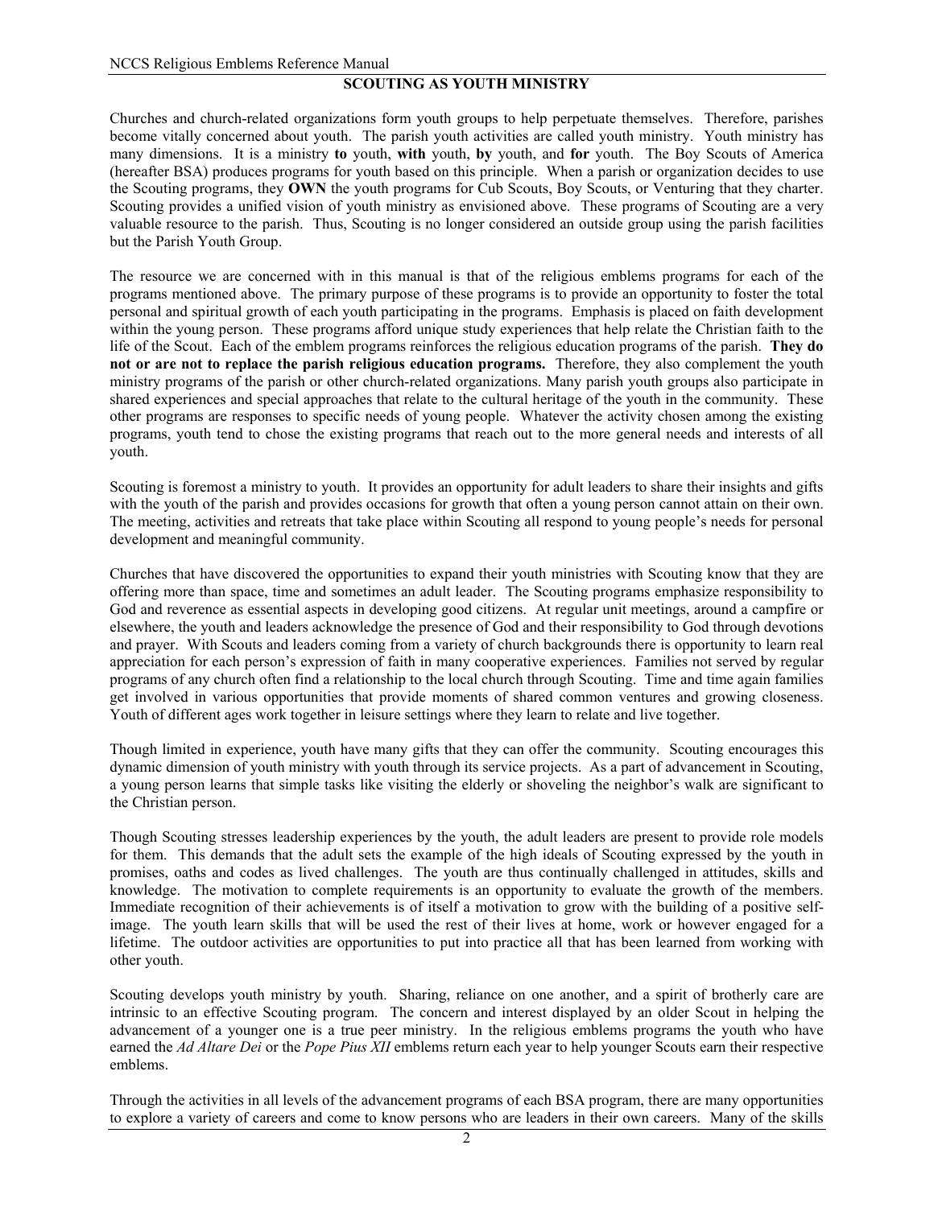## SCOUTING AS YOUTH MINISTRY

Churches and church-related organizations form youth groups to help perpetuate themselves. Therefore, parishes become vitally concerned about youth. The parish youth activities are called youth ministry. Youth ministry has many dimensions. It is a ministry **to** youth, **with** youth, **by** youth, and **for** youth. The Boy Scouts of America (hereafter BSA) produces programs for youth based on this principle. When a parish or organization decides to use the Scouting programs, they **OWN** the youth programs for Cub Scouts, Boy Scouts, or Venturing that they charter. Scouting provides a unified vision of youth ministry as envisioned above. These programs of Scouting are a very valuable resource to the parish. Thus, Scouting is no longer considered an outside group using the parish facilities but the Parish Youth Group.

The resource we are concerned with in this manual is that of the religious emblems programs for each of the programs mentioned above. The primary purpose of these programs is to provide an opportunity to foster the total personal and spiritual growth of each youth participating in the programs. Emphasis is placed on faith development within the young person. These programs afford unique study experiences that help relate the Christian faith to the life of the Scout. Each of the emblem programs reinforces the religious education programs of the parish. **They do not or are not to replace the parish religious education programs.** Therefore, they also complement the youth ministry programs of the parish or other church-related organizations. Many parish youth groups also participate in shared experiences and special approaches that relate to the cultural heritage of the youth in the community. These other programs are responses to specific needs of young people. Whatever the activity chosen among the existing programs, youth tend to chose the existing programs that reach out to the more general needs and interests of all youth.

Scouting is foremost a ministry to youth. It provides an opportunity for adult leaders to share their insights and gifts with the youth of the parish and provides occasions for growth that often a young person cannot attain on their own. The meeting, activities and retreats that take place within Scouting all respond to young people's needs for personal development and meaningful community.

Churches that have discovered the opportunities to expand their youth ministries with Scouting know that they are offering more than space, time and sometimes an adult leader. The Scouting programs emphasize responsibility to God and reverence as essential aspects in developing good citizens. At regular unit meetings, around a campfire or elsewhere, the youth and leaders acknowledge the presence of God and their responsibility to God through devotions and prayer. With Scouts and leaders coming from a variety of church backgrounds there is opportunity to learn real appreciation for each person's expression of faith in many cooperative experiences. Families not served by regular programs of any church often find a relationship to the local church through Scouting. Time and time again families get involved in various opportunities that provide moments of shared common ventures and growing closeness. Youth of different ages work together in leisure settings where they learn to relate and live together.

Though limited in experience, youth have many gifts that they can offer the community. Scouting encourages this dynamic dimension of youth ministry with youth through its service projects. As a part of advancement in Scouting, a young person learns that simple tasks like visiting the elderly or shoveling the neighbor's walk are significant to the Christian person.

Though Scouting stresses leadership experiences by the youth, the adult leaders are present to provide role models for them. This demands that the adult sets the example of the high ideals of Scouting expressed by the youth in promises, oaths and codes as lived challenges. The youth are thus continually challenged in attitudes, skills and knowledge. The motivation to complete requirements is an opportunity to evaluate the growth of the members. Immediate recognition of their achievements is of itself a motivation to grow with the building of a positive self-image. The youth learn skills that will be used the rest of their lives at home, work or however engaged for a lifetime. The outdoor activities are opportunities to put into practice all that has been learned from working with other youth.

Scouting develops youth ministry by youth. Sharing, reliance on one another, and a spirit of brotherly care are intrinsic to an effective Scouting program. The concern and interest displayed by an older Scout in helping the advancement of a younger one is a true peer ministry. In the religious emblems programs the youth who have earned the *Ad Altare Dei* or the *Pope Pius XII* emblems return each year to help younger Scouts earn their respective emblems.

Through the activities in all levels of the advancement programs of each BSA program, there are many opportunities to explore a variety of careers and come to know persons who are leaders in their own careers. Many of the skills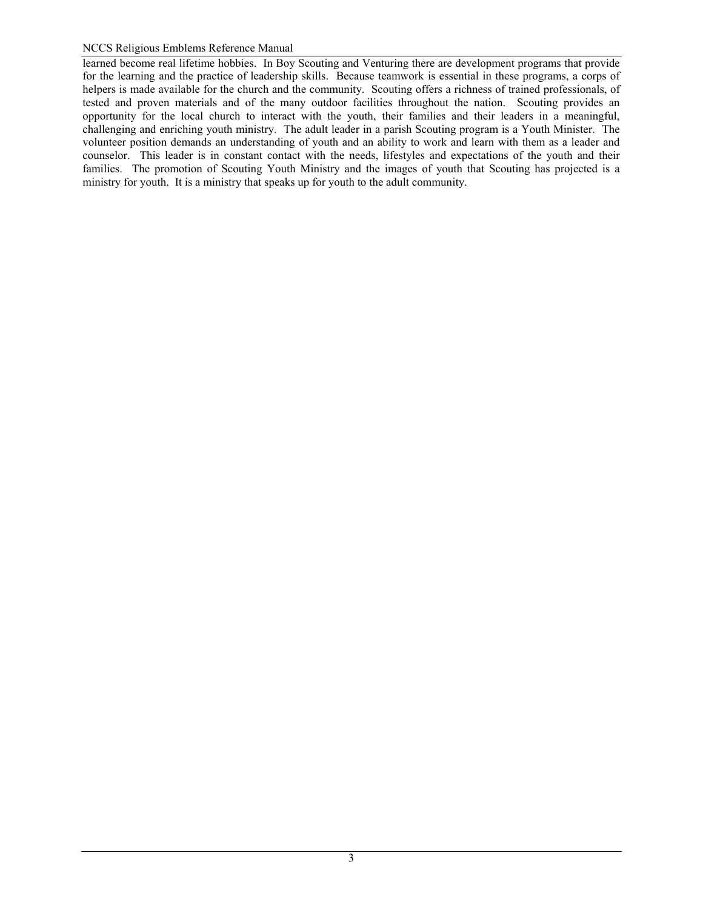learned become real lifetime hobbies. In Boy Scouting and Venturing there are development programs that provide for the learning and the practice of leadership skills. Because teamwork is essential in these programs, a corps of helpers is made available for the church and the community. Scouting offers a richness of trained professionals, of tested and proven materials and of the many outdoor facilities throughout the nation. Scouting provides an opportunity for the local church to interact with the youth, their families and their leaders in a meaningful, challenging and enriching youth ministry. The adult leader in a parish Scouting program is a Youth Minister. The volunteer position demands an understanding of youth and an ability to work and learn with them as a leader and counselor. This leader is in constant contact with the needs, lifestyles and expectations of the youth and their families. The promotion of Scouting Youth Ministry and the images of youth that Scouting has projected is a ministry for youth. It is a ministry that speaks up for youth to the adult community.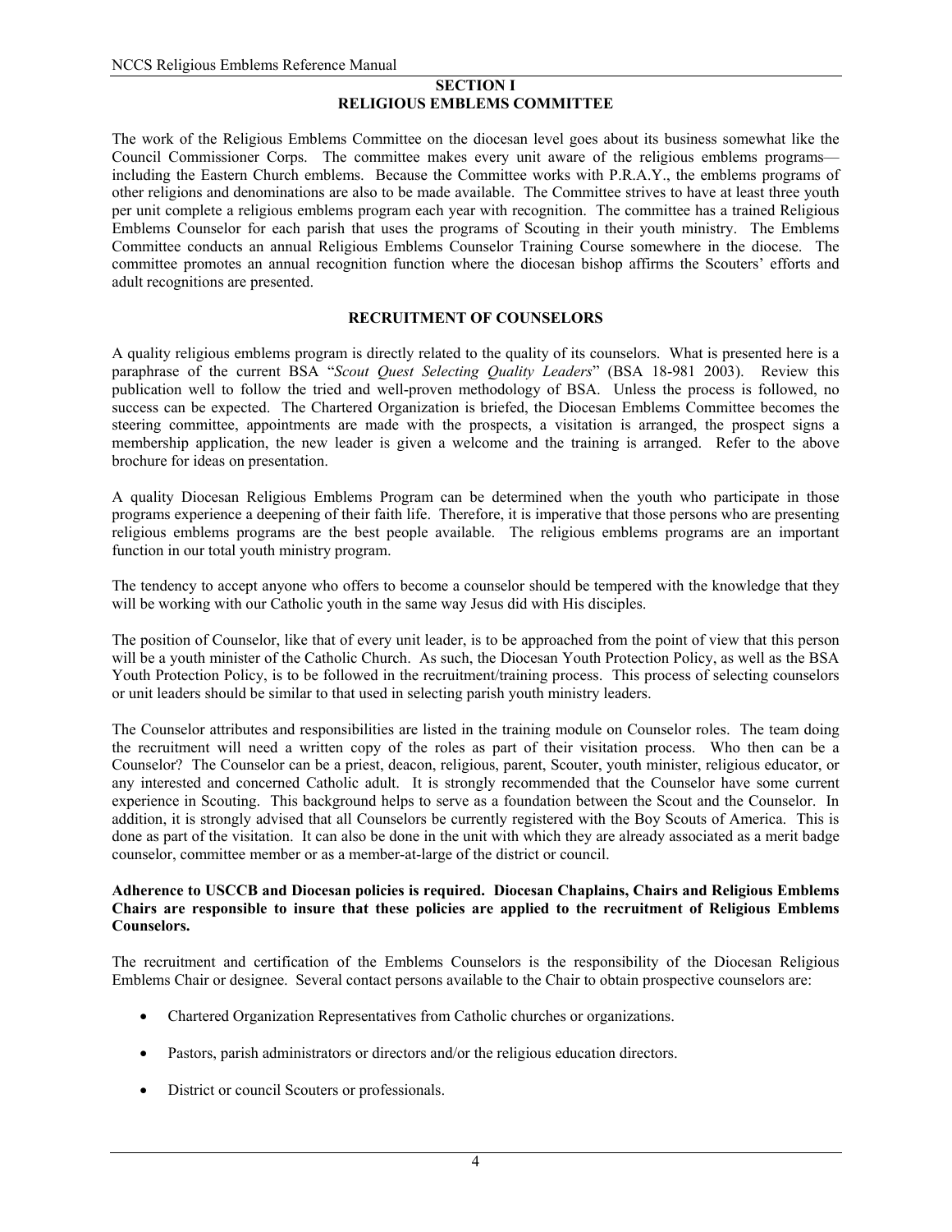# SECTION I
## RELIGIOUS EMBLEMS COMMITTEE

The work of the Religious Emblems Committee on the diocesan level goes about its business somewhat like the Council Commissioner Corps. The committee makes every unit aware of the religious emblems programs—including the Eastern Church emblems. Because the Committee works with P.R.A.Y., the emblems programs of other religions and denominations are also to be made available. The Committee strives to have at least three youth per unit complete a religious emblems program each year with recognition. The committee has a trained Religious Emblems Counselor for each parish that uses the programs of Scouting in their youth ministry. The Emblems Committee conducts an annual Religious Emblems Counselor Training Course somewhere in the diocese. The committee promotes an annual recognition function where the diocesan bishop affirms the Scouters' efforts and adult recognitions are presented.

### RECRUITMENT OF COUNSELORS

A quality religious emblems program is directly related to the quality of its counselors. What is presented here is a paraphrase of the current BSA "*Scout Quest Selecting Quality Leaders*" (BSA 18-981 2003). Review this publication well to follow the tried and well-proven methodology of BSA. Unless the process is followed, no success can be expected. The Chartered Organization is briefed, the Diocesan Emblems Committee becomes the steering committee, appointments are made with the prospects, a visitation is arranged, the prospect signs a membership application, the new leader is given a welcome and the training is arranged. Refer to the above brochure for ideas on presentation.

A quality Diocesan Religious Emblems Program can be determined when the youth who participate in those programs experience a deepening of their faith life. Therefore, it is imperative that those persons who are presenting religious emblems programs are the best people available. The religious emblems programs are an important function in our total youth ministry program.

The tendency to accept anyone who offers to become a counselor should be tempered with the knowledge that they will be working with our Catholic youth in the same way Jesus did with His disciples.

The position of Counselor, like that of every unit leader, is to be approached from the point of view that this person will be a youth minister of the Catholic Church. As such, the Diocesan Youth Protection Policy, as well as the BSA Youth Protection Policy, is to be followed in the recruitment/training process. This process of selecting counselors or unit leaders should be similar to that used in selecting parish youth ministry leaders.

The Counselor attributes and responsibilities are listed in the training module on Counselor roles. The team doing the recruitment will need a written copy of the roles as part of their visitation process. Who then can be a Counselor? The Counselor can be a priest, deacon, religious, parent, Scouter, youth minister, religious educator, or any interested and concerned Catholic adult. It is strongly recommended that the Counselor have some current experience in Scouting. This background helps to serve as a foundation between the Scout and the Counselor. In addition, it is strongly advised that all Counselors be currently registered with the Boy Scouts of America. This is done as part of the visitation. It can also be done in the unit with which they are already associated as a merit badge counselor, committee member or as a member-at-large of the district or council.

**Adherence to USCCB and Diocesan policies is required. Diocesan Chaplains, Chairs and Religious Emblems Chairs are responsible to insure that these policies are applied to the recruitment of Religious Emblems Counselors.**

The recruitment and certification of the Emblems Counselors is the responsibility of the Diocesan Religious Emblems Chair or designee. Several contact persons available to the Chair to obtain prospective counselors are:

- Chartered Organization Representatives from Catholic churches or organizations.
- Pastors, parish administrators or directors and/or the religious education directors.
- District or council Scouters or professionals.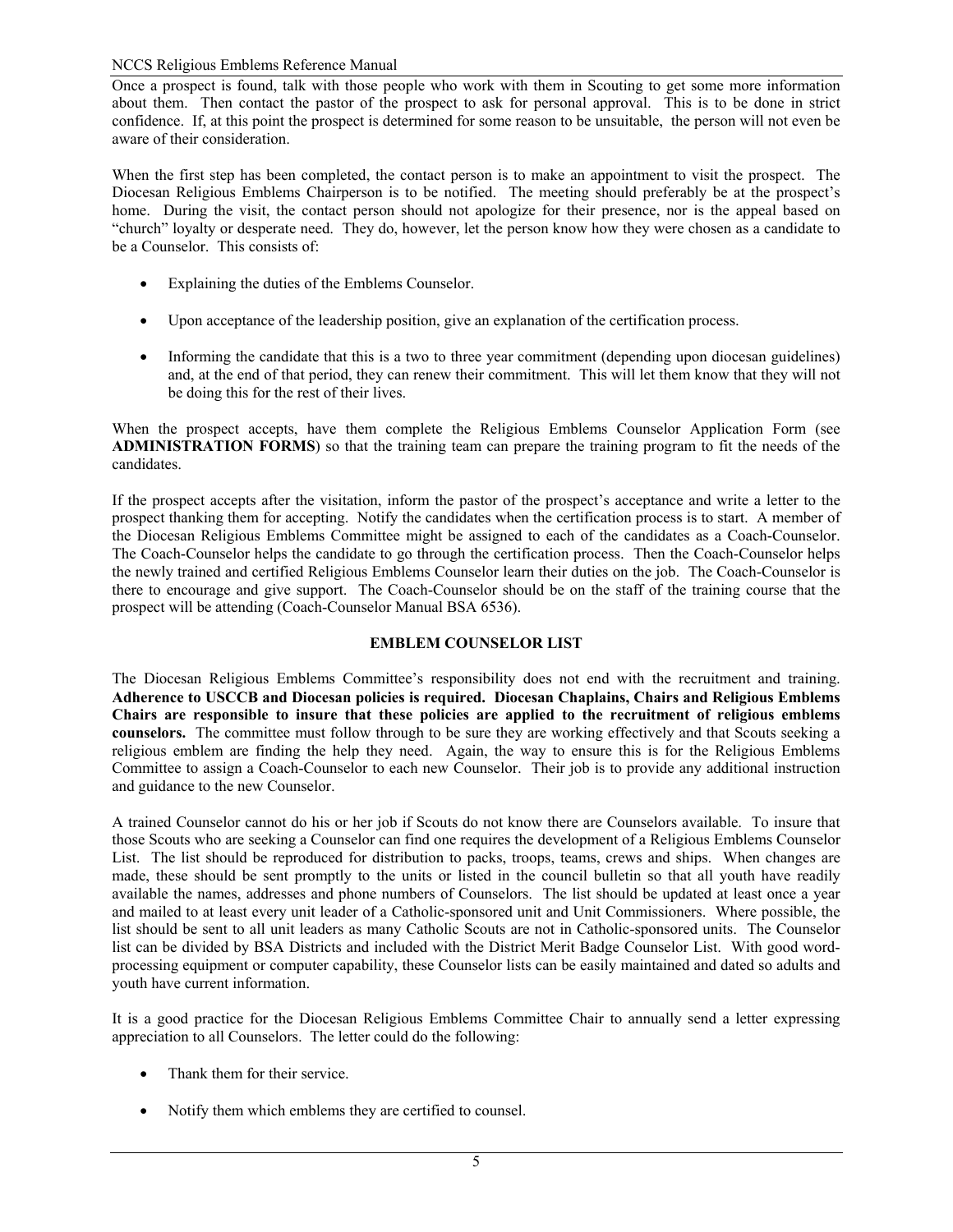Once a prospect is found, talk with those people who work with them in Scouting to get some more information about them. Then contact the pastor of the prospect to ask for personal approval. This is to be done in strict confidence. If, at this point the prospect is determined for some reason to be unsuitable, the person will not even be aware of their consideration.

When the first step has been completed, the contact person is to make an appointment to visit the prospect. The Diocesan Religious Emblems Chairperson is to be notified. The meeting should preferably be at the prospect's home. During the visit, the contact person should not apologize for their presence, nor is the appeal based on "church" loyalty or desperate need. They do, however, let the person know how they were chosen as a candidate to be a Counselor. This consists of:

- Explaining the duties of the Emblems Counselor.
- Upon acceptance of the leadership position, give an explanation of the certification process.
- Informing the candidate that this is a two to three year commitment (depending upon diocesan guidelines) and, at the end of that period, they can renew their commitment. This will let them know that they will not be doing this for the rest of their lives.

When the prospect accepts, have them complete the Religious Emblems Counselor Application Form (see **ADMINISTRATION FORMS**) so that the training team can prepare the training program to fit the needs of the candidates.

If the prospect accepts after the visitation, inform the pastor of the prospect's acceptance and write a letter to the prospect thanking them for accepting. Notify the candidates when the certification process is to start. A member of the Diocesan Religious Emblems Committee might be assigned to each of the candidates as a Coach-Counselor. The Coach-Counselor helps the candidate to go through the certification process. Then the Coach-Counselor helps the newly trained and certified Religious Emblems Counselor learn their duties on the job. The Coach-Counselor is there to encourage and give support. The Coach-Counselor should be on the staff of the training course that the prospect will be attending (Coach-Counselor Manual BSA 6536).

## EMBLEM COUNSELOR LIST

The Diocesan Religious Emblems Committee's responsibility does not end with the recruitment and training. **Adherence to USCCB and Diocesan policies is required. Diocesan Chaplains, Chairs and Religious Emblems Chairs are responsible to insure that these policies are applied to the recruitment of religious emblems counselors.** The committee must follow through to be sure they are working effectively and that Scouts seeking a religious emblem are finding the help they need. Again, the way to ensure this is for the Religious Emblems Committee to assign a Coach-Counselor to each new Counselor. Their job is to provide any additional instruction and guidance to the new Counselor.

A trained Counselor cannot do his or her job if Scouts do not know there are Counselors available. To insure that those Scouts who are seeking a Counselor can find one requires the development of a Religious Emblems Counselor List. The list should be reproduced for distribution to packs, troops, teams, crews and ships. When changes are made, these should be sent promptly to the units or listed in the council bulletin so that all youth have readily available the names, addresses and phone numbers of Counselors. The list should be updated at least once a year and mailed to at least every unit leader of a Catholic-sponsored unit and Unit Commissioners. Where possible, the list should be sent to all unit leaders as many Catholic Scouts are not in Catholic-sponsored units. The Counselor list can be divided by BSA Districts and included with the District Merit Badge Counselor List. With good word-processing equipment or computer capability, these Counselor lists can be easily maintained and dated so adults and youth have current information.

It is a good practice for the Diocesan Religious Emblems Committee Chair to annually send a letter expressing appreciation to all Counselors. The letter could do the following:

- Thank them for their service.
- Notify them which emblems they are certified to counsel.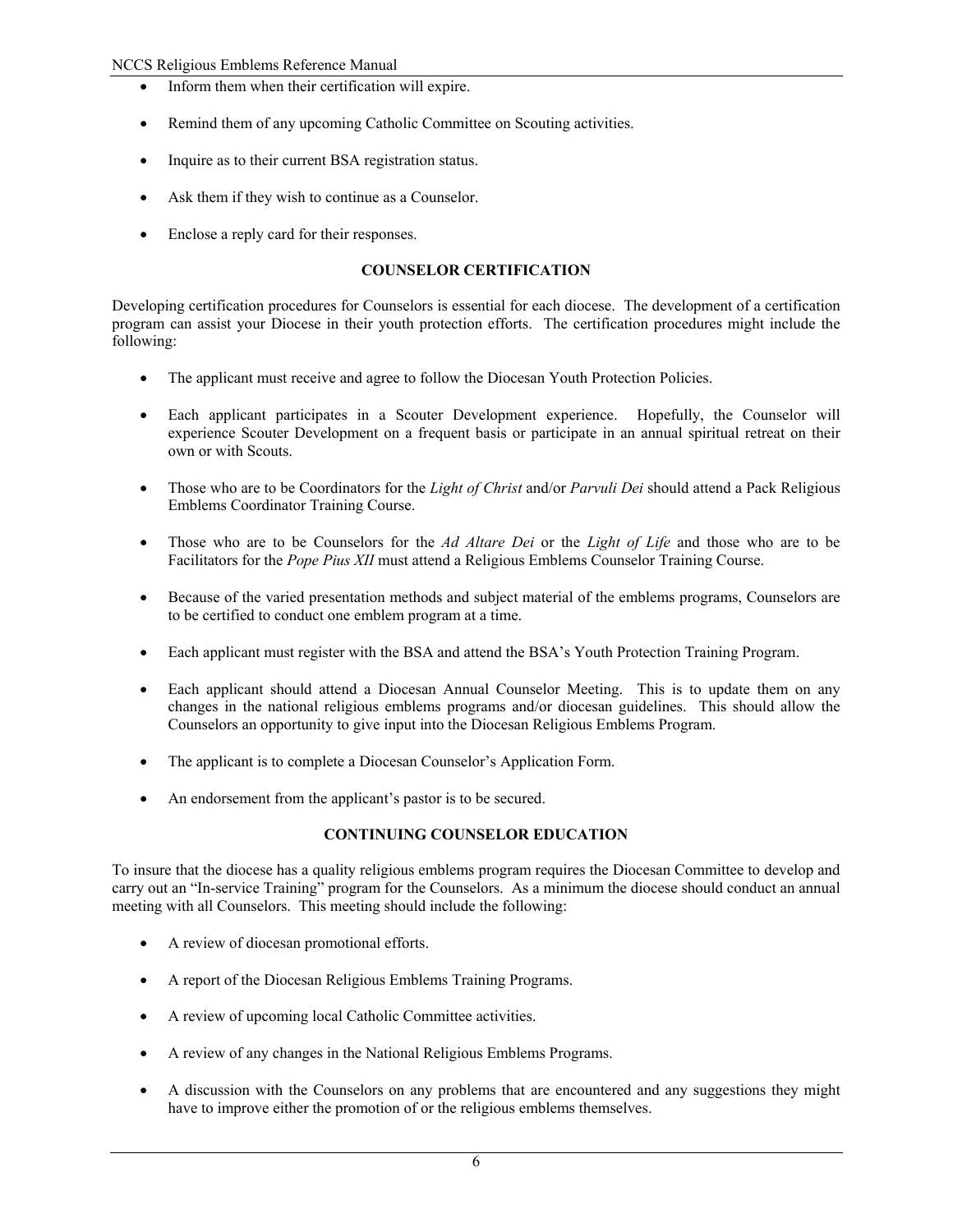- Inform them when their certification will expire.
- Remind them of any upcoming Catholic Committee on Scouting activities.
- Inquire as to their current BSA registration status.
- Ask them if they wish to continue as a Counselor.
- Enclose a reply card for their responses.

**COUNSELOR CERTIFICATION**

Developing certification procedures for Counselors is essential for each diocese. The development of a certification program can assist your Diocese in their youth protection efforts. The certification procedures might include the following:

- The applicant must receive and agree to follow the Diocesan Youth Protection Policies.
- Each applicant participates in a Scouter Development experience. Hopefully, the Counselor will experience Scouter Development on a frequent basis or participate in an annual spiritual retreat on their own or with Scouts.
- Those who are to be Coordinators for the *Light of Christ* and/or *Parvuli Dei* should attend a Pack Religious Emblems Coordinator Training Course.
- Those who are to be Counselors for the *Ad Altare Dei* or the *Light of Life* and those who are to be Facilitators for the *Pope Pius XII* must attend a Religious Emblems Counselor Training Course.
- Because of the varied presentation methods and subject material of the emblems programs, Counselors are to be certified to conduct one emblem program at a time.
- Each applicant must register with the BSA and attend the BSA's Youth Protection Training Program.
- Each applicant should attend a Diocesan Annual Counselor Meeting. This is to update them on any changes in the national religious emblems programs and/or diocesan guidelines. This should allow the Counselors an opportunity to give input into the Diocesan Religious Emblems Program.
- The applicant is to complete a Diocesan Counselor's Application Form.
- An endorsement from the applicant's pastor is to be secured.

**CONTINUING COUNSELOR EDUCATION**

To insure that the diocese has a quality religious emblems program requires the Diocesan Committee to develop and carry out an "In-service Training" program for the Counselors. As a minimum the diocese should conduct an annual meeting with all Counselors. This meeting should include the following:

- A review of diocesan promotional efforts.
- A report of the Diocesan Religious Emblems Training Programs.
- A review of upcoming local Catholic Committee activities.
- A review of any changes in the National Religious Emblems Programs.
- A discussion with the Counselors on any problems that are encountered and any suggestions they might have to improve either the promotion of or the religious emblems themselves.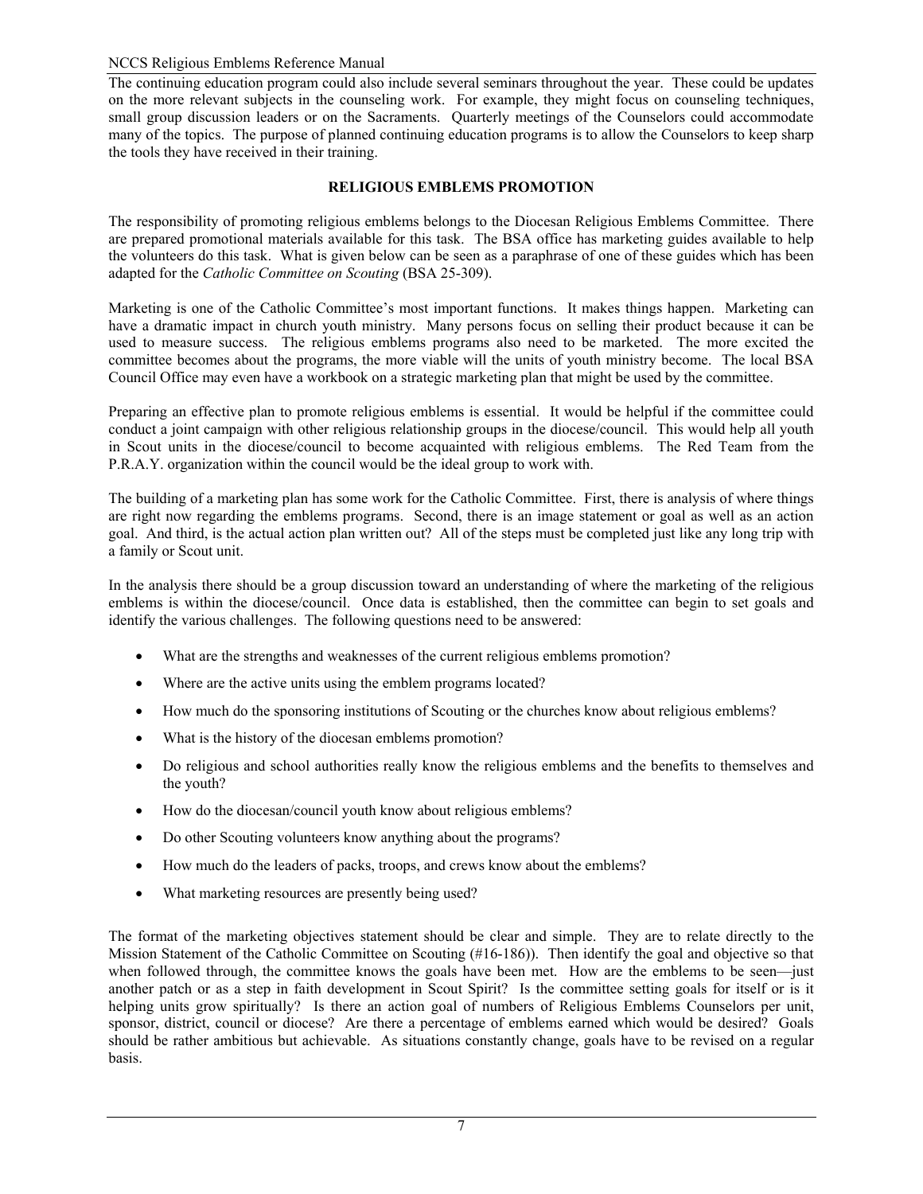The continuing education program could also include several seminars throughout the year. These could be updates on the more relevant subjects in the counseling work. For example, they might focus on counseling techniques, small group discussion leaders or on the Sacraments. Quarterly meetings of the Counselors could accommodate many of the topics. The purpose of planned continuing education programs is to allow the Counselors to keep sharp the tools they have received in their training.

## RELIGIOUS EMBLEMS PROMOTION

The responsibility of promoting religious emblems belongs to the Diocesan Religious Emblems Committee. There are prepared promotional materials available for this task. The BSA office has marketing guides available to help the volunteers do this task. What is given below can be seen as a paraphrase of one of these guides which has been adapted for the *Catholic Committee on Scouting* (BSA 25-309).

Marketing is one of the Catholic Committee's most important functions. It makes things happen. Marketing can have a dramatic impact in church youth ministry. Many persons focus on selling their product because it can be used to measure success. The religious emblems programs also need to be marketed. The more excited the committee becomes about the programs, the more viable will the units of youth ministry become. The local BSA Council Office may even have a workbook on a strategic marketing plan that might be used by the committee.

Preparing an effective plan to promote religious emblems is essential. It would be helpful if the committee could conduct a joint campaign with other religious relationship groups in the diocese/council. This would help all youth in Scout units in the diocese/council to become acquainted with religious emblems. The Red Team from the P.R.A.Y. organization within the council would be the ideal group to work with.

The building of a marketing plan has some work for the Catholic Committee. First, there is analysis of where things are right now regarding the emblems programs. Second, there is an image statement or goal as well as an action goal. And third, is the actual action plan written out? All of the steps must be completed just like any long trip with a family or Scout unit.

In the analysis there should be a group discussion toward an understanding of where the marketing of the religious emblems is within the diocese/council. Once data is established, then the committee can begin to set goals and identify the various challenges. The following questions need to be answered:

- What are the strengths and weaknesses of the current religious emblems promotion?
- Where are the active units using the emblem programs located?
- How much do the sponsoring institutions of Scouting or the churches know about religious emblems?
- What is the history of the diocesan emblems promotion?
- Do religious and school authorities really know the religious emblems and the benefits to themselves and the youth?
- How do the diocesan/council youth know about religious emblems?
- Do other Scouting volunteers know anything about the programs?
- How much do the leaders of packs, troops, and crews know about the emblems?
- What marketing resources are presently being used?

The format of the marketing objectives statement should be clear and simple. They are to relate directly to the Mission Statement of the Catholic Committee on Scouting (#16-186)). Then identify the goal and objective so that when followed through, the committee knows the goals have been met. How are the emblems to be seen—just another patch or as a step in faith development in Scout Spirit? Is the committee setting goals for itself or is it helping units grow spiritually? Is there an action goal of numbers of Religious Emblems Counselors per unit, sponsor, district, council or diocese? Are there a percentage of emblems earned which would be desired? Goals should be rather ambitious but achievable. As situations constantly change, goals have to be revised on a regular basis.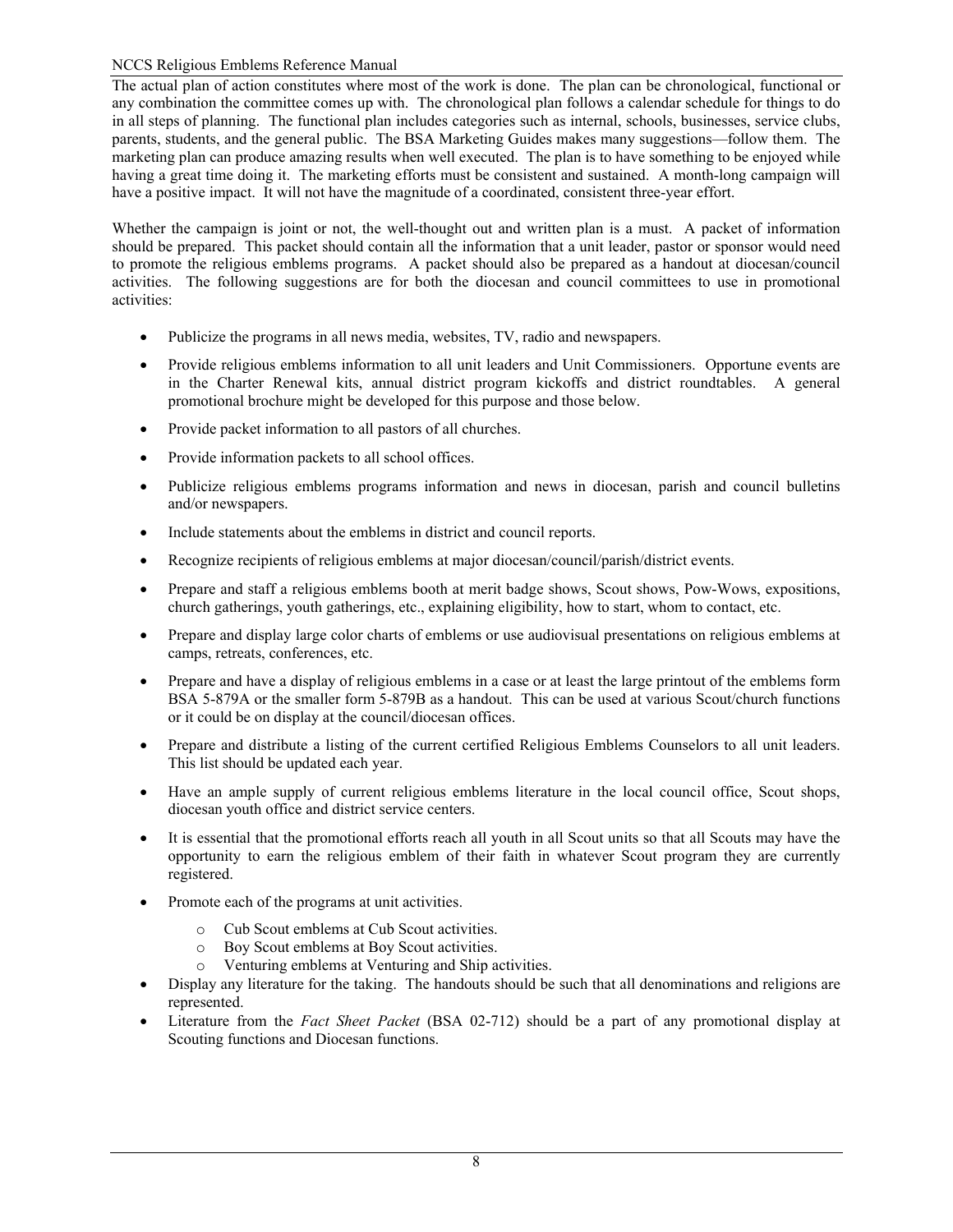The actual plan of action constitutes where most of the work is done. The plan can be chronological, functional or any combination the committee comes up with. The chronological plan follows a calendar schedule for things to do in all steps of planning. The functional plan includes categories such as internal, schools, businesses, service clubs, parents, students, and the general public. The BSA Marketing Guides makes many suggestions—follow them. The marketing plan can produce amazing results when well executed. The plan is to have something to be enjoyed while having a great time doing it. The marketing efforts must be consistent and sustained. A month-long campaign will have a positive impact. It will not have the magnitude of a coordinated, consistent three-year effort.

Whether the campaign is joint or not, the well-thought out and written plan is a must. A packet of information should be prepared. This packet should contain all the information that a unit leader, pastor or sponsor would need to promote the religious emblems programs. A packet should also be prepared as a handout at diocesan/council activities. The following suggestions are for both the diocesan and council committees to use in promotional activities:

- Publicize the programs in all news media, websites, TV, radio and newspapers.
- Provide religious emblems information to all unit leaders and Unit Commissioners. Opportune events are in the Charter Renewal kits, annual district program kickoffs and district roundtables. A general promotional brochure might be developed for this purpose and those below.
- Provide packet information to all pastors of all churches.
- Provide information packets to all school offices.
- Publicize religious emblems programs information and news in diocesan, parish and council bulletins and/or newspapers.
- Include statements about the emblems in district and council reports.
- Recognize recipients of religious emblems at major diocesan/council/parish/district events.
- Prepare and staff a religious emblems booth at merit badge shows, Scout shows, Pow-Wows, expositions, church gatherings, youth gatherings, etc., explaining eligibility, how to start, whom to contact, etc.
- Prepare and display large color charts of emblems or use audiovisual presentations on religious emblems at camps, retreats, conferences, etc.
- Prepare and have a display of religious emblems in a case or at least the large printout of the emblems form BSA 5-879A or the smaller form 5-879B as a handout. This can be used at various Scout/church functions or it could be on display at the council/diocesan offices.
- Prepare and distribute a listing of the current certified Religious Emblems Counselors to all unit leaders. This list should be updated each year.
- Have an ample supply of current religious emblems literature in the local council office, Scout shops, diocesan youth office and district service centers.
- It is essential that the promotional efforts reach all youth in all Scout units so that all Scouts may have the opportunity to earn the religious emblem of their faith in whatever Scout program they are currently registered.
- Promote each of the programs at unit activities.
  - Cub Scout emblems at Cub Scout activities.
  - Boy Scout emblems at Boy Scout activities.
  - Venturing emblems at Venturing and Ship activities.
- Display any literature for the taking. The handouts should be such that all denominations and religions are represented.
- Literature from the *Fact Sheet Packet* (BSA 02-712) should be a part of any promotional display at Scouting functions and Diocesan functions.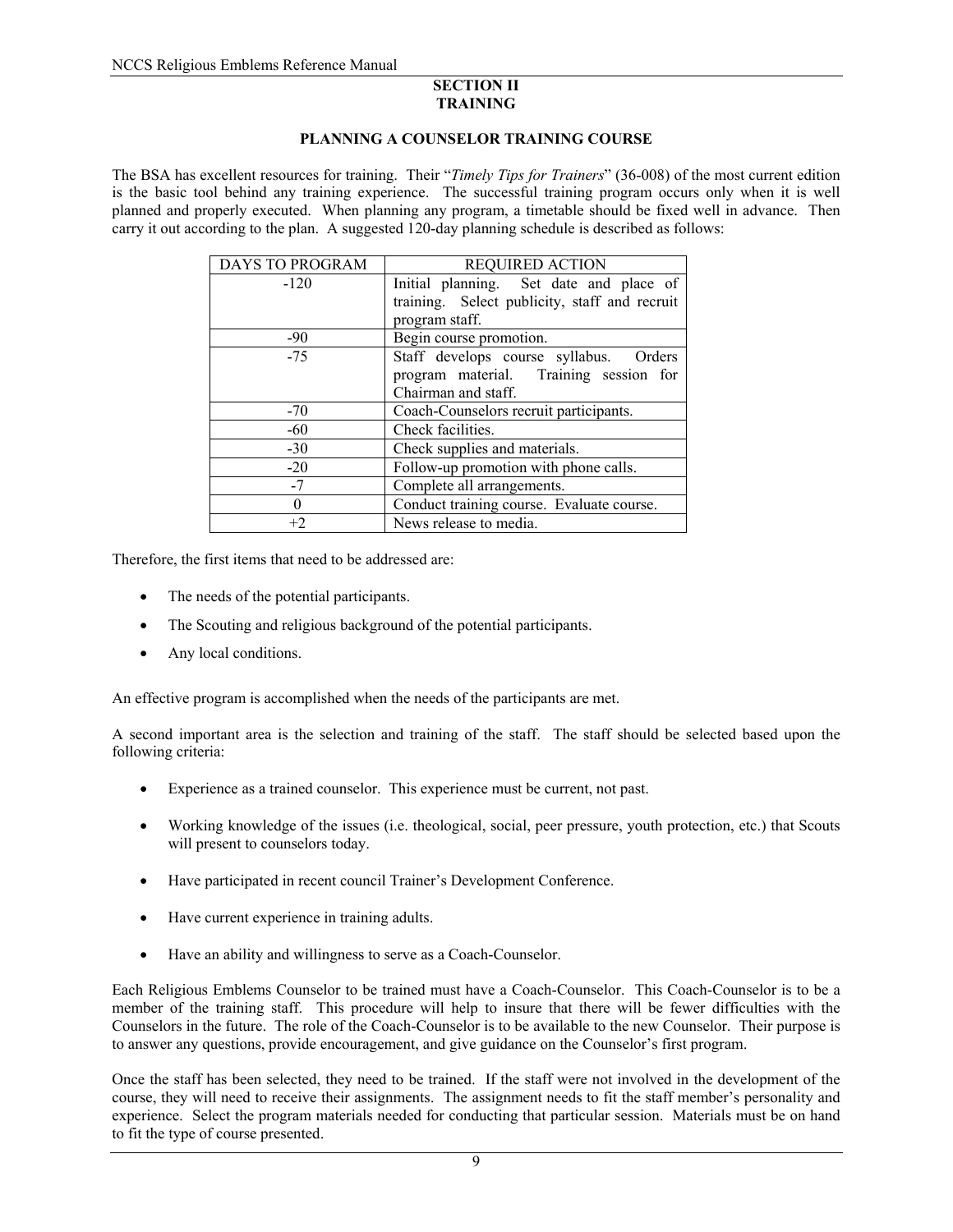# SECTION II
# TRAINING

## PLANNING A COUNSELOR TRAINING COURSE

The BSA has excellent resources for training. Their "*Timely Tips for Trainers*" (36-008) of the most current edition is the basic tool behind any training experience. The successful training program occurs only when it is well planned and properly executed. When planning any program, a timetable should be fixed well in advance. Then carry it out according to the plan. A suggested 120-day planning schedule is described as follows:

| DAYS TO PROGRAM | REQUIRED ACTION |
|---|---|
| -120 | Initial planning. Set date and place of training. Select publicity, staff and recruit program staff. |
| -90 | Begin course promotion. |
| -75 | Staff develops course syllabus. Orders program material. Training session for Chairman and staff. |
| -70 | Coach-Counselors recruit participants. |
| -60 | Check facilities. |
| -30 | Check supplies and materials. |
| -20 | Follow-up promotion with phone calls. |
| -7 | Complete all arrangements. |
| 0 | Conduct training course. Evaluate course. |
| +2 | News release to media. |

Therefore, the first items that need to be addressed are:

- The needs of the potential participants.
- The Scouting and religious background of the potential participants.
- Any local conditions.

An effective program is accomplished when the needs of the participants are met.

A second important area is the selection and training of the staff. The staff should be selected based upon the following criteria:

- Experience as a trained counselor. This experience must be current, not past.
- Working knowledge of the issues (i.e. theological, social, peer pressure, youth protection, etc.) that Scouts will present to counselors today.
- Have participated in recent council Trainer's Development Conference.
- Have current experience in training adults.
- Have an ability and willingness to serve as a Coach-Counselor.

Each Religious Emblems Counselor to be trained must have a Coach-Counselor. This Coach-Counselor is to be a member of the training staff. This procedure will help to insure that there will be fewer difficulties with the Counselors in the future. The role of the Coach-Counselor is to be available to the new Counselor. Their purpose is to answer any questions, provide encouragement, and give guidance on the Counselor's first program.

Once the staff has been selected, they need to be trained. If the staff were not involved in the development of the course, they will need to receive their assignments. The assignment needs to fit the staff member's personality and experience. Select the program materials needed for conducting that particular session. Materials must be on hand to fit the type of course presented.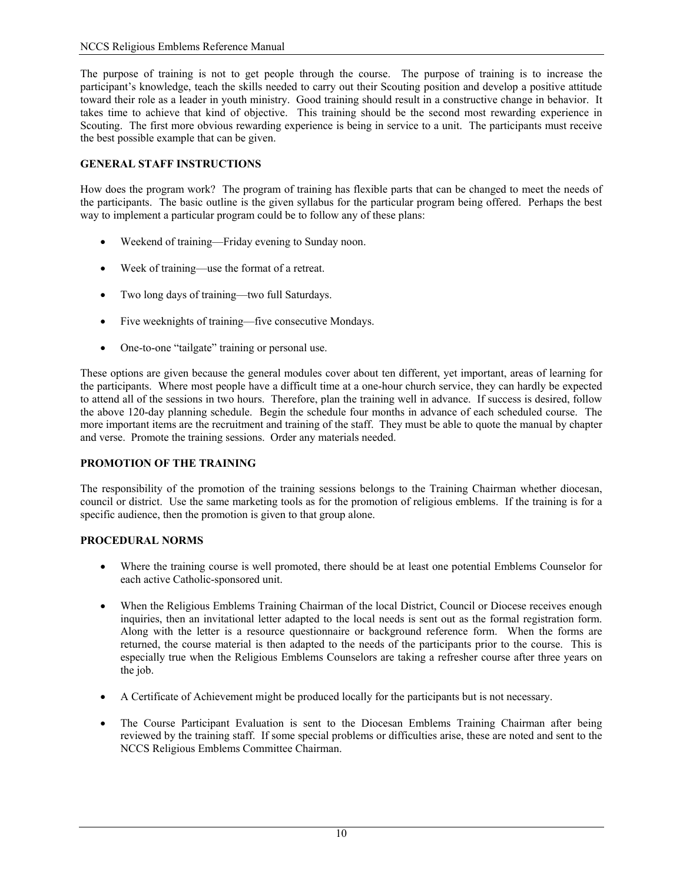The purpose of training is not to get people through the course. The purpose of training is to increase the participant's knowledge, teach the skills needed to carry out their Scouting position and develop a positive attitude toward their role as a leader in youth ministry. Good training should result in a constructive change in behavior. It takes time to achieve that kind of objective. This training should be the second most rewarding experience in Scouting. The first more obvious rewarding experience is being in service to a unit. The participants must receive the best possible example that can be given.

### GENERAL STAFF INSTRUCTIONS

How does the program work? The program of training has flexible parts that can be changed to meet the needs of the participants. The basic outline is the given syllabus for the particular program being offered. Perhaps the best way to implement a particular program could be to follow any of these plans:

- Weekend of training—Friday evening to Sunday noon.
- Week of training—use the format of a retreat.
- Two long days of training—two full Saturdays.
- Five weeknights of training—five consecutive Mondays.
- One-to-one "tailgate" training or personal use.

These options are given because the general modules cover about ten different, yet important, areas of learning for the participants. Where most people have a difficult time at a one-hour church service, they can hardly be expected to attend all of the sessions in two hours. Therefore, plan the training well in advance. If success is desired, follow the above 120-day planning schedule. Begin the schedule four months in advance of each scheduled course. The more important items are the recruitment and training of the staff. They must be able to quote the manual by chapter and verse. Promote the training sessions. Order any materials needed.

### PROMOTION OF THE TRAINING

The responsibility of the promotion of the training sessions belongs to the Training Chairman whether diocesan, council or district. Use the same marketing tools as for the promotion of religious emblems. If the training is for a specific audience, then the promotion is given to that group alone.

### PROCEDURAL NORMS

- Where the training course is well promoted, there should be at least one potential Emblems Counselor for each active Catholic-sponsored unit.
- When the Religious Emblems Training Chairman of the local District, Council or Diocese receives enough inquiries, then an invitational letter adapted to the local needs is sent out as the formal registration form. Along with the letter is a resource questionnaire or background reference form. When the forms are returned, the course material is then adapted to the needs of the participants prior to the course. This is especially true when the Religious Emblems Counselors are taking a refresher course after three years on the job.
- A Certificate of Achievement might be produced locally for the participants but is not necessary.
- The Course Participant Evaluation is sent to the Diocesan Emblems Training Chairman after being reviewed by the training staff. If some special problems or difficulties arise, these are noted and sent to the NCCS Religious Emblems Committee Chairman.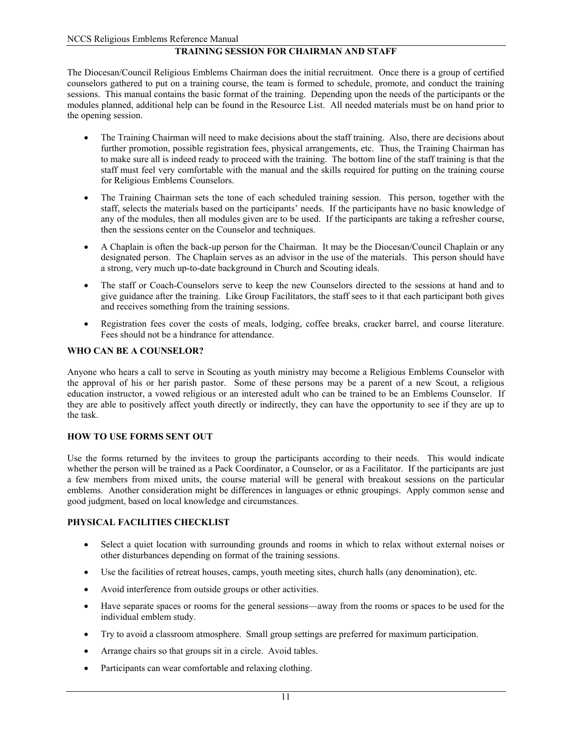## TRAINING SESSION FOR CHAIRMAN AND STAFF

The Diocesan/Council Religious Emblems Chairman does the initial recruitment. Once there is a group of certified counselors gathered to put on a training course, the team is formed to schedule, promote, and conduct the training sessions. This manual contains the basic format of the training. Depending upon the needs of the participants or the modules planned, additional help can be found in the Resource List. All needed materials must be on hand prior to the opening session.

- The Training Chairman will need to make decisions about the staff training. Also, there are decisions about further promotion, possible registration fees, physical arrangements, etc. Thus, the Training Chairman has to make sure all is indeed ready to proceed with the training. The bottom line of the staff training is that the staff must feel very comfortable with the manual and the skills required for putting on the training course for Religious Emblems Counselors.
- The Training Chairman sets the tone of each scheduled training session. This person, together with the staff, selects the materials based on the participants' needs. If the participants have no basic knowledge of any of the modules, then all modules given are to be used. If the participants are taking a refresher course, then the sessions center on the Counselor and techniques.
- A Chaplain is often the back-up person for the Chairman. It may be the Diocesan/Council Chaplain or any designated person. The Chaplain serves as an advisor in the use of the materials. This person should have a strong, very much up-to-date background in Church and Scouting ideals.
- The staff or Coach-Counselors serve to keep the new Counselors directed to the sessions at hand and to give guidance after the training. Like Group Facilitators, the staff sees to it that each participant both gives and receives something from the training sessions.
- Registration fees cover the costs of meals, lodging, coffee breaks, cracker barrel, and course literature. Fees should not be a hindrance for attendance.

### WHO CAN BE A COUNSELOR?

Anyone who hears a call to serve in Scouting as youth ministry may become a Religious Emblems Counselor with the approval of his or her parish pastor. Some of these persons may be a parent of a new Scout, a religious education instructor, a vowed religious or an interested adult who can be trained to be an Emblems Counselor. If they are able to positively affect youth directly or indirectly, they can have the opportunity to see if they are up to the task.

### HOW TO USE FORMS SENT OUT

Use the forms returned by the invitees to group the participants according to their needs. This would indicate whether the person will be trained as a Pack Coordinator, a Counselor, or as a Facilitator. If the participants are just a few members from mixed units, the course material will be general with breakout sessions on the particular emblems. Another consideration might be differences in languages or ethnic groupings. Apply common sense and good judgment, based on local knowledge and circumstances.

### PHYSICAL FACILITIES CHECKLIST

- Select a quiet location with surrounding grounds and rooms in which to relax without external noises or other disturbances depending on format of the training sessions.
- Use the facilities of retreat houses, camps, youth meeting sites, church halls (any denomination), etc.
- Avoid interference from outside groups or other activities.
- Have separate spaces or rooms for the general sessions—away from the rooms or spaces to be used for the individual emblem study.
- Try to avoid a classroom atmosphere. Small group settings are preferred for maximum participation.
- Arrange chairs so that groups sit in a circle. Avoid tables.
- Participants can wear comfortable and relaxing clothing.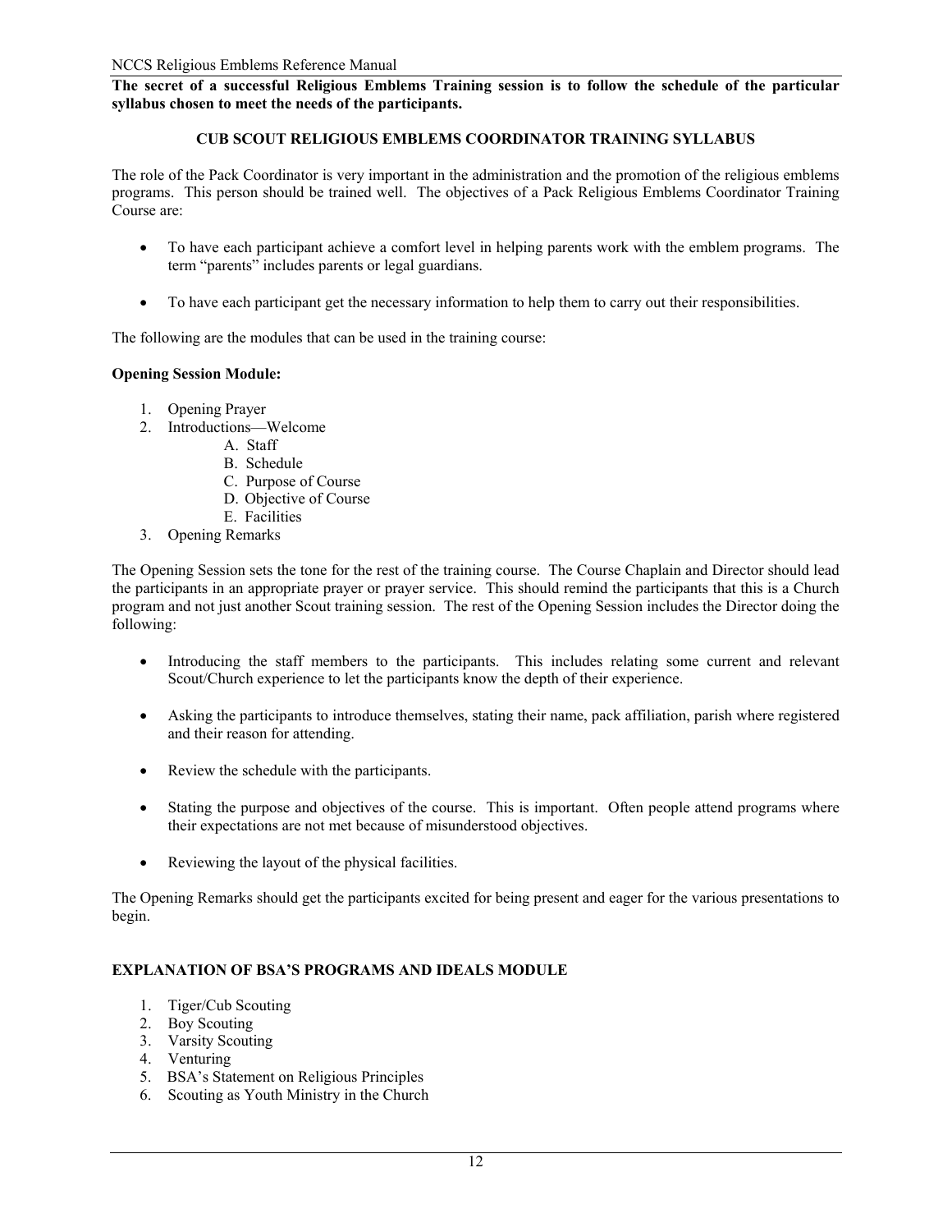**The secret of a successful Religious Emblems Training session is to follow the schedule of the particular syllabus chosen to meet the needs of the participants.**

## CUB SCOUT RELIGIOUS EMBLEMS COORDINATOR TRAINING SYLLABUS

The role of the Pack Coordinator is very important in the administration and the promotion of the religious emblems programs. This person should be trained well. The objectives of a Pack Religious Emblems Coordinator Training Course are:

- To have each participant achieve a comfort level in helping parents work with the emblem programs. The term "parents" includes parents or legal guardians.
- To have each participant get the necessary information to help them to carry out their responsibilities.

The following are the modules that can be used in the training course:

**Opening Session Module:**

1. Opening Prayer
2. Introductions—Welcome
   - A. Staff
   - B. Schedule
   - C. Purpose of Course
   - D. Objective of Course
   - E. Facilities
3. Opening Remarks

The Opening Session sets the tone for the rest of the training course. The Course Chaplain and Director should lead the participants in an appropriate prayer or prayer service. This should remind the participants that this is a Church program and not just another Scout training session. The rest of the Opening Session includes the Director doing the following:

- Introducing the staff members to the participants. This includes relating some current and relevant Scout/Church experience to let the participants know the depth of their experience.
- Asking the participants to introduce themselves, stating their name, pack affiliation, parish where registered and their reason for attending.
- Review the schedule with the participants.
- Stating the purpose and objectives of the course. This is important. Often people attend programs where their expectations are not met because of misunderstood objectives.
- Reviewing the layout of the physical facilities.

The Opening Remarks should get the participants excited for being present and eager for the various presentations to begin.

**EXPLANATION OF BSA'S PROGRAMS AND IDEALS MODULE**

1. Tiger/Cub Scouting
2. Boy Scouting
3. Varsity Scouting
4. Venturing
5. BSA's Statement on Religious Principles
6. Scouting as Youth Ministry in the Church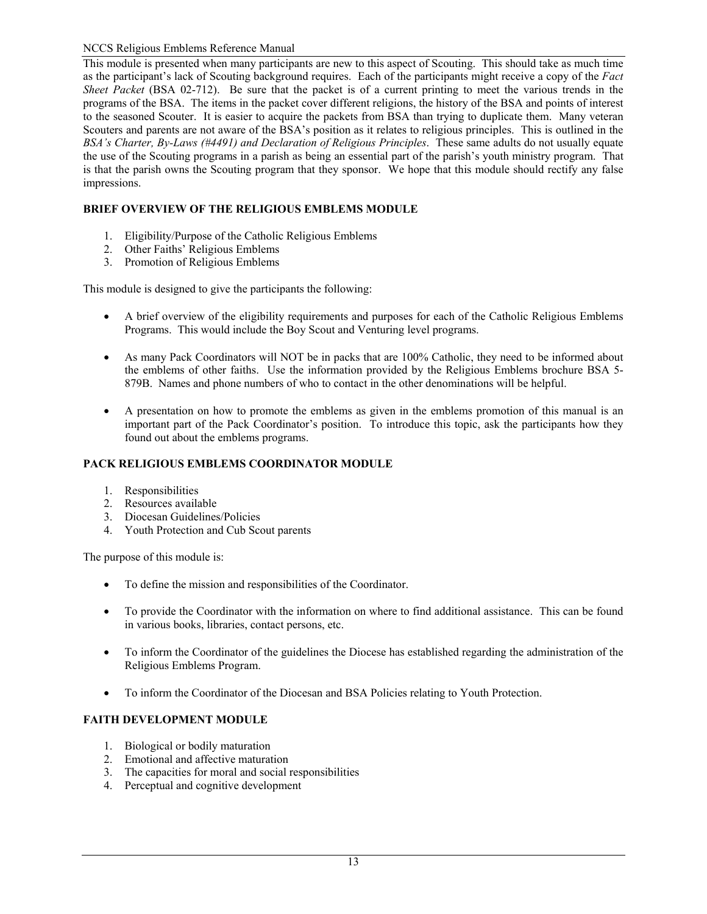This module is presented when many participants are new to this aspect of Scouting. This should take as much time as the participant's lack of Scouting background requires. Each of the participants might receive a copy of the *Fact Sheet Packet* (BSA 02-712). Be sure that the packet is of a current printing to meet the various trends in the programs of the BSA. The items in the packet cover different religions, the history of the BSA and points of interest to the seasoned Scouter. It is easier to acquire the packets from BSA than trying to duplicate them. Many veteran Scouters and parents are not aware of the BSA's position as it relates to religious principles. This is outlined in the *BSA's Charter, By-Laws (#4491) and Declaration of Religious Principles*. These same adults do not usually equate the use of the Scouting programs in a parish as being an essential part of the parish's youth ministry program. That is that the parish owns the Scouting program that they sponsor. We hope that this module should rectify any false impressions.

**BRIEF OVERVIEW OF THE RELIGIOUS EMBLEMS MODULE**

1. Eligibility/Purpose of the Catholic Religious Emblems
2. Other Faiths' Religious Emblems
3. Promotion of Religious Emblems

This module is designed to give the participants the following:

- A brief overview of the eligibility requirements and purposes for each of the Catholic Religious Emblems Programs. This would include the Boy Scout and Venturing level programs.

- As many Pack Coordinators will NOT be in packs that are 100% Catholic, they need to be informed about the emblems of other faiths. Use the information provided by the Religious Emblems brochure BSA 5-879B. Names and phone numbers of who to contact in the other denominations will be helpful.

- A presentation on how to promote the emblems as given in the emblems promotion of this manual is an important part of the Pack Coordinator's position. To introduce this topic, ask the participants how they found out about the emblems programs.

**PACK RELIGIOUS EMBLEMS COORDINATOR MODULE**

1. Responsibilities
2. Resources available
3. Diocesan Guidelines/Policies
4. Youth Protection and Cub Scout parents

The purpose of this module is:

- To define the mission and responsibilities of the Coordinator.

- To provide the Coordinator with the information on where to find additional assistance. This can be found in various books, libraries, contact persons, etc.

- To inform the Coordinator of the guidelines the Diocese has established regarding the administration of the Religious Emblems Program.

- To inform the Coordinator of the Diocesan and BSA Policies relating to Youth Protection.

**FAITH DEVELOPMENT MODULE**

1. Biological or bodily maturation
2. Emotional and affective maturation
3. The capacities for moral and social responsibilities
4. Perceptual and cognitive development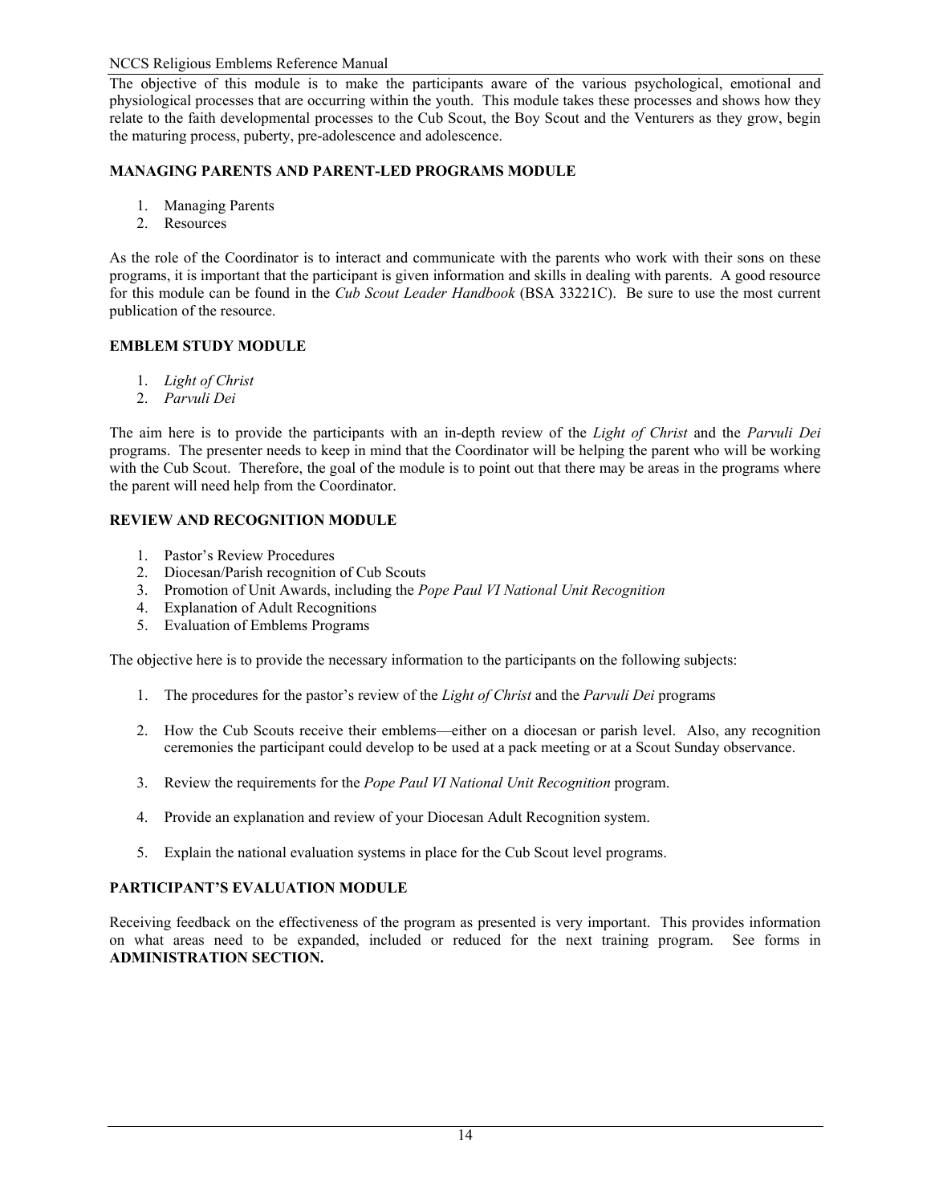The objective of this module is to make the participants aware of the various psychological, emotional and physiological processes that are occurring within the youth. This module takes these processes and shows how they relate to the faith developmental processes to the Cub Scout, the Boy Scout and the Venturers as they grow, begin the maturing process, puberty, pre-adolescence and adolescence.

**MANAGING PARENTS AND PARENT-LED PROGRAMS MODULE**

1. Managing Parents
2. Resources

As the role of the Coordinator is to interact and communicate with the parents who work with their sons on these programs, it is important that the participant is given information and skills in dealing with parents. A good resource for this module can be found in the *Cub Scout Leader Handbook* (BSA 33221C). Be sure to use the most current publication of the resource.

**EMBLEM STUDY MODULE**

1. *Light of Christ*
2. *Parvuli Dei*

The aim here is to provide the participants with an in-depth review of the *Light of Christ* and the *Parvuli Dei* programs. The presenter needs to keep in mind that the Coordinator will be helping the parent who will be working with the Cub Scout. Therefore, the goal of the module is to point out that there may be areas in the programs where the parent will need help from the Coordinator.

**REVIEW AND RECOGNITION MODULE**

1. Pastor's Review Procedures
2. Diocesan/Parish recognition of Cub Scouts
3. Promotion of Unit Awards, including the *Pope Paul VI National Unit Recognition*
4. Explanation of Adult Recognitions
5. Evaluation of Emblems Programs

The objective here is to provide the necessary information to the participants on the following subjects:

1. The procedures for the pastor's review of the *Light of Christ* and the *Parvuli Dei* programs

2. How the Cub Scouts receive their emblems—either on a diocesan or parish level. Also, any recognition ceremonies the participant could develop to be used at a pack meeting or at a Scout Sunday observance.

3. Review the requirements for the *Pope Paul VI National Unit Recognition* program.

4. Provide an explanation and review of your Diocesan Adult Recognition system.

5. Explain the national evaluation systems in place for the Cub Scout level programs.

**PARTICIPANT'S EVALUATION MODULE**

Receiving feedback on the effectiveness of the program as presented is very important. This provides information on what areas need to be expanded, included or reduced for the next training program. See forms in **ADMINISTRATION SECTION.**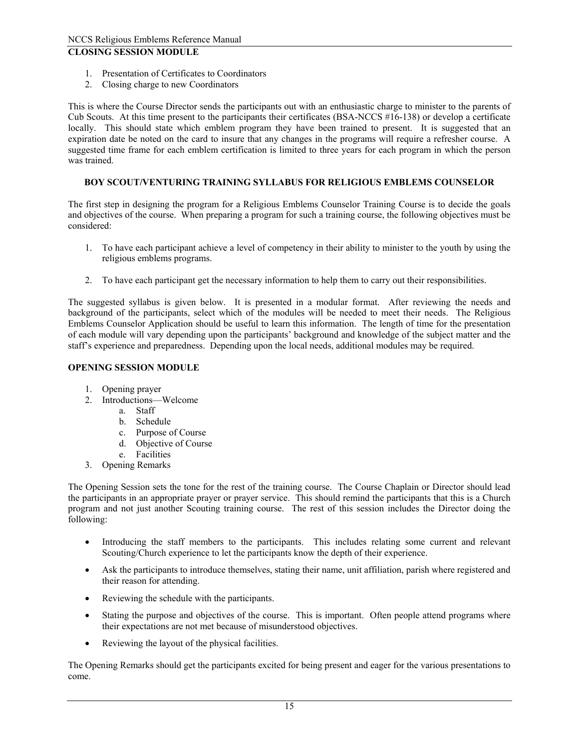**CLOSING SESSION MODULE**

1. Presentation of Certificates to Coordinators
2. Closing charge to new Coordinators

This is where the Course Director sends the participants out with an enthusiastic charge to minister to the parents of Cub Scouts. At this time present to the participants their certificates (BSA-NCCS #16-138) or develop a certificate locally. This should state which emblem program they have been trained to present. It is suggested that an expiration date be noted on the card to insure that any changes in the programs will require a refresher course. A suggested time frame for each emblem certification is limited to three years for each program in which the person was trained.

## BOY SCOUT/VENTURING TRAINING SYLLABUS FOR RELIGIOUS EMBLEMS COUNSELOR

The first step in designing the program for a Religious Emblems Counselor Training Course is to decide the goals and objectives of the course. When preparing a program for such a training course, the following objectives must be considered:

1. To have each participant achieve a level of competency in their ability to minister to the youth by using the religious emblems programs.

2. To have each participant get the necessary information to help them to carry out their responsibilities.

The suggested syllabus is given below. It is presented in a modular format. After reviewing the needs and background of the participants, select which of the modules will be needed to meet their needs. The Religious Emblems Counselor Application should be useful to learn this information. The length of time for the presentation of each module will vary depending upon the participants' background and knowledge of the subject matter and the staff's experience and preparedness. Depending upon the local needs, additional modules may be required.

**OPENING SESSION MODULE**

1. Opening prayer
2. Introductions—Welcome
    a. Staff
    b. Schedule
    c. Purpose of Course
    d. Objective of Course
    e. Facilities
3. Opening Remarks

The Opening Session sets the tone for the rest of the training course. The Course Chaplain or Director should lead the participants in an appropriate prayer or prayer service. This should remind the participants that this is a Church program and not just another Scouting training course. The rest of this session includes the Director doing the following:

- Introducing the staff members to the participants. This includes relating some current and relevant Scouting/Church experience to let the participants know the depth of their experience.

- Ask the participants to introduce themselves, stating their name, unit affiliation, parish where registered and their reason for attending.

- Reviewing the schedule with the participants.

- Stating the purpose and objectives of the course. This is important. Often people attend programs where their expectations are not met because of misunderstood objectives.

- Reviewing the layout of the physical facilities.

The Opening Remarks should get the participants excited for being present and eager for the various presentations to come.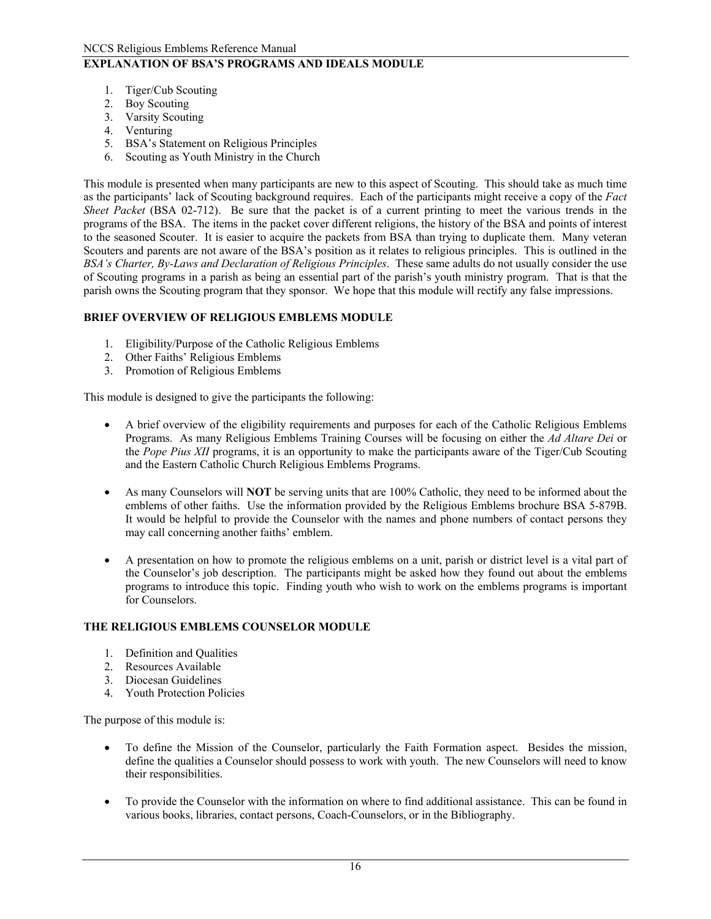### EXPLANATION OF BSA'S PROGRAMS AND IDEALS MODULE

1. Tiger/Cub Scouting
2. Boy Scouting
3. Varsity Scouting
4. Venturing
5. BSA's Statement on Religious Principles
6. Scouting as Youth Ministry in the Church

This module is presented when many participants are new to this aspect of Scouting. This should take as much time as the participants' lack of Scouting background requires. Each of the participants might receive a copy of the *Fact Sheet Packet* (BSA 02-712). Be sure that the packet is of a current printing to meet the various trends in the programs of the BSA. The items in the packet cover different religions, the history of the BSA and points of interest to the seasoned Scouter. It is easier to acquire the packets from BSA than trying to duplicate them. Many veteran Scouters and parents are not aware of the BSA's position as it relates to religious principles. This is outlined in the *BSA's Charter, By-Laws and Declaration of Religious Principles*. These same adults do not usually consider the use of Scouting programs in a parish as being an essential part of the parish's youth ministry program. That is that the parish owns the Scouting program that they sponsor. We hope that this module will rectify any false impressions.

### BRIEF OVERVIEW OF RELIGIOUS EMBLEMS MODULE

1. Eligibility/Purpose of the Catholic Religious Emblems
2. Other Faiths' Religious Emblems
3. Promotion of Religious Emblems

This module is designed to give the participants the following:

- A brief overview of the eligibility requirements and purposes for each of the Catholic Religious Emblems Programs. As many Religious Emblems Training Courses will be focusing on either the *Ad Altare Dei* or the *Pope Pius XII* programs, it is an opportunity to make the participants aware of the Tiger/Cub Scouting and the Eastern Catholic Church Religious Emblems Programs.

- As many Counselors will **NOT** be serving units that are 100% Catholic, they need to be informed about the emblems of other faiths. Use the information provided by the Religious Emblems brochure BSA 5-879B. It would be helpful to provide the Counselor with the names and phone numbers of contact persons they may call concerning another faiths' emblem.

- A presentation on how to promote the religious emblems on a unit, parish or district level is a vital part of the Counselor's job description. The participants might be asked how they found out about the emblems programs to introduce this topic. Finding youth who wish to work on the emblems programs is important for Counselors.

### THE RELIGIOUS EMBLEMS COUNSELOR MODULE

1. Definition and Qualities
2. Resources Available
3. Diocesan Guidelines
4. Youth Protection Policies

The purpose of this module is:

- To define the Mission of the Counselor, particularly the Faith Formation aspect. Besides the mission, define the qualities a Counselor should possess to work with youth. The new Counselors will need to know their responsibilities.

- To provide the Counselor with the information on where to find additional assistance. This can be found in various books, libraries, contact persons, Coach-Counselors, or in the Bibliography.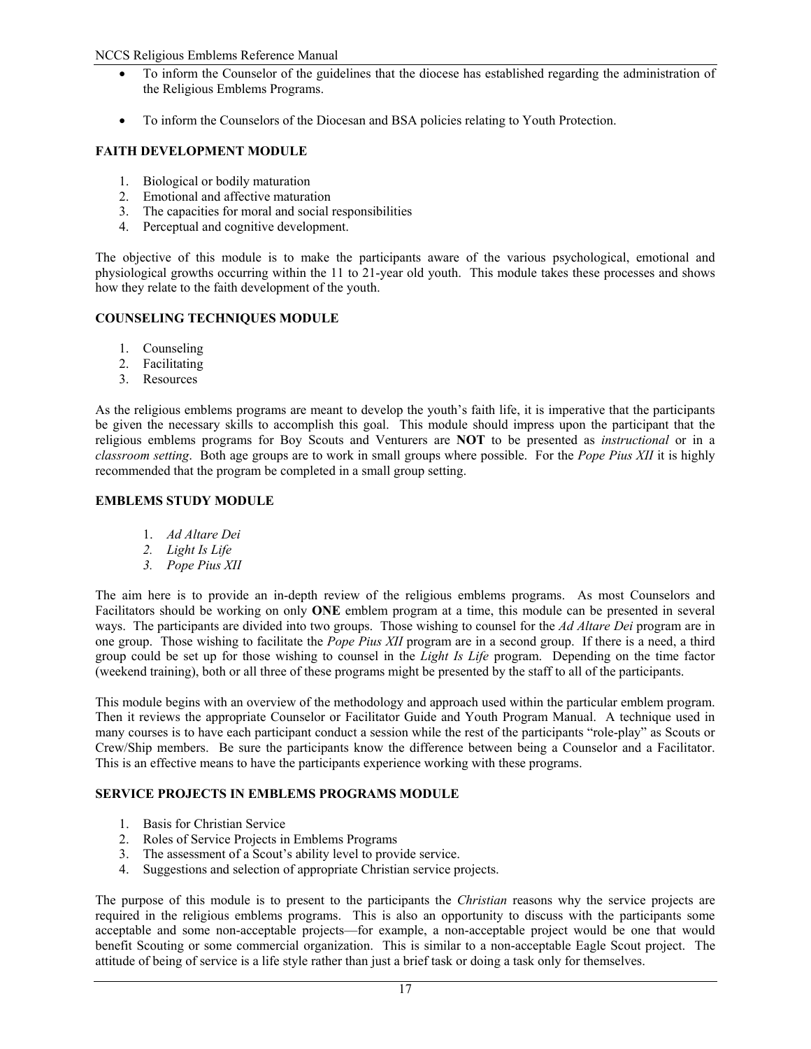- To inform the Counselor of the guidelines that the diocese has established regarding the administration of the Religious Emblems Programs.

- To inform the Counselors of the Diocesan and BSA policies relating to Youth Protection.

**FAITH DEVELOPMENT MODULE**

1. Biological or bodily maturation
2. Emotional and affective maturation
3. The capacities for moral and social responsibilities
4. Perceptual and cognitive development.

The objective of this module is to make the participants aware of the various psychological, emotional and physiological growths occurring within the 11 to 21-year old youth. This module takes these processes and shows how they relate to the faith development of the youth.

**COUNSELING TECHNIQUES MODULE**

1. Counseling
2. Facilitating
3. Resources

As the religious emblems programs are meant to develop the youth's faith life, it is imperative that the participants be given the necessary skills to accomplish this goal. This module should impress upon the participant that the religious emblems programs for Boy Scouts and Venturers are **NOT** to be presented as *instructional* or in a *classroom setting*. Both age groups are to work in small groups where possible. For the *Pope Pius XII* it is highly recommended that the program be completed in a small group setting.

**EMBLEMS STUDY MODULE**

1. *Ad Altare Dei*
2. *Light Is Life*
3. *Pope Pius XII*

The aim here is to provide an in-depth review of the religious emblems programs. As most Counselors and Facilitators should be working on only **ONE** emblem program at a time, this module can be presented in several ways. The participants are divided into two groups. Those wishing to counsel for the *Ad Altare Dei* program are in one group. Those wishing to facilitate the *Pope Pius XII* program are in a second group. If there is a need, a third group could be set up for those wishing to counsel in the *Light Is Life* program. Depending on the time factor (weekend training), both or all three of these programs might be presented by the staff to all of the participants.

This module begins with an overview of the methodology and approach used within the particular emblem program. Then it reviews the appropriate Counselor or Facilitator Guide and Youth Program Manual. A technique used in many courses is to have each participant conduct a session while the rest of the participants "role-play" as Scouts or Crew/Ship members. Be sure the participants know the difference between being a Counselor and a Facilitator. This is an effective means to have the participants experience working with these programs.

**SERVICE PROJECTS IN EMBLEMS PROGRAMS MODULE**

1. Basis for Christian Service
2. Roles of Service Projects in Emblems Programs
3. The assessment of a Scout's ability level to provide service.
4. Suggestions and selection of appropriate Christian service projects.

The purpose of this module is to present to the participants the *Christian* reasons why the service projects are required in the religious emblems programs. This is also an opportunity to discuss with the participants some acceptable and some non-acceptable projects—for example, a non-acceptable project would be one that would benefit Scouting or some commercial organization. This is similar to a non-acceptable Eagle Scout project. The attitude of being of service is a life style rather than just a brief task or doing a task only for themselves.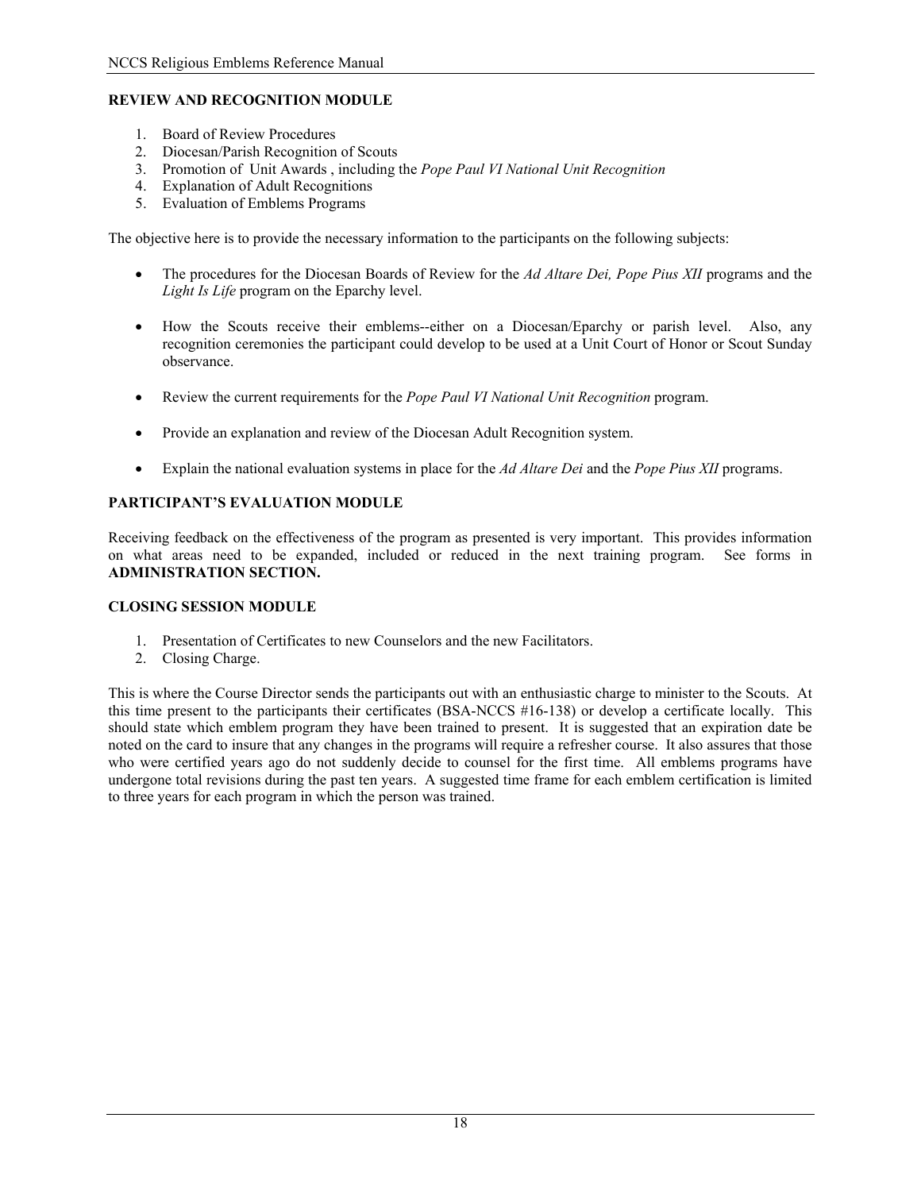**REVIEW AND RECOGNITION MODULE**

1. Board of Review Procedures
2. Diocesan/Parish Recognition of Scouts
3. Promotion of Unit Awards , including the *Pope Paul VI National Unit Recognition*
4. Explanation of Adult Recognitions
5. Evaluation of Emblems Programs

The objective here is to provide the necessary information to the participants on the following subjects:

- The procedures for the Diocesan Boards of Review for the *Ad Altare Dei, Pope Pius XII* programs and the *Light Is Life* program on the Eparchy level.

- How the Scouts receive their emblems--either on a Diocesan/Eparchy or parish level. Also, any recognition ceremonies the participant could develop to be used at a Unit Court of Honor or Scout Sunday observance.

- Review the current requirements for the *Pope Paul VI National Unit Recognition* program.

- Provide an explanation and review of the Diocesan Adult Recognition system.

- Explain the national evaluation systems in place for the *Ad Altare Dei* and the *Pope Pius XII* programs.

**PARTICIPANT'S EVALUATION MODULE**

Receiving feedback on the effectiveness of the program as presented is very important. This provides information on what areas need to be expanded, included or reduced in the next training program. See forms in **ADMINISTRATION SECTION.**

**CLOSING SESSION MODULE**

1. Presentation of Certificates to new Counselors and the new Facilitators.
2. Closing Charge.

This is where the Course Director sends the participants out with an enthusiastic charge to minister to the Scouts. At this time present to the participants their certificates (BSA-NCCS #16-138) or develop a certificate locally. This should state which emblem program they have been trained to present. It is suggested that an expiration date be noted on the card to insure that any changes in the programs will require a refresher course. It also assures that those who were certified years ago do not suddenly decide to counsel for the first time. All emblems programs have undergone total revisions during the past ten years. A suggested time frame for each emblem certification is limited to three years for each program in which the person was trained.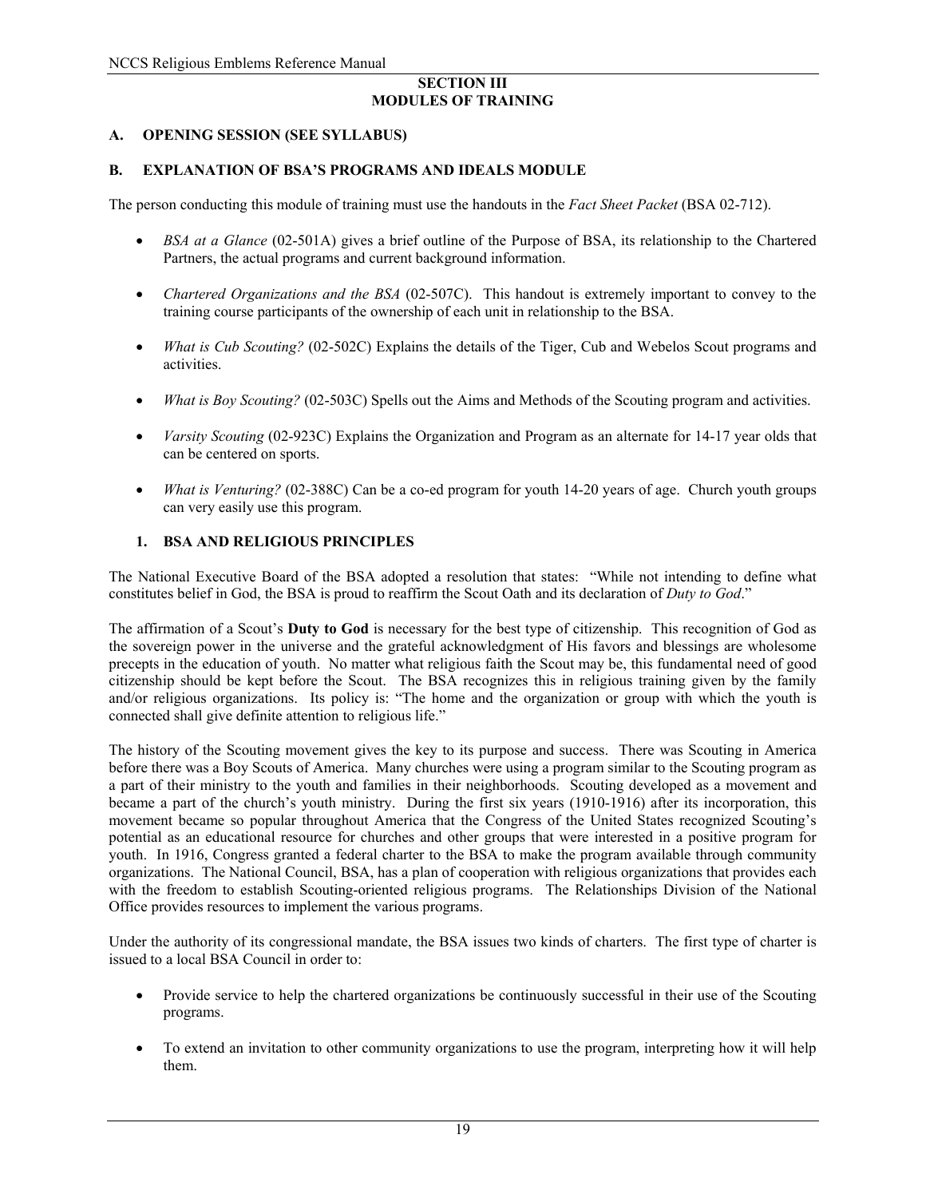## SECTION III
## MODULES OF TRAINING

### A. OPENING SESSION (SEE SYLLABUS)

### B. EXPLANATION OF BSA'S PROGRAMS AND IDEALS MODULE

The person conducting this module of training must use the handouts in the *Fact Sheet Packet* (BSA 02-712).

- *BSA at a Glance* (02-501A) gives a brief outline of the Purpose of BSA, its relationship to the Chartered Partners, the actual programs and current background information.
- *Chartered Organizations and the BSA* (02-507C). This handout is extremely important to convey to the training course participants of the ownership of each unit in relationship to the BSA.
- *What is Cub Scouting?* (02-502C) Explains the details of the Tiger, Cub and Webelos Scout programs and activities.
- *What is Boy Scouting?* (02-503C) Spells out the Aims and Methods of the Scouting program and activities.
- *Varsity Scouting* (02-923C) Explains the Organization and Program as an alternate for 14-17 year olds that can be centered on sports.
- *What is Venturing?* (02-388C) Can be a co-ed program for youth 14-20 years of age. Church youth groups can very easily use this program.

#### 1. BSA AND RELIGIOUS PRINCIPLES

The National Executive Board of the BSA adopted a resolution that states: "While not intending to define what constitutes belief in God, the BSA is proud to reaffirm the Scout Oath and its declaration of *Duty to God*."

The affirmation of a Scout's **Duty to God** is necessary for the best type of citizenship. This recognition of God as the sovereign power in the universe and the grateful acknowledgment of His favors and blessings are wholesome precepts in the education of youth. No matter what religious faith the Scout may be, this fundamental need of good citizenship should be kept before the Scout. The BSA recognizes this in religious training given by the family and/or religious organizations. Its policy is: "The home and the organization or group with which the youth is connected shall give definite attention to religious life."

The history of the Scouting movement gives the key to its purpose and success. There was Scouting in America before there was a Boy Scouts of America. Many churches were using a program similar to the Scouting program as a part of their ministry to the youth and families in their neighborhoods. Scouting developed as a movement and became a part of the church's youth ministry. During the first six years (1910-1916) after its incorporation, this movement became so popular throughout America that the Congress of the United States recognized Scouting's potential as an educational resource for churches and other groups that were interested in a positive program for youth. In 1916, Congress granted a federal charter to the BSA to make the program available through community organizations. The National Council, BSA, has a plan of cooperation with religious organizations that provides each with the freedom to establish Scouting-oriented religious programs. The Relationships Division of the National Office provides resources to implement the various programs.

Under the authority of its congressional mandate, the BSA issues two kinds of charters. The first type of charter is issued to a local BSA Council in order to:

- Provide service to help the chartered organizations be continuously successful in their use of the Scouting programs.
- To extend an invitation to other community organizations to use the program, interpreting how it will help them.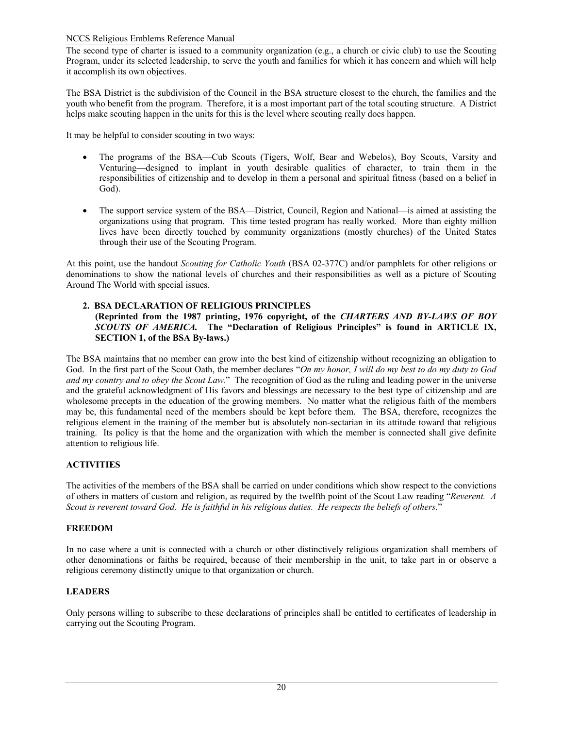The second type of charter is issued to a community organization (e.g., a church or civic club) to use the Scouting Program, under its selected leadership, to serve the youth and families for which it has concern and which will help it accomplish its own objectives.

The BSA District is the subdivision of the Council in the BSA structure closest to the church, the families and the youth who benefit from the program. Therefore, it is a most important part of the total scouting structure. A District helps make scouting happen in the units for this is the level where scouting really does happen.

It may be helpful to consider scouting in two ways:

- The programs of the BSA—Cub Scouts (Tigers, Wolf, Bear and Webelos), Boy Scouts, Varsity and Venturing—designed to implant in youth desirable qualities of character, to train them in the responsibilities of citizenship and to develop in them a personal and spiritual fitness (based on a belief in God).

- The support service system of the BSA—District, Council, Region and National—is aimed at assisting the organizations using that program. This time tested program has really worked. More than eighty million lives have been directly touched by community organizations (mostly churches) of the United States through their use of the Scouting Program.

At this point, use the handout *Scouting for Catholic Youth* (BSA 02-377C) and/or pamphlets for other religions or denominations to show the national levels of churches and their responsibilities as well as a picture of Scouting Around The World with special issues.

## 2. BSA DECLARATION OF RELIGIOUS PRINCIPLES

**(Reprinted from the 1987 printing, 1976 copyright, of the *CHARTERS AND BY-LAWS OF BOY SCOUTS OF AMERICA.* The "Declaration of Religious Principles" is found in ARTICLE IX, SECTION 1, of the BSA By-laws.)**

The BSA maintains that no member can grow into the best kind of citizenship without recognizing an obligation to God. In the first part of the Scout Oath, the member declares "*On my honor, I will do my best to do my duty to God and my country and to obey the Scout Law.*" The recognition of God as the ruling and leading power in the universe and the grateful acknowledgment of His favors and blessings are necessary to the best type of citizenship and are wholesome precepts in the education of the growing members. No matter what the religious faith of the members may be, this fundamental need of the members should be kept before them. The BSA, therefore, recognizes the religious element in the training of the member but is absolutely non-sectarian in its attitude toward that religious training. Its policy is that the home and the organization with which the member is connected shall give definite attention to religious life.

### ACTIVITIES

The activities of the members of the BSA shall be carried on under conditions which show respect to the convictions of others in matters of custom and religion, as required by the twelfth point of the Scout Law reading "*Reverent. A Scout is reverent toward God. He is faithful in his religious duties. He respects the beliefs of others.*"

### FREEDOM

In no case where a unit is connected with a church or other distinctively religious organization shall members of other denominations or faiths be required, because of their membership in the unit, to take part in or observe a religious ceremony distinctly unique to that organization or church.

### LEADERS

Only persons willing to subscribe to these declarations of principles shall be entitled to certificates of leadership in carrying out the Scouting Program.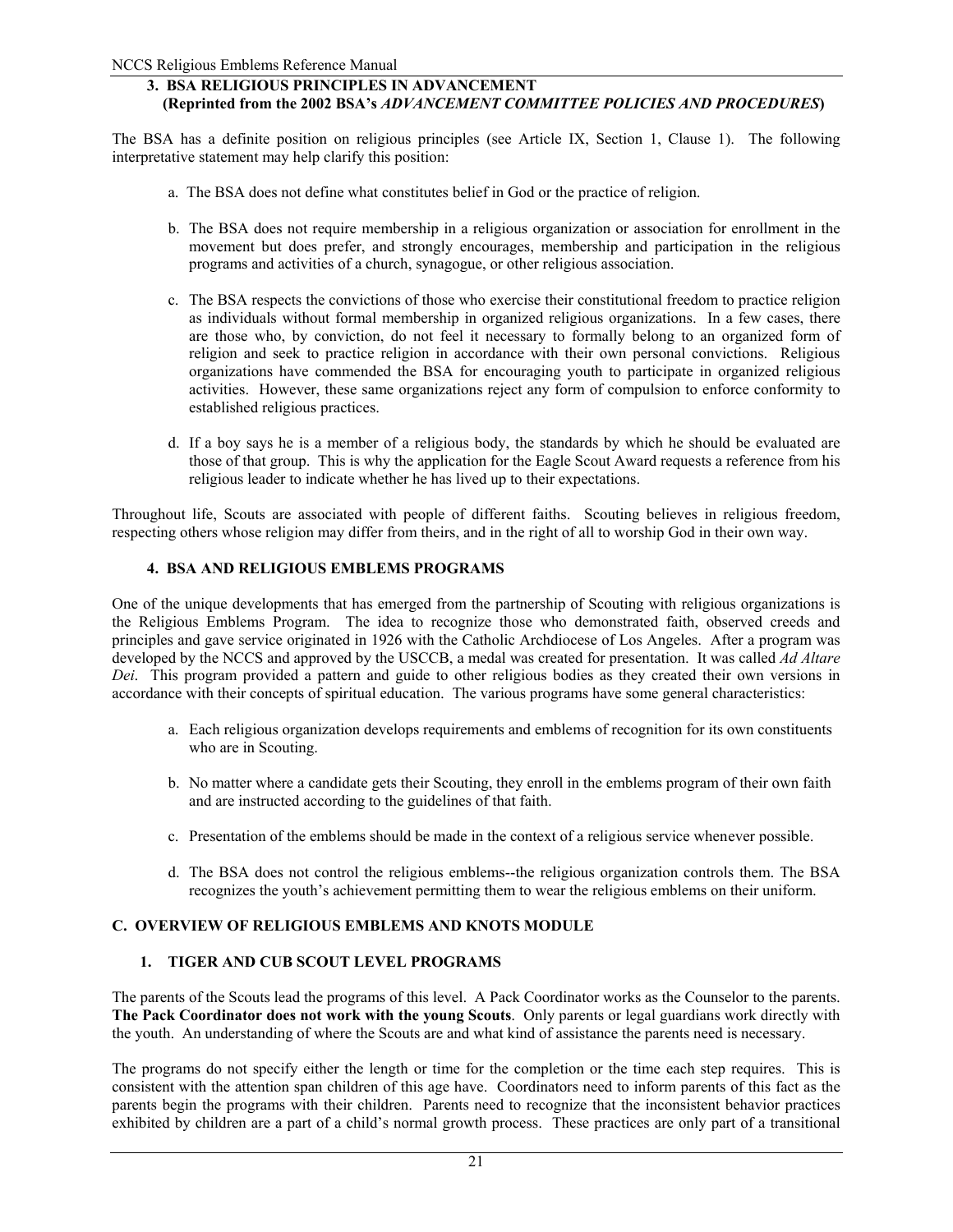### 3. BSA RELIGIOUS PRINCIPLES IN ADVANCEMENT (Reprinted from the 2002 BSA's *ADVANCEMENT COMMITTEE POLICIES AND PROCEDURES*)

The BSA has a definite position on religious principles (see Article IX, Section 1, Clause 1). The following interpretative statement may help clarify this position:

a. The BSA does not define what constitutes belief in God or the practice of religion.

b. The BSA does not require membership in a religious organization or association for enrollment in the movement but does prefer, and strongly encourages, membership and participation in the religious programs and activities of a church, synagogue, or other religious association.

c. The BSA respects the convictions of those who exercise their constitutional freedom to practice religion as individuals without formal membership in organized religious organizations. In a few cases, there are those who, by conviction, do not feel it necessary to formally belong to an organized form of religion and seek to practice religion in accordance with their own personal convictions. Religious organizations have commended the BSA for encouraging youth to participate in organized religious activities. However, these same organizations reject any form of compulsion to enforce conformity to established religious practices.

d. If a boy says he is a member of a religious body, the standards by which he should be evaluated are those of that group. This is why the application for the Eagle Scout Award requests a reference from his religious leader to indicate whether he has lived up to their expectations.

Throughout life, Scouts are associated with people of different faiths. Scouting believes in religious freedom, respecting others whose religion may differ from theirs, and in the right of all to worship God in their own way.

### 4. BSA AND RELIGIOUS EMBLEMS PROGRAMS

One of the unique developments that has emerged from the partnership of Scouting with religious organizations is the Religious Emblems Program. The idea to recognize those who demonstrated faith, observed creeds and principles and gave service originated in 1926 with the Catholic Archdiocese of Los Angeles. After a program was developed by the NCCS and approved by the USCCB, a medal was created for presentation. It was called *Ad Altare Dei*. This program provided a pattern and guide to other religious bodies as they created their own versions in accordance with their concepts of spiritual education. The various programs have some general characteristics:

a. Each religious organization develops requirements and emblems of recognition for its own constituents who are in Scouting.

b. No matter where a candidate gets their Scouting, they enroll in the emblems program of their own faith and are instructed according to the guidelines of that faith.

c. Presentation of the emblems should be made in the context of a religious service whenever possible.

d. The BSA does not control the religious emblems--the religious organization controls them. The BSA recognizes the youth's achievement permitting them to wear the religious emblems on their uniform.

## C. OVERVIEW OF RELIGIOUS EMBLEMS AND KNOTS MODULE

### 1. TIGER AND CUB SCOUT LEVEL PROGRAMS

The parents of the Scouts lead the programs of this level. A Pack Coordinator works as the Counselor to the parents. **The Pack Coordinator does not work with the young Scouts**. Only parents or legal guardians work directly with the youth. An understanding of where the Scouts are and what kind of assistance the parents need is necessary.

The programs do not specify either the length or time for the completion or the time each step requires. This is consistent with the attention span children of this age have. Coordinators need to inform parents of this fact as the parents begin the programs with their children. Parents need to recognize that the inconsistent behavior practices exhibited by children are a part of a child's normal growth process. These practices are only part of a transitional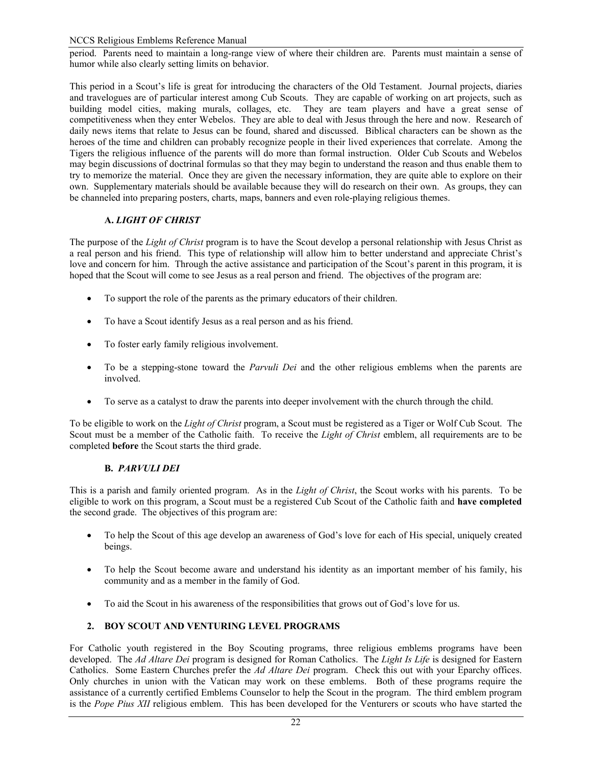period. Parents need to maintain a long-range view of where their children are. Parents must maintain a sense of humor while also clearly setting limits on behavior.

This period in a Scout's life is great for introducing the characters of the Old Testament. Journal projects, diaries and travelogues are of particular interest among Cub Scouts. They are capable of working on art projects, such as building model cities, making murals, collages, etc. They are team players and have a great sense of competitiveness when they enter Webelos. They are able to deal with Jesus through the here and now. Research of daily news items that relate to Jesus can be found, shared and discussed. Biblical characters can be shown as the heroes of the time and children can probably recognize people in their lived experiences that correlate. Among the Tigers the religious influence of the parents will do more than formal instruction. Older Cub Scouts and Webelos may begin discussions of doctrinal formulas so that they may begin to understand the reason and thus enable them to try to memorize the material. Once they are given the necessary information, they are quite able to explore on their own. Supplementary materials should be available because they will do research on their own. As groups, they can be channeled into preparing posters, charts, maps, banners and even role-playing religious themes.

### A. *LIGHT OF CHRIST*

The purpose of the *Light of Christ* program is to have the Scout develop a personal relationship with Jesus Christ as a real person and his friend. This type of relationship will allow him to better understand and appreciate Christ's love and concern for him. Through the active assistance and participation of the Scout's parent in this program, it is hoped that the Scout will come to see Jesus as a real person and friend. The objectives of the program are:

- To support the role of the parents as the primary educators of their children.
- To have a Scout identify Jesus as a real person and as his friend.
- To foster early family religious involvement.
- To be a stepping-stone toward the *Parvuli Dei* and the other religious emblems when the parents are involved.
- To serve as a catalyst to draw the parents into deeper involvement with the church through the child.

To be eligible to work on the *Light of Christ* program, a Scout must be registered as a Tiger or Wolf Cub Scout. The Scout must be a member of the Catholic faith. To receive the *Light of Christ* emblem, all requirements are to be completed **before** the Scout starts the third grade.

### B. *PARVULI DEI*

This is a parish and family oriented program. As in the *Light of Christ*, the Scout works with his parents. To be eligible to work on this program, a Scout must be a registered Cub Scout of the Catholic faith and **have completed** the second grade. The objectives of this program are:

- To help the Scout of this age develop an awareness of God's love for each of His special, uniquely created beings.
- To help the Scout become aware and understand his identity as an important member of his family, his community and as a member in the family of God.
- To aid the Scout in his awareness of the responsibilities that grows out of God's love for us.

## 2. BOY SCOUT AND VENTURING LEVEL PROGRAMS

For Catholic youth registered in the Boy Scouting programs, three religious emblems programs have been developed. The *Ad Altare Dei* program is designed for Roman Catholics. The *Light Is Life* is designed for Eastern Catholics. Some Eastern Churches prefer the *Ad Altare Dei* program. Check this out with your Eparchy offices. Only churches in union with the Vatican may work on these emblems. Both of these programs require the assistance of a currently certified Emblems Counselor to help the Scout in the program. The third emblem program is the *Pope Pius XII* religious emblem. This has been developed for the Venturers or scouts who have started the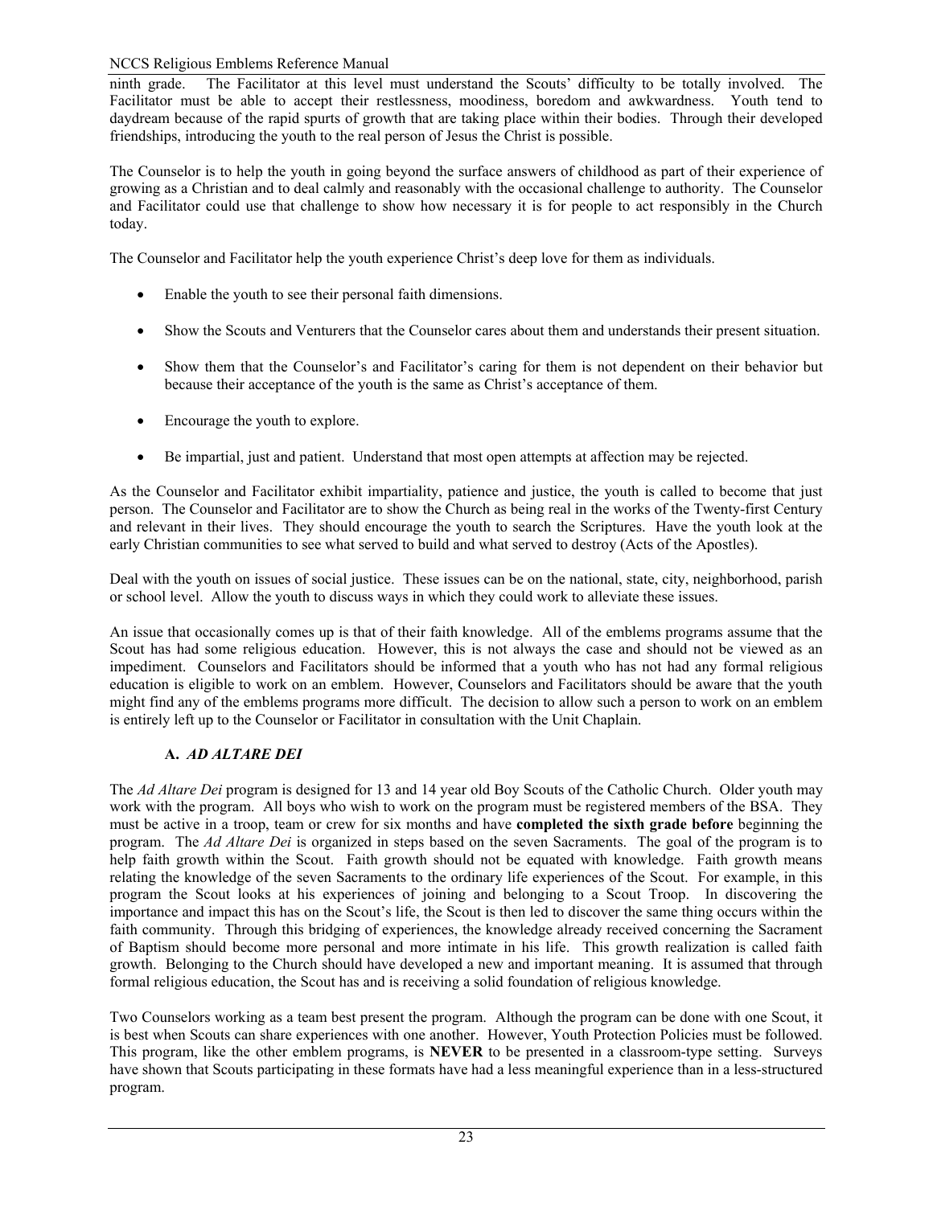ninth grade. The Facilitator at this level must understand the Scouts' difficulty to be totally involved. The Facilitator must be able to accept their restlessness, moodiness, boredom and awkwardness. Youth tend to daydream because of the rapid spurts of growth that are taking place within their bodies. Through their developed friendships, introducing the youth to the real person of Jesus the Christ is possible.

The Counselor is to help the youth in going beyond the surface answers of childhood as part of their experience of growing as a Christian and to deal calmly and reasonably with the occasional challenge to authority. The Counselor and Facilitator could use that challenge to show how necessary it is for people to act responsibly in the Church today.

The Counselor and Facilitator help the youth experience Christ's deep love for them as individuals.

- Enable the youth to see their personal faith dimensions.
- Show the Scouts and Venturers that the Counselor cares about them and understands their present situation.
- Show them that the Counselor's and Facilitator's caring for them is not dependent on their behavior but because their acceptance of the youth is the same as Christ's acceptance of them.
- Encourage the youth to explore.
- Be impartial, just and patient. Understand that most open attempts at affection may be rejected.

As the Counselor and Facilitator exhibit impartiality, patience and justice, the youth is called to become that just person. The Counselor and Facilitator are to show the Church as being real in the works of the Twenty-first Century and relevant in their lives. They should encourage the youth to search the Scriptures. Have the youth look at the early Christian communities to see what served to build and what served to destroy (Acts of the Apostles).

Deal with the youth on issues of social justice. These issues can be on the national, state, city, neighborhood, parish or school level. Allow the youth to discuss ways in which they could work to alleviate these issues.

An issue that occasionally comes up is that of their faith knowledge. All of the emblems programs assume that the Scout has had some religious education. However, this is not always the case and should not be viewed as an impediment. Counselors and Facilitators should be informed that a youth who has not had any formal religious education is eligible to work on an emblem. However, Counselors and Facilitators should be aware that the youth might find any of the emblems programs more difficult. The decision to allow such a person to work on an emblem is entirely left up to the Counselor or Facilitator in consultation with the Unit Chaplain.

### A. *AD ALTARE DEI*

The *Ad Altare Dei* program is designed for 13 and 14 year old Boy Scouts of the Catholic Church. Older youth may work with the program. All boys who wish to work on the program must be registered members of the BSA. They must be active in a troop, team or crew for six months and have **completed the sixth grade before** beginning the program. The *Ad Altare Dei* is organized in steps based on the seven Sacraments. The goal of the program is to help faith growth within the Scout. Faith growth should not be equated with knowledge. Faith growth means relating the knowledge of the seven Sacraments to the ordinary life experiences of the Scout. For example, in this program the Scout looks at his experiences of joining and belonging to a Scout Troop. In discovering the importance and impact this has on the Scout's life, the Scout is then led to discover the same thing occurs within the faith community. Through this bridging of experiences, the knowledge already received concerning the Sacrament of Baptism should become more personal and more intimate in his life. This growth realization is called faith growth. Belonging to the Church should have developed a new and important meaning. It is assumed that through formal religious education, the Scout has and is receiving a solid foundation of religious knowledge.

Two Counselors working as a team best present the program. Although the program can be done with one Scout, it is best when Scouts can share experiences with one another. However, Youth Protection Policies must be followed. This program, like the other emblem programs, is **NEVER** to be presented in a classroom-type setting. Surveys have shown that Scouts participating in these formats have had a less meaningful experience than in a less-structured program.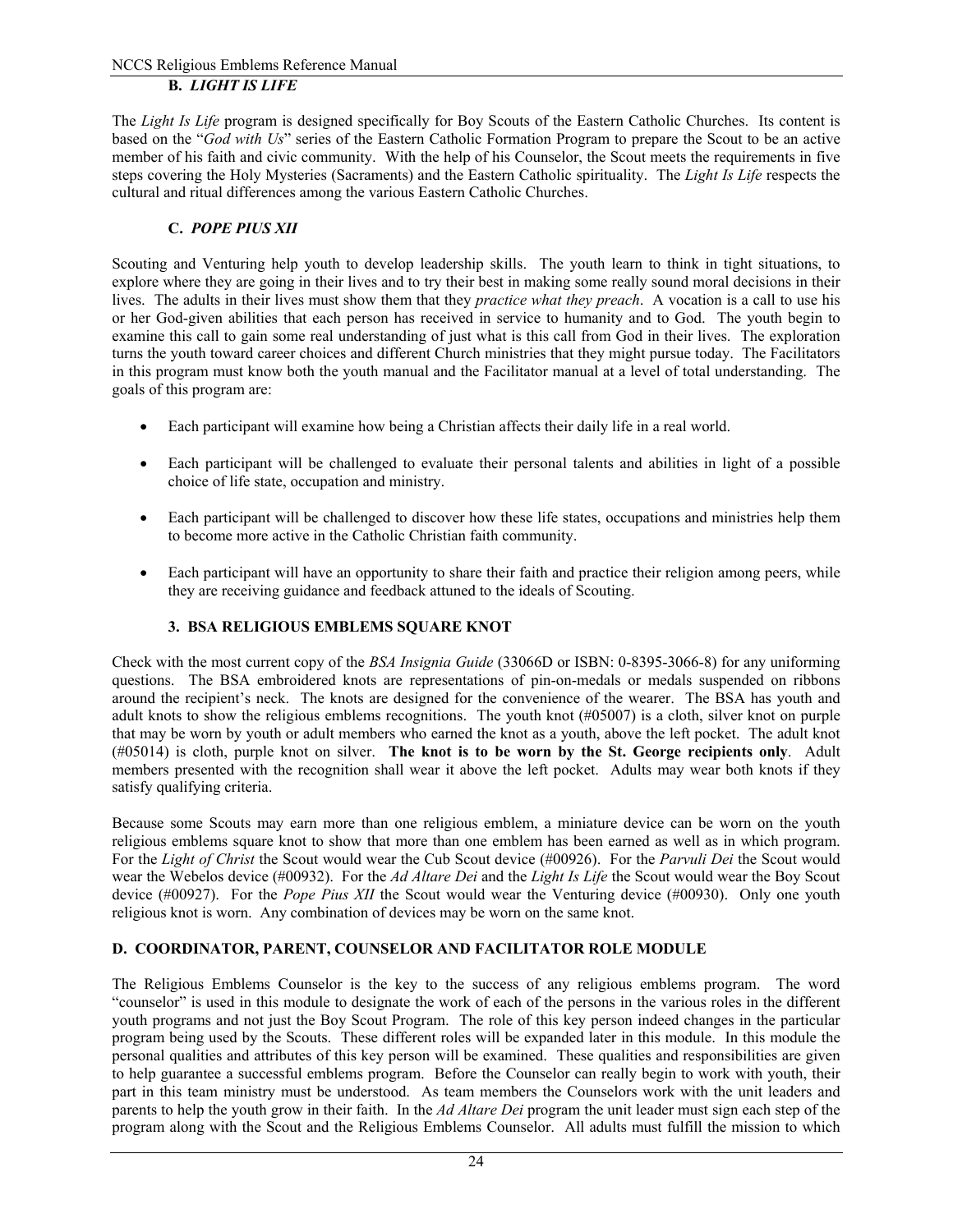### B. *LIGHT IS LIFE*

The *Light Is Life* program is designed specifically for Boy Scouts of the Eastern Catholic Churches. Its content is based on the "*God with Us*" series of the Eastern Catholic Formation Program to prepare the Scout to be an active member of his faith and civic community. With the help of his Counselor, the Scout meets the requirements in five steps covering the Holy Mysteries (Sacraments) and the Eastern Catholic spirituality. The *Light Is Life* respects the cultural and ritual differences among the various Eastern Catholic Churches.

### C. *POPE PIUS XII*

Scouting and Venturing help youth to develop leadership skills. The youth learn to think in tight situations, to explore where they are going in their lives and to try their best in making some really sound moral decisions in their lives. The adults in their lives must show them that they *practice what they preach*. A vocation is a call to use his or her God-given abilities that each person has received in service to humanity and to God. The youth begin to examine this call to gain some real understanding of just what is this call from God in their lives. The exploration turns the youth toward career choices and different Church ministries that they might pursue today. The Facilitators in this program must know both the youth manual and the Facilitator manual at a level of total understanding. The goals of this program are:

- Each participant will examine how being a Christian affects their daily life in a real world.
- Each participant will be challenged to evaluate their personal talents and abilities in light of a possible choice of life state, occupation and ministry.
- Each participant will be challenged to discover how these life states, occupations and ministries help them to become more active in the Catholic Christian faith community.
- Each participant will have an opportunity to share their faith and practice their religion among peers, while they are receiving guidance and feedback attuned to the ideals of Scouting.

### 3. BSA RELIGIOUS EMBLEMS SQUARE KNOT

Check with the most current copy of the *BSA Insignia Guide* (33066D or ISBN: 0-8395-3066-8) for any uniforming questions. The BSA embroidered knots are representations of pin-on-medals or medals suspended on ribbons around the recipient's neck. The knots are designed for the convenience of the wearer. The BSA has youth and adult knots to show the religious emblems recognitions. The youth knot (#05007) is a cloth, silver knot on purple that may be worn by youth or adult members who earned the knot as a youth, above the left pocket. The adult knot (#05014) is cloth, purple knot on silver. **The knot is to be worn by the St. George recipients only**. Adult members presented with the recognition shall wear it above the left pocket. Adults may wear both knots if they satisfy qualifying criteria.

Because some Scouts may earn more than one religious emblem, a miniature device can be worn on the youth religious emblems square knot to show that more than one emblem has been earned as well as in which program. For the *Light of Christ* the Scout would wear the Cub Scout device (#00926). For the *Parvuli Dei* the Scout would wear the Webelos device (#00932). For the *Ad Altare Dei* and the *Light Is Life* the Scout would wear the Boy Scout device (#00927). For the *Pope Pius XII* the Scout would wear the Venturing device (#00930). Only one youth religious knot is worn. Any combination of devices may be worn on the same knot.

## D. COORDINATOR, PARENT, COUNSELOR AND FACILITATOR ROLE MODULE

The Religious Emblems Counselor is the key to the success of any religious emblems program. The word "counselor" is used in this module to designate the work of each of the persons in the various roles in the different youth programs and not just the Boy Scout Program. The role of this key person indeed changes in the particular program being used by the Scouts. These different roles will be expanded later in this module. In this module the personal qualities and attributes of this key person will be examined. These qualities and responsibilities are given to help guarantee a successful emblems program. Before the Counselor can really begin to work with youth, their part in this team ministry must be understood. As team members the Counselors work with the unit leaders and parents to help the youth grow in their faith. In the *Ad Altare Dei* program the unit leader must sign each step of the program along with the Scout and the Religious Emblems Counselor. All adults must fulfill the mission to which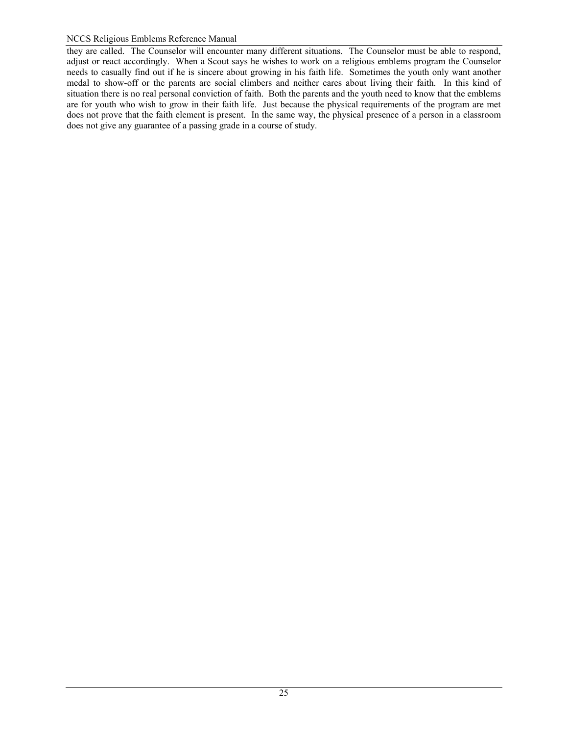they are called. The Counselor will encounter many different situations. The Counselor must be able to respond, adjust or react accordingly. When a Scout says he wishes to work on a religious emblems program the Counselor needs to casually find out if he is sincere about growing in his faith life. Sometimes the youth only want another medal to show-off or the parents are social climbers and neither cares about living their faith. In this kind of situation there is no real personal conviction of faith. Both the parents and the youth need to know that the emblems are for youth who wish to grow in their faith life. Just because the physical requirements of the program are met does not prove that the faith element is present. In the same way, the physical presence of a person in a classroom does not give any guarantee of a passing grade in a course of study.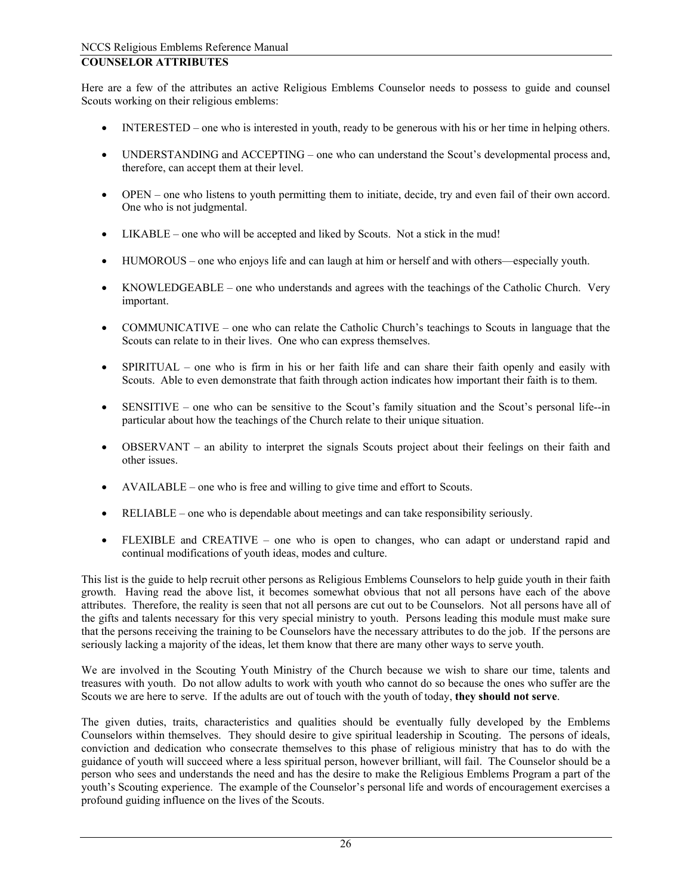## COUNSELOR ATTRIBUTES

Here are a few of the attributes an active Religious Emblems Counselor needs to possess to guide and counsel Scouts working on their religious emblems:

- INTERESTED – one who is interested in youth, ready to be generous with his or her time in helping others.
- UNDERSTANDING and ACCEPTING – one who can understand the Scout's developmental process and, therefore, can accept them at their level.
- OPEN – one who listens to youth permitting them to initiate, decide, try and even fail of their own accord. One who is not judgmental.
- LIKABLE – one who will be accepted and liked by Scouts. Not a stick in the mud!
- HUMOROUS – one who enjoys life and can laugh at him or herself and with others—especially youth.
- KNOWLEDGEABLE – one who understands and agrees with the teachings of the Catholic Church. Very important.
- COMMUNICATIVE – one who can relate the Catholic Church's teachings to Scouts in language that the Scouts can relate to in their lives. One who can express themselves.
- SPIRITUAL – one who is firm in his or her faith life and can share their faith openly and easily with Scouts. Able to even demonstrate that faith through action indicates how important their faith is to them.
- SENSITIVE – one who can be sensitive to the Scout's family situation and the Scout's personal life--in particular about how the teachings of the Church relate to their unique situation.
- OBSERVANT – an ability to interpret the signals Scouts project about their feelings on their faith and other issues.
- AVAILABLE – one who is free and willing to give time and effort to Scouts.
- RELIABLE – one who is dependable about meetings and can take responsibility seriously.
- FLEXIBLE and CREATIVE – one who is open to changes, who can adapt or understand rapid and continual modifications of youth ideas, modes and culture.

This list is the guide to help recruit other persons as Religious Emblems Counselors to help guide youth in their faith growth. Having read the above list, it becomes somewhat obvious that not all persons have each of the above attributes. Therefore, the reality is seen that not all persons are cut out to be Counselors. Not all persons have all of the gifts and talents necessary for this very special ministry to youth. Persons leading this module must make sure that the persons receiving the training to be Counselors have the necessary attributes to do the job. If the persons are seriously lacking a majority of the ideas, let them know that there are many other ways to serve youth.

We are involved in the Scouting Youth Ministry of the Church because we wish to share our time, talents and treasures with youth. Do not allow adults to work with youth who cannot do so because the ones who suffer are the Scouts we are here to serve. If the adults are out of touch with the youth of today, **they should not serve**.

The given duties, traits, characteristics and qualities should be eventually fully developed by the Emblems Counselors within themselves. They should desire to give spiritual leadership in Scouting. The persons of ideals, conviction and dedication who consecrate themselves to this phase of religious ministry that has to do with the guidance of youth will succeed where a less spiritual person, however brilliant, will fail. The Counselor should be a person who sees and understands the need and has the desire to make the Religious Emblems Program a part of the youth's Scouting experience. The example of the Counselor's personal life and words of encouragement exercises a profound guiding influence on the lives of the Scouts.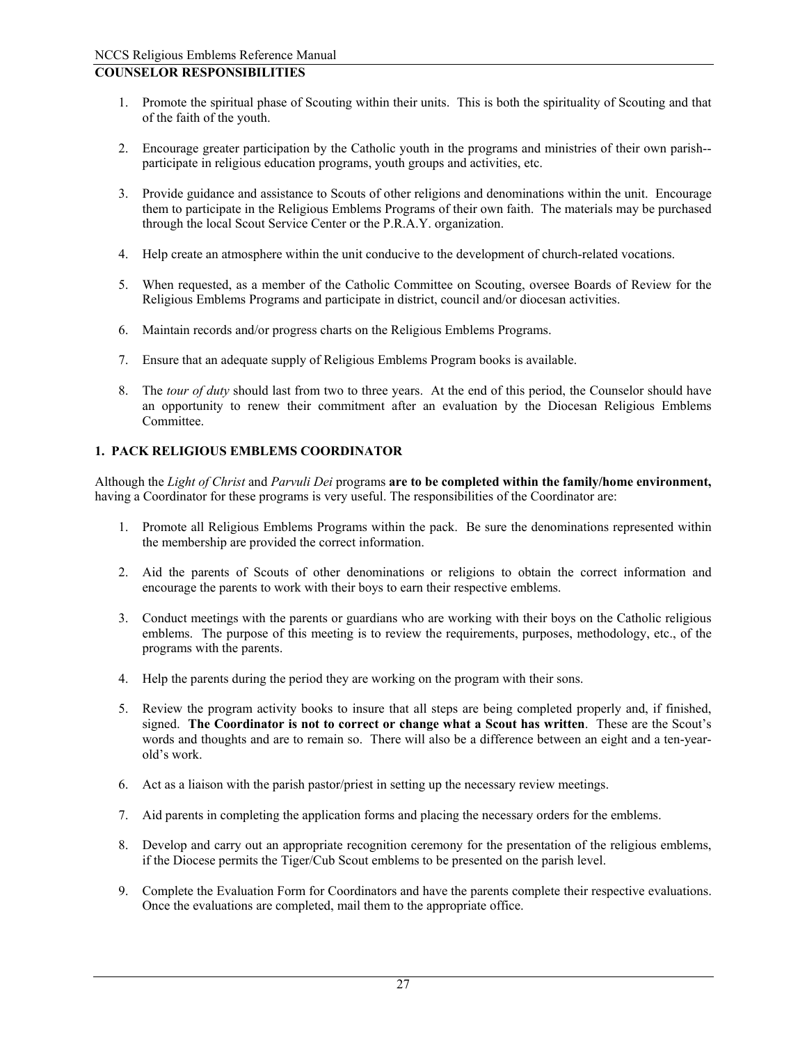## COUNSELOR RESPONSIBILITIES

1. Promote the spiritual phase of Scouting within their units. This is both the spirituality of Scouting and that of the faith of the youth.

2. Encourage greater participation by the Catholic youth in the programs and ministries of their own parish--participate in religious education programs, youth groups and activities, etc.

3. Provide guidance and assistance to Scouts of other religions and denominations within the unit. Encourage them to participate in the Religious Emblems Programs of their own faith. The materials may be purchased through the local Scout Service Center or the P.R.A.Y. organization.

4. Help create an atmosphere within the unit conducive to the development of church-related vocations.

5. When requested, as a member of the Catholic Committee on Scouting, oversee Boards of Review for the Religious Emblems Programs and participate in district, council and/or diocesan activities.

6. Maintain records and/or progress charts on the Religious Emblems Programs.

7. Ensure that an adequate supply of Religious Emblems Program books is available.

8. The *tour of duty* should last from two to three years. At the end of this period, the Counselor should have an opportunity to renew their commitment after an evaluation by the Diocesan Religious Emblems Committee.

### 1. PACK RELIGIOUS EMBLEMS COORDINATOR

Although the *Light of Christ* and *Parvuli Dei* programs **are to be completed within the family/home environment,** having a Coordinator for these programs is very useful. The responsibilities of the Coordinator are:

1. Promote all Religious Emblems Programs within the pack. Be sure the denominations represented within the membership are provided the correct information.

2. Aid the parents of Scouts of other denominations or religions to obtain the correct information and encourage the parents to work with their boys to earn their respective emblems.

3. Conduct meetings with the parents or guardians who are working with their boys on the Catholic religious emblems. The purpose of this meeting is to review the requirements, purposes, methodology, etc., of the programs with the parents.

4. Help the parents during the period they are working on the program with their sons.

5. Review the program activity books to insure that all steps are being completed properly and, if finished, signed. **The Coordinator is not to correct or change what a Scout has written**. These are the Scout's words and thoughts and are to remain so. There will also be a difference between an eight and a ten-year-old's work.

6. Act as a liaison with the parish pastor/priest in setting up the necessary review meetings.

7. Aid parents in completing the application forms and placing the necessary orders for the emblems.

8. Develop and carry out an appropriate recognition ceremony for the presentation of the religious emblems, if the Diocese permits the Tiger/Cub Scout emblems to be presented on the parish level.

9. Complete the Evaluation Form for Coordinators and have the parents complete their respective evaluations. Once the evaluations are completed, mail them to the appropriate office.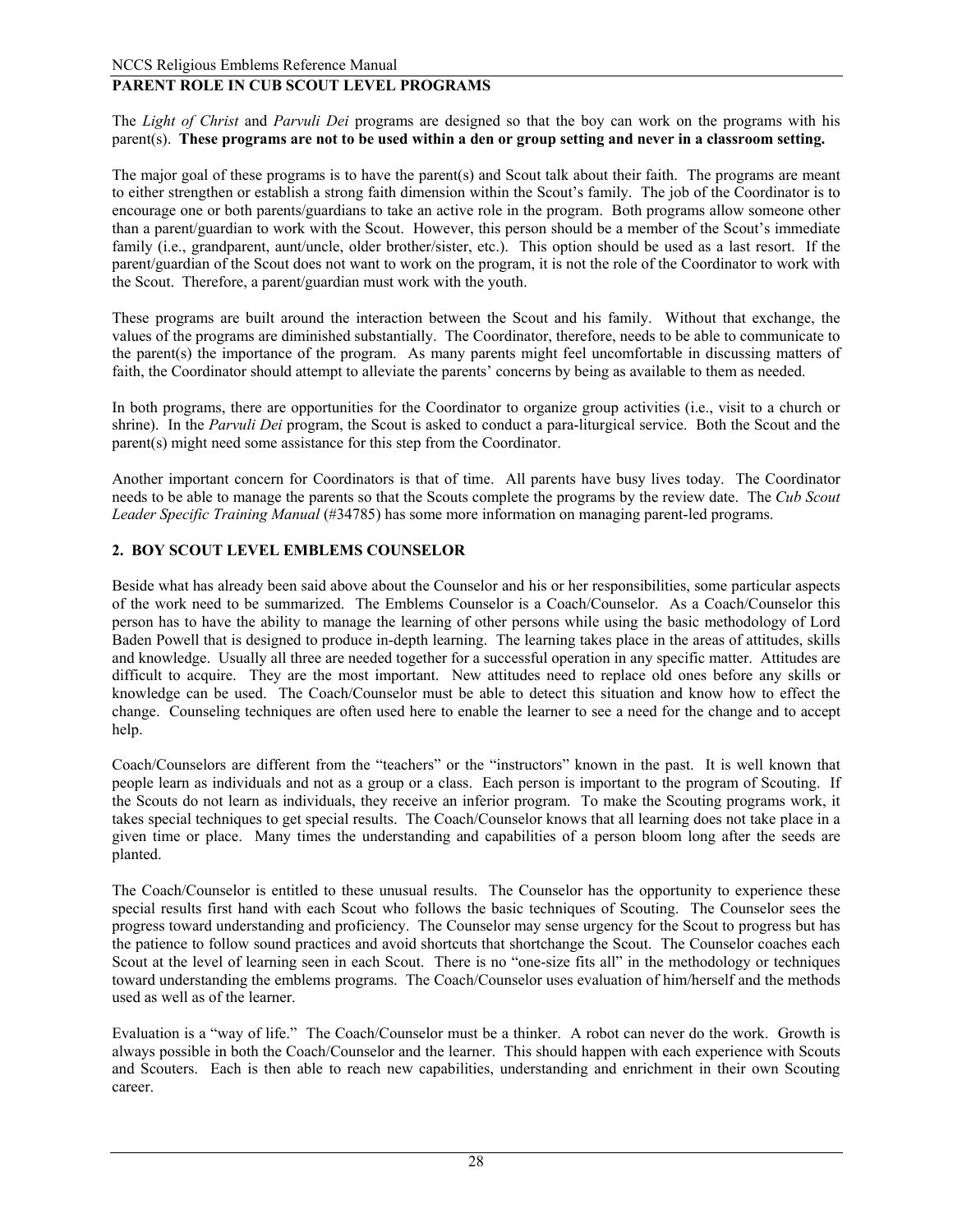## PARENT ROLE IN CUB SCOUT LEVEL PROGRAMS

The *Light of Christ* and *Parvuli Dei* programs are designed so that the boy can work on the programs with his parent(s). **These programs are not to be used within a den or group setting and never in a classroom setting.**

The major goal of these programs is to have the parent(s) and Scout talk about their faith. The programs are meant to either strengthen or establish a strong faith dimension within the Scout's family. The job of the Coordinator is to encourage one or both parents/guardians to take an active role in the program. Both programs allow someone other than a parent/guardian to work with the Scout. However, this person should be a member of the Scout's immediate family (i.e., grandparent, aunt/uncle, older brother/sister, etc.). This option should be used as a last resort. If the parent/guardian of the Scout does not want to work on the program, it is not the role of the Coordinator to work with the Scout. Therefore, a parent/guardian must work with the youth.

These programs are built around the interaction between the Scout and his family. Without that exchange, the values of the programs are diminished substantially. The Coordinator, therefore, needs to be able to communicate to the parent(s) the importance of the program. As many parents might feel uncomfortable in discussing matters of faith, the Coordinator should attempt to alleviate the parents' concerns by being as available to them as needed.

In both programs, there are opportunities for the Coordinator to organize group activities (i.e., visit to a church or shrine). In the *Parvuli Dei* program, the Scout is asked to conduct a para-liturgical service. Both the Scout and the parent(s) might need some assistance for this step from the Coordinator.

Another important concern for Coordinators is that of time. All parents have busy lives today. The Coordinator needs to be able to manage the parents so that the Scouts complete the programs by the review date. The *Cub Scout Leader Specific Training Manual* (#34785) has some more information on managing parent-led programs.

## 2. BOY SCOUT LEVEL EMBLEMS COUNSELOR

Beside what has already been said above about the Counselor and his or her responsibilities, some particular aspects of the work need to be summarized. The Emblems Counselor is a Coach/Counselor. As a Coach/Counselor this person has to have the ability to manage the learning of other persons while using the basic methodology of Lord Baden Powell that is designed to produce in-depth learning. The learning takes place in the areas of attitudes, skills and knowledge. Usually all three are needed together for a successful operation in any specific matter. Attitudes are difficult to acquire. They are the most important. New attitudes need to replace old ones before any skills or knowledge can be used. The Coach/Counselor must be able to detect this situation and know how to effect the change. Counseling techniques are often used here to enable the learner to see a need for the change and to accept help.

Coach/Counselors are different from the "teachers" or the "instructors" known in the past. It is well known that people learn as individuals and not as a group or a class. Each person is important to the program of Scouting. If the Scouts do not learn as individuals, they receive an inferior program. To make the Scouting programs work, it takes special techniques to get special results. The Coach/Counselor knows that all learning does not take place in a given time or place. Many times the understanding and capabilities of a person bloom long after the seeds are planted.

The Coach/Counselor is entitled to these unusual results. The Counselor has the opportunity to experience these special results first hand with each Scout who follows the basic techniques of Scouting. The Counselor sees the progress toward understanding and proficiency. The Counselor may sense urgency for the Scout to progress but has the patience to follow sound practices and avoid shortcuts that shortchange the Scout. The Counselor coaches each Scout at the level of learning seen in each Scout. There is no "one-size fits all" in the methodology or techniques toward understanding the emblems programs. The Coach/Counselor uses evaluation of him/herself and the methods used as well as of the learner.

Evaluation is a "way of life." The Coach/Counselor must be a thinker. A robot can never do the work. Growth is always possible in both the Coach/Counselor and the learner. This should happen with each experience with Scouts and Scouters. Each is then able to reach new capabilities, understanding and enrichment in their own Scouting career.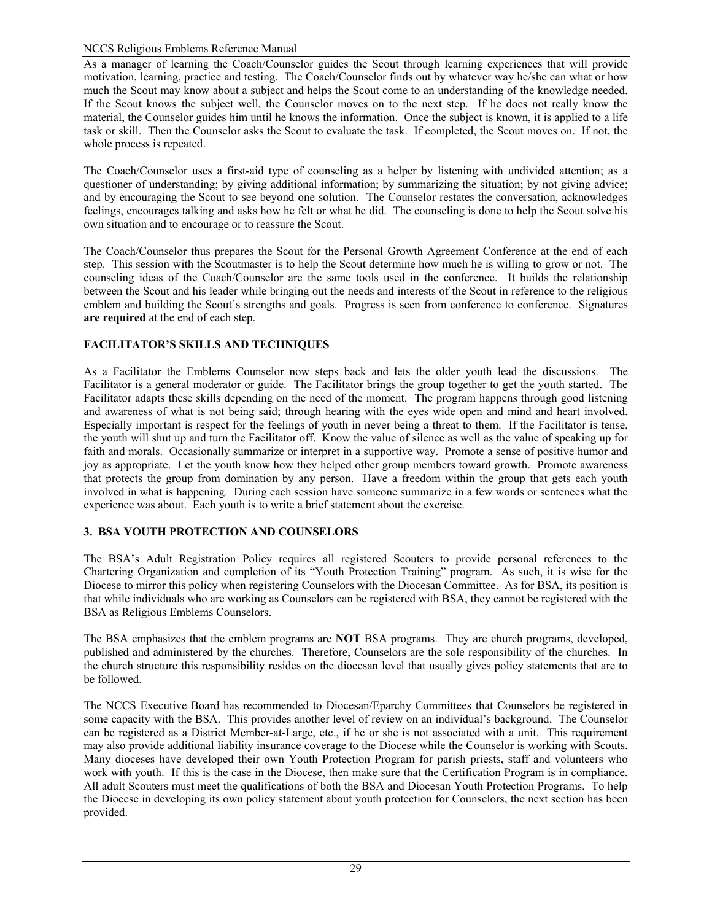As a manager of learning the Coach/Counselor guides the Scout through learning experiences that will provide motivation, learning, practice and testing. The Coach/Counselor finds out by whatever way he/she can what or how much the Scout may know about a subject and helps the Scout come to an understanding of the knowledge needed. If the Scout knows the subject well, the Counselor moves on to the next step. If he does not really know the material, the Counselor guides him until he knows the information. Once the subject is known, it is applied to a life task or skill. Then the Counselor asks the Scout to evaluate the task. If completed, the Scout moves on. If not, the whole process is repeated.

The Coach/Counselor uses a first-aid type of counseling as a helper by listening with undivided attention; as a questioner of understanding; by giving additional information; by summarizing the situation; by not giving advice; and by encouraging the Scout to see beyond one solution. The Counselor restates the conversation, acknowledges feelings, encourages talking and asks how he felt or what he did. The counseling is done to help the Scout solve his own situation and to encourage or to reassure the Scout.

The Coach/Counselor thus prepares the Scout for the Personal Growth Agreement Conference at the end of each step. This session with the Scoutmaster is to help the Scout determine how much he is willing to grow or not. The counseling ideas of the Coach/Counselor are the same tools used in the conference. It builds the relationship between the Scout and his leader while bringing out the needs and interests of the Scout in reference to the religious emblem and building the Scout's strengths and goals. Progress is seen from conference to conference. Signatures **are required** at the end of each step.

**FACILITATOR'S SKILLS AND TECHNIQUES**

As a Facilitator the Emblems Counselor now steps back and lets the older youth lead the discussions. The Facilitator is a general moderator or guide. The Facilitator brings the group together to get the youth started. The Facilitator adapts these skills depending on the need of the moment. The program happens through good listening and awareness of what is not being said; through hearing with the eyes wide open and mind and heart involved. Especially important is respect for the feelings of youth in never being a threat to them. If the Facilitator is tense, the youth will shut up and turn the Facilitator off. Know the value of silence as well as the value of speaking up for faith and morals. Occasionally summarize or interpret in a supportive way. Promote a sense of positive humor and joy as appropriate. Let the youth know how they helped other group members toward growth. Promote awareness that protects the group from domination by any person. Have a freedom within the group that gets each youth involved in what is happening. During each session have someone summarize in a few words or sentences what the experience was about. Each youth is to write a brief statement about the exercise.

## 3. BSA YOUTH PROTECTION AND COUNSELORS

The BSA's Adult Registration Policy requires all registered Scouters to provide personal references to the Chartering Organization and completion of its "Youth Protection Training" program. As such, it is wise for the Diocese to mirror this policy when registering Counselors with the Diocesan Committee. As for BSA, its position is that while individuals who are working as Counselors can be registered with BSA, they cannot be registered with the BSA as Religious Emblems Counselors.

The BSA emphasizes that the emblem programs are **NOT** BSA programs. They are church programs, developed, published and administered by the churches. Therefore, Counselors are the sole responsibility of the churches. In the church structure this responsibility resides on the diocesan level that usually gives policy statements that are to be followed.

The NCCS Executive Board has recommended to Diocesan/Eparchy Committees that Counselors be registered in some capacity with the BSA. This provides another level of review on an individual's background. The Counselor can be registered as a District Member-at-Large, etc., if he or she is not associated with a unit. This requirement may also provide additional liability insurance coverage to the Diocese while the Counselor is working with Scouts. Many dioceses have developed their own Youth Protection Program for parish priests, staff and volunteers who work with youth. If this is the case in the Diocese, then make sure that the Certification Program is in compliance. All adult Scouters must meet the qualifications of both the BSA and Diocesan Youth Protection Programs. To help the Diocese in developing its own policy statement about youth protection for Counselors, the next section has been provided.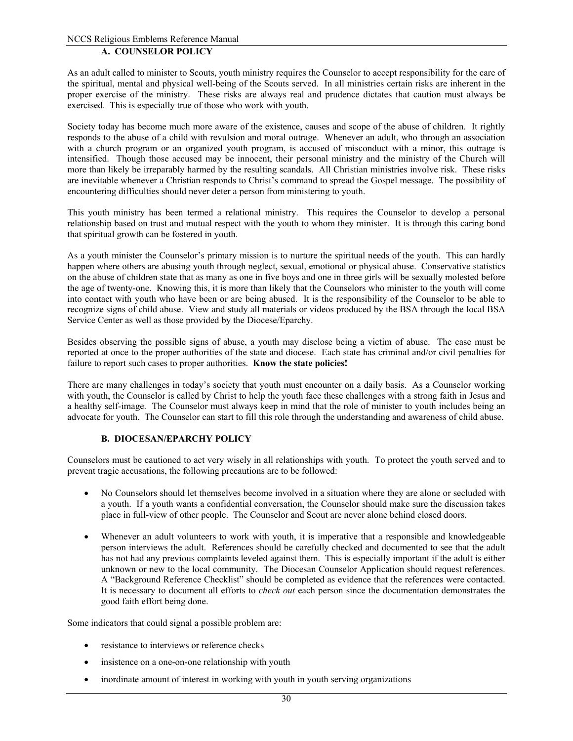## A. COUNSELOR POLICY

As an adult called to minister to Scouts, youth ministry requires the Counselor to accept responsibility for the care of the spiritual, mental and physical well-being of the Scouts served. In all ministries certain risks are inherent in the proper exercise of the ministry. These risks are always real and prudence dictates that caution must always be exercised. This is especially true of those who work with youth.

Society today has become much more aware of the existence, causes and scope of the abuse of children. It rightly responds to the abuse of a child with revulsion and moral outrage. Whenever an adult, who through an association with a church program or an organized youth program, is accused of misconduct with a minor, this outrage is intensified. Though those accused may be innocent, their personal ministry and the ministry of the Church will more than likely be irreparably harmed by the resulting scandals. All Christian ministries involve risk. These risks are inevitable whenever a Christian responds to Christ's command to spread the Gospel message. The possibility of encountering difficulties should never deter a person from ministering to youth.

This youth ministry has been termed a relational ministry. This requires the Counselor to develop a personal relationship based on trust and mutual respect with the youth to whom they minister. It is through this caring bond that spiritual growth can be fostered in youth.

As a youth minister the Counselor's primary mission is to nurture the spiritual needs of the youth. This can hardly happen where others are abusing youth through neglect, sexual, emotional or physical abuse. Conservative statistics on the abuse of children state that as many as one in five boys and one in three girls will be sexually molested before the age of twenty-one. Knowing this, it is more than likely that the Counselors who minister to the youth will come into contact with youth who have been or are being abused. It is the responsibility of the Counselor to be able to recognize signs of child abuse. View and study all materials or videos produced by the BSA through the local BSA Service Center as well as those provided by the Diocese/Eparchy.

Besides observing the possible signs of abuse, a youth may disclose being a victim of abuse. The case must be reported at once to the proper authorities of the state and diocese. Each state has criminal and/or civil penalties for failure to report such cases to proper authorities. **Know the state policies!**

There are many challenges in today's society that youth must encounter on a daily basis. As a Counselor working with youth, the Counselor is called by Christ to help the youth face these challenges with a strong faith in Jesus and a healthy self-image. The Counselor must always keep in mind that the role of minister to youth includes being an advocate for youth. The Counselor can start to fill this role through the understanding and awareness of child abuse.

## B. DIOCESAN/EPARCHY POLICY

Counselors must be cautioned to act very wisely in all relationships with youth. To protect the youth served and to prevent tragic accusations, the following precautions are to be followed:

- No Counselors should let themselves become involved in a situation where they are alone or secluded with a youth. If a youth wants a confidential conversation, the Counselor should make sure the discussion takes place in full-view of other people. The Counselor and Scout are never alone behind closed doors.

- Whenever an adult volunteers to work with youth, it is imperative that a responsible and knowledgeable person interviews the adult. References should be carefully checked and documented to see that the adult has not had any previous complaints leveled against them. This is especially important if the adult is either unknown or new to the local community. The Diocesan Counselor Application should request references. A "Background Reference Checklist" should be completed as evidence that the references were contacted. It is necessary to document all efforts to *check out* each person since the documentation demonstrates the good faith effort being done.

Some indicators that could signal a possible problem are:

- resistance to interviews or reference checks
- insistence on a one-on-one relationship with youth
- inordinate amount of interest in working with youth in youth serving organizations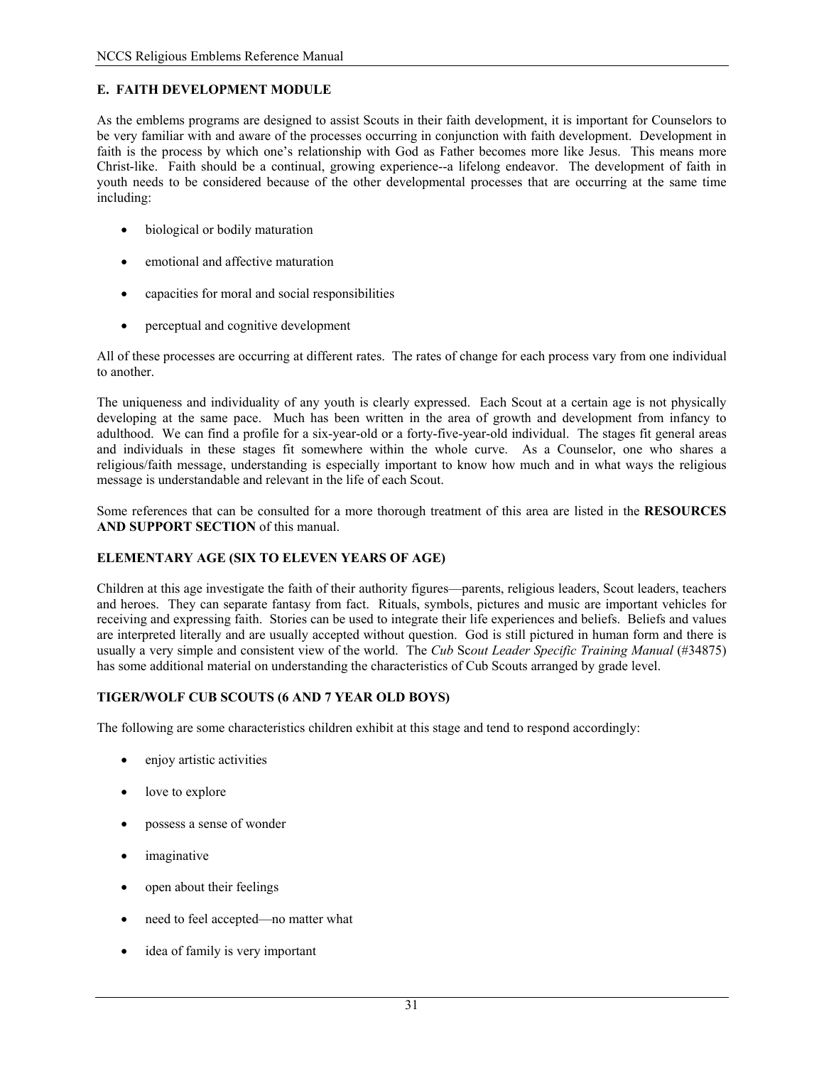## E. FAITH DEVELOPMENT MODULE

As the emblems programs are designed to assist Scouts in their faith development, it is important for Counselors to be very familiar with and aware of the processes occurring in conjunction with faith development. Development in faith is the process by which one's relationship with God as Father becomes more like Jesus. This means more Christ-like. Faith should be a continual, growing experience--a lifelong endeavor. The development of faith in youth needs to be considered because of the other developmental processes that are occurring at the same time including:

- biological or bodily maturation
- emotional and affective maturation
- capacities for moral and social responsibilities
- perceptual and cognitive development

All of these processes are occurring at different rates. The rates of change for each process vary from one individual to another.

The uniqueness and individuality of any youth is clearly expressed. Each Scout at a certain age is not physically developing at the same pace. Much has been written in the area of growth and development from infancy to adulthood. We can find a profile for a six-year-old or a forty-five-year-old individual. The stages fit general areas and individuals in these stages fit somewhere within the whole curve. As a Counselor, one who shares a religious/faith message, understanding is especially important to know how much and in what ways the religious message is understandable and relevant in the life of each Scout.

Some references that can be consulted for a more thorough treatment of this area are listed in the **RESOURCES AND SUPPORT SECTION** of this manual.

### ELEMENTARY AGE (SIX TO ELEVEN YEARS OF AGE)

Children at this age investigate the faith of their authority figures—parents, religious leaders, Scout leaders, teachers and heroes. They can separate fantasy from fact. Rituals, symbols, pictures and music are important vehicles for receiving and expressing faith. Stories can be used to integrate their life experiences and beliefs. Beliefs and values are interpreted literally and are usually accepted without question. God is still pictured in human form and there is usually a very simple and consistent view of the world. The *Cub Scout Leader Specific Training Manual* (#34875) has some additional material on understanding the characteristics of Cub Scouts arranged by grade level.

### TIGER/WOLF CUB SCOUTS (6 AND 7 YEAR OLD BOYS)

The following are some characteristics children exhibit at this stage and tend to respond accordingly:

- enjoy artistic activities
- love to explore
- possess a sense of wonder
- imaginative
- open about their feelings
- need to feel accepted—no matter what
- idea of family is very important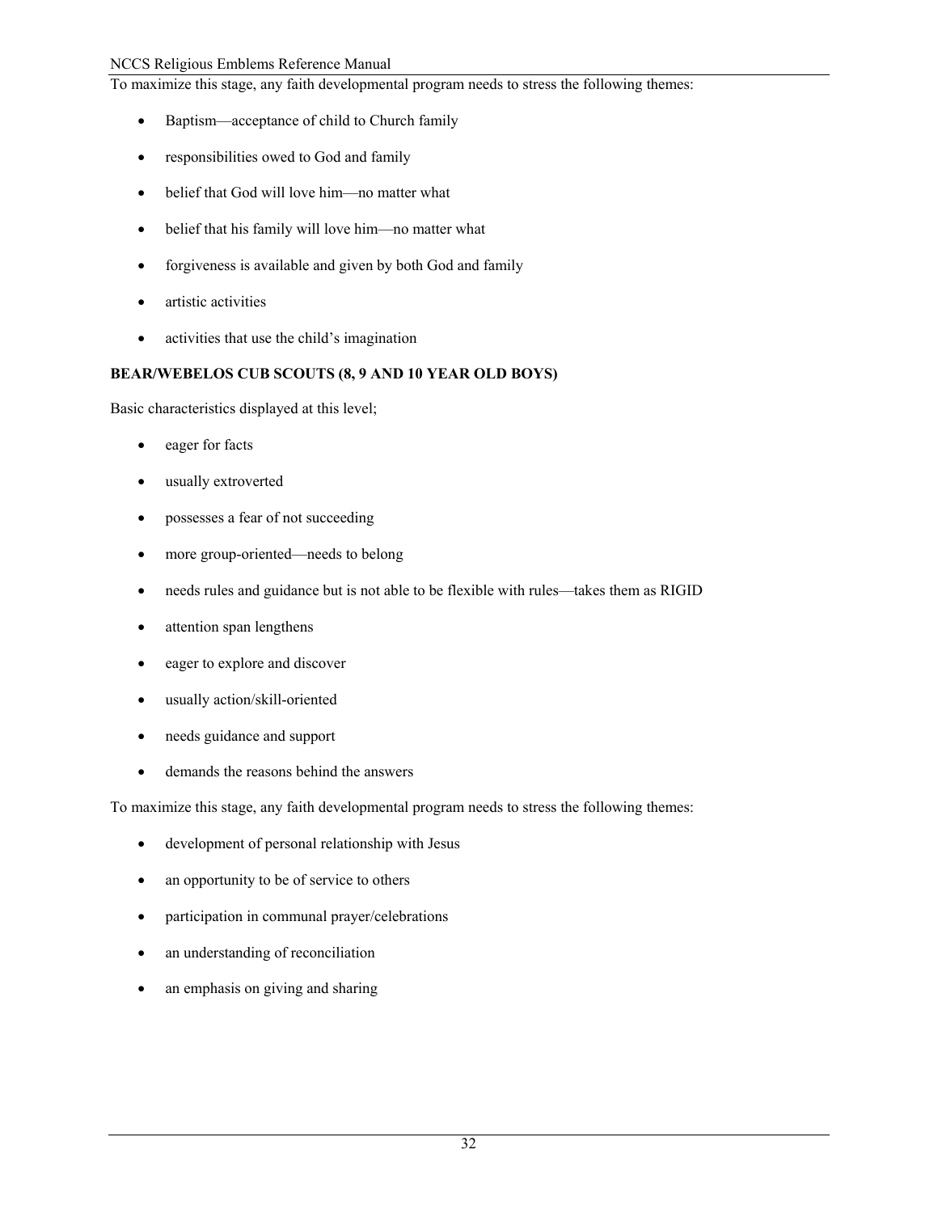To maximize this stage, any faith developmental program needs to stress the following themes:

- Baptism—acceptance of child to Church family
- responsibilities owed to God and family
- belief that God will love him—no matter what
- belief that his family will love him—no matter what
- forgiveness is available and given by both God and family
- artistic activities
- activities that use the child's imagination

**BEAR/WEBELOS CUB SCOUTS (8, 9 AND 10 YEAR OLD BOYS)**

Basic characteristics displayed at this level;

- eager for facts
- usually extroverted
- possesses a fear of not succeeding
- more group-oriented—needs to belong
- needs rules and guidance but is not able to be flexible with rules—takes them as RIGID
- attention span lengthens
- eager to explore and discover
- usually action/skill-oriented
- needs guidance and support
- demands the reasons behind the answers

To maximize this stage, any faith developmental program needs to stress the following themes:

- development of personal relationship with Jesus
- an opportunity to be of service to others
- participation in communal prayer/celebrations
- an understanding of reconciliation
- an emphasis on giving and sharing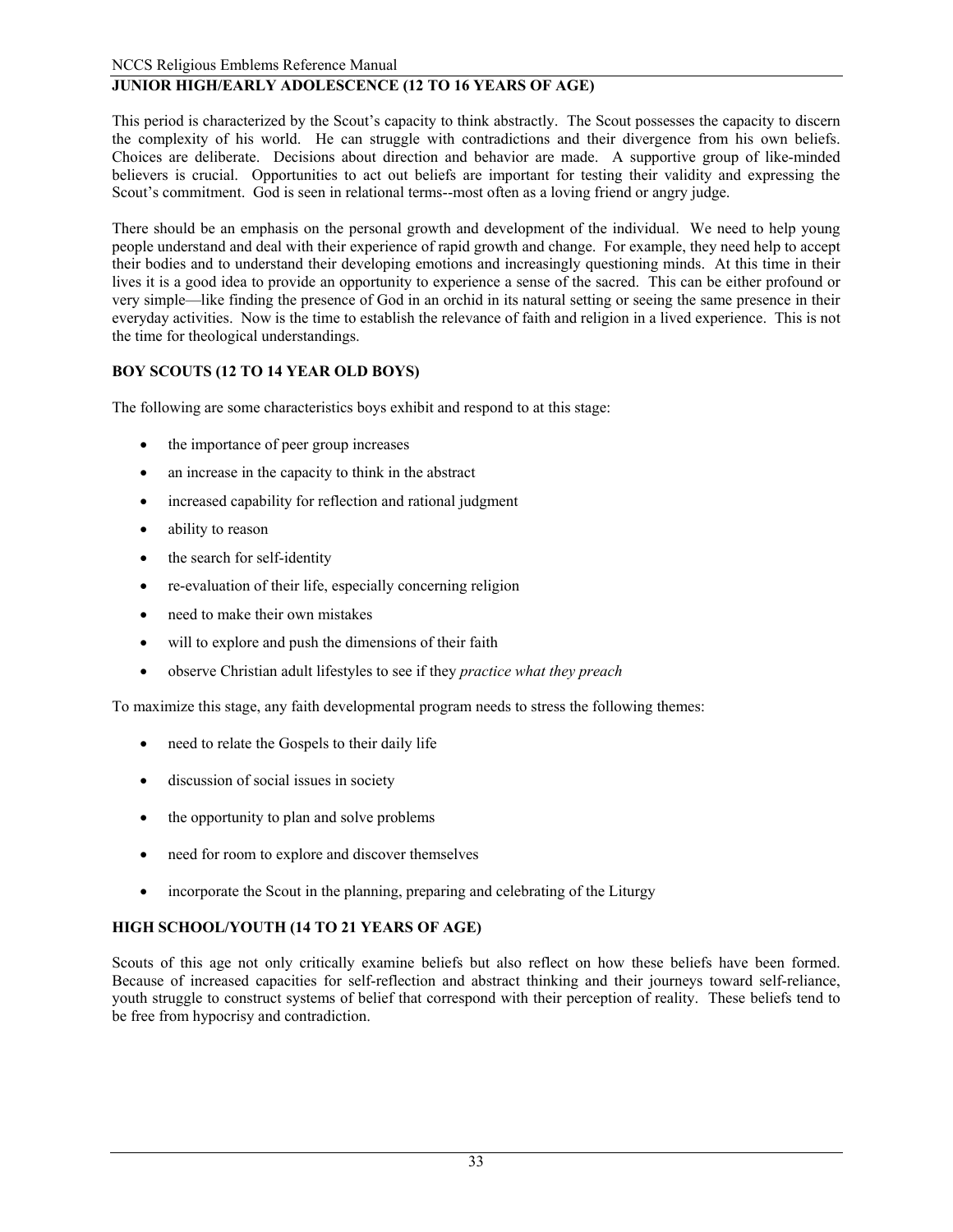## JUNIOR HIGH/EARLY ADOLESCENCE (12 TO 16 YEARS OF AGE)

This period is characterized by the Scout's capacity to think abstractly. The Scout possesses the capacity to discern the complexity of his world. He can struggle with contradictions and their divergence from his own beliefs. Choices are deliberate. Decisions about direction and behavior are made. A supportive group of like-minded believers is crucial. Opportunities to act out beliefs are important for testing their validity and expressing the Scout's commitment. God is seen in relational terms--most often as a loving friend or angry judge.

There should be an emphasis on the personal growth and development of the individual. We need to help young people understand and deal with their experience of rapid growth and change. For example, they need help to accept their bodies and to understand their developing emotions and increasingly questioning minds. At this time in their lives it is a good idea to provide an opportunity to experience a sense of the sacred. This can be either profound or very simple—like finding the presence of God in an orchid in its natural setting or seeing the same presence in their everyday activities. Now is the time to establish the relevance of faith and religion in a lived experience. This is not the time for theological understandings.

### BOY SCOUTS (12 TO 14 YEAR OLD BOYS)

The following are some characteristics boys exhibit and respond to at this stage:

- the importance of peer group increases
- an increase in the capacity to think in the abstract
- increased capability for reflection and rational judgment
- ability to reason
- the search for self-identity
- re-evaluation of their life, especially concerning religion
- need to make their own mistakes
- will to explore and push the dimensions of their faith
- observe Christian adult lifestyles to see if they *practice what they preach*

To maximize this stage, any faith developmental program needs to stress the following themes:

- need to relate the Gospels to their daily life
- discussion of social issues in society
- the opportunity to plan and solve problems
- need for room to explore and discover themselves
- incorporate the Scout in the planning, preparing and celebrating of the Liturgy

### HIGH SCHOOL/YOUTH (14 TO 21 YEARS OF AGE)

Scouts of this age not only critically examine beliefs but also reflect on how these beliefs have been formed. Because of increased capacities for self-reflection and abstract thinking and their journeys toward self-reliance, youth struggle to construct systems of belief that correspond with their perception of reality. These beliefs tend to be free from hypocrisy and contradiction.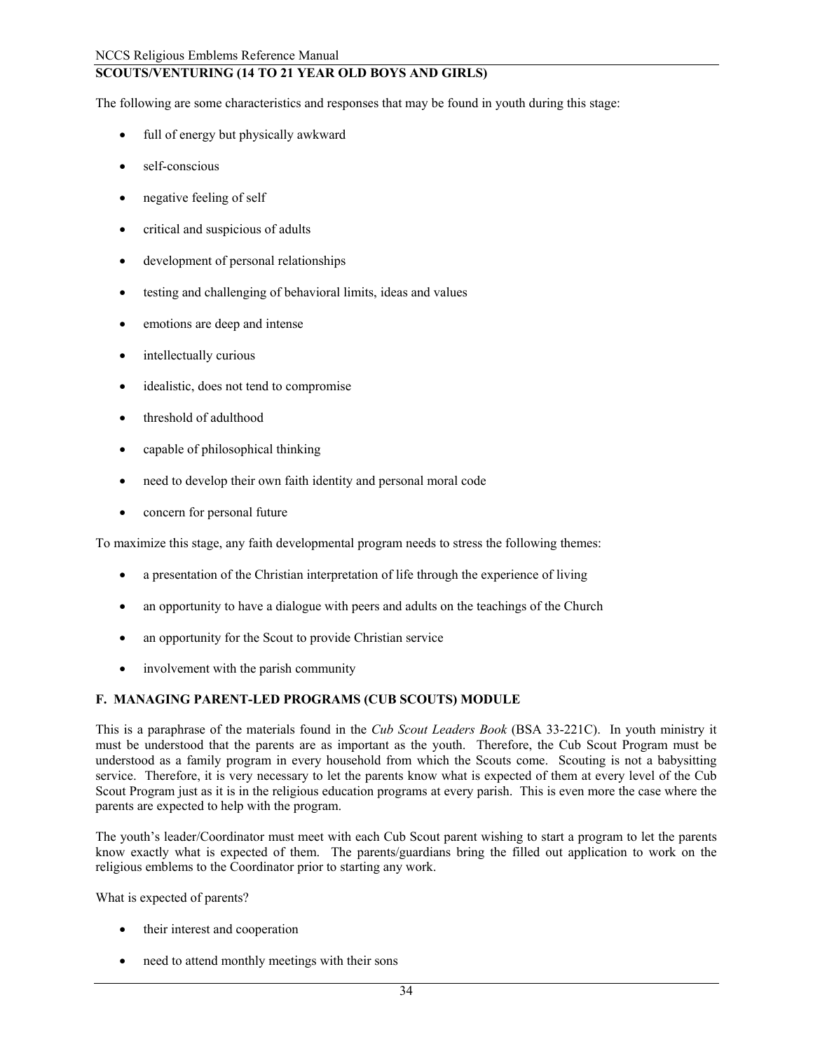**SCOUTS/VENTURING (14 TO 21 YEAR OLD BOYS AND GIRLS)**

The following are some characteristics and responses that may be found in youth during this stage:

- full of energy but physically awkward
- self-conscious
- negative feeling of self
- critical and suspicious of adults
- development of personal relationships
- testing and challenging of behavioral limits, ideas and values
- emotions are deep and intense
- intellectually curious
- idealistic, does not tend to compromise
- threshold of adulthood
- capable of philosophical thinking
- need to develop their own faith identity and personal moral code
- concern for personal future

To maximize this stage, any faith developmental program needs to stress the following themes:

- a presentation of the Christian interpretation of life through the experience of living
- an opportunity to have a dialogue with peers and adults on the teachings of the Church
- an opportunity for the Scout to provide Christian service
- involvement with the parish community

### F. MANAGING PARENT-LED PROGRAMS (CUB SCOUTS) MODULE

This is a paraphrase of the materials found in the *Cub Scout Leaders Book* (BSA 33-221C). In youth ministry it must be understood that the parents are as important as the youth. Therefore, the Cub Scout Program must be understood as a family program in every household from which the Scouts come. Scouting is not a babysitting service. Therefore, it is very necessary to let the parents know what is expected of them at every level of the Cub Scout Program just as it is in the religious education programs at every parish. This is even more the case where the parents are expected to help with the program.

The youth's leader/Coordinator must meet with each Cub Scout parent wishing to start a program to let the parents know exactly what is expected of them. The parents/guardians bring the filled out application to work on the religious emblems to the Coordinator prior to starting any work.

What is expected of parents?

- their interest and cooperation
- need to attend monthly meetings with their sons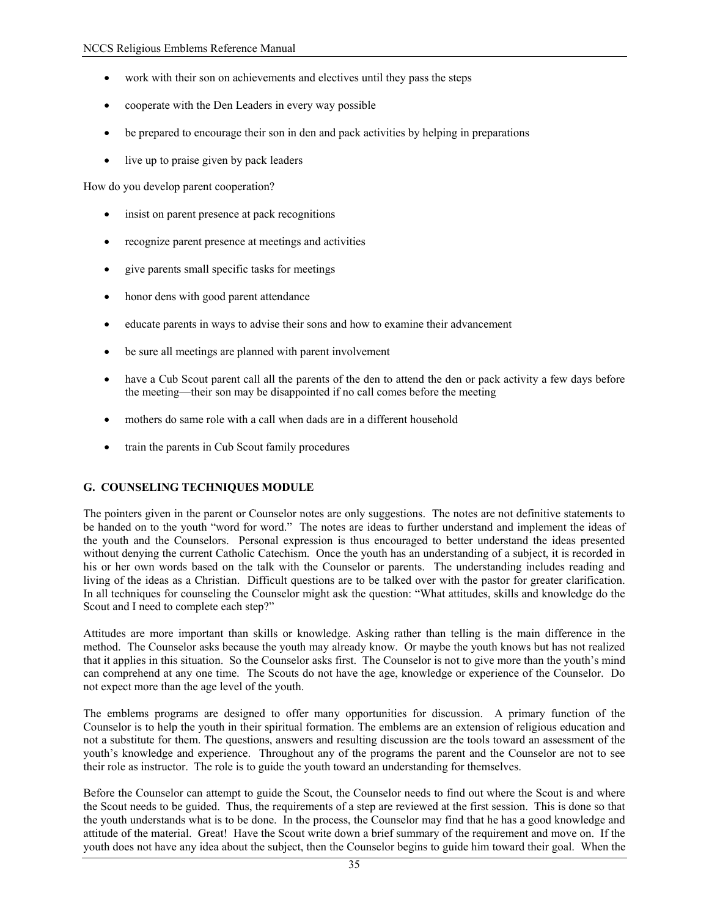- work with their son on achievements and electives until they pass the steps
- cooperate with the Den Leaders in every way possible
- be prepared to encourage their son in den and pack activities by helping in preparations
- live up to praise given by pack leaders

How do you develop parent cooperation?

- insist on parent presence at pack recognitions
- recognize parent presence at meetings and activities
- give parents small specific tasks for meetings
- honor dens with good parent attendance
- educate parents in ways to advise their sons and how to examine their advancement
- be sure all meetings are planned with parent involvement
- have a Cub Scout parent call all the parents of the den to attend the den or pack activity a few days before the meeting—their son may be disappointed if no call comes before the meeting
- mothers do same role with a call when dads are in a different household
- train the parents in Cub Scout family procedures

### G. COUNSELING TECHNIQUES MODULE

The pointers given in the parent or Counselor notes are only suggestions. The notes are not definitive statements to be handed on to the youth "word for word." The notes are ideas to further understand and implement the ideas of the youth and the Counselors. Personal expression is thus encouraged to better understand the ideas presented without denying the current Catholic Catechism. Once the youth has an understanding of a subject, it is recorded in his or her own words based on the talk with the Counselor or parents. The understanding includes reading and living of the ideas as a Christian. Difficult questions are to be talked over with the pastor for greater clarification. In all techniques for counseling the Counselor might ask the question: "What attitudes, skills and knowledge do the Scout and I need to complete each step?"

Attitudes are more important than skills or knowledge. Asking rather than telling is the main difference in the method. The Counselor asks because the youth may already know. Or maybe the youth knows but has not realized that it applies in this situation. So the Counselor asks first. The Counselor is not to give more than the youth's mind can comprehend at any one time. The Scouts do not have the age, knowledge or experience of the Counselor. Do not expect more than the age level of the youth.

The emblems programs are designed to offer many opportunities for discussion. A primary function of the Counselor is to help the youth in their spiritual formation. The emblems are an extension of religious education and not a substitute for them. The questions, answers and resulting discussion are the tools toward an assessment of the youth's knowledge and experience. Throughout any of the programs the parent and the Counselor are not to see their role as instructor. The role is to guide the youth toward an understanding for themselves.

Before the Counselor can attempt to guide the Scout, the Counselor needs to find out where the Scout is and where the Scout needs to be guided. Thus, the requirements of a step are reviewed at the first session. This is done so that the youth understands what is to be done. In the process, the Counselor may find that he has a good knowledge and attitude of the material. Great! Have the Scout write down a brief summary of the requirement and move on. If the youth does not have any idea about the subject, then the Counselor begins to guide him toward their goal. When the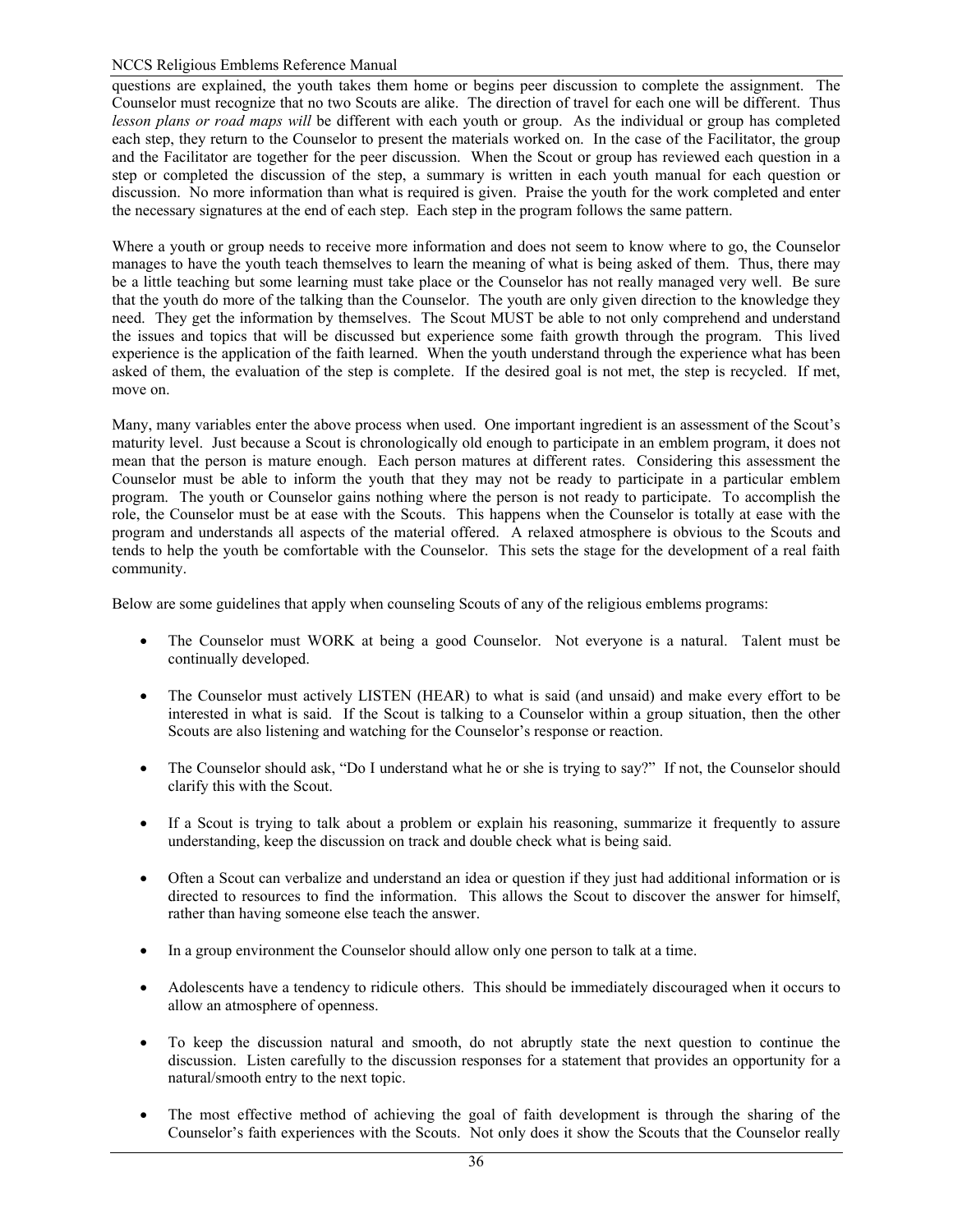questions are explained, the youth takes them home or begins peer discussion to complete the assignment. The Counselor must recognize that no two Scouts are alike. The direction of travel for each one will be different. Thus *lesson plans or road maps will* be different with each youth or group. As the individual or group has completed each step, they return to the Counselor to present the materials worked on. In the case of the Facilitator, the group and the Facilitator are together for the peer discussion. When the Scout or group has reviewed each question in a step or completed the discussion of the step, a summary is written in each youth manual for each question or discussion. No more information than what is required is given. Praise the youth for the work completed and enter the necessary signatures at the end of each step. Each step in the program follows the same pattern.

Where a youth or group needs to receive more information and does not seem to know where to go, the Counselor manages to have the youth teach themselves to learn the meaning of what is being asked of them. Thus, there may be a little teaching but some learning must take place or the Counselor has not really managed very well. Be sure that the youth do more of the talking than the Counselor. The youth are only given direction to the knowledge they need. They get the information by themselves. The Scout MUST be able to not only comprehend and understand the issues and topics that will be discussed but experience some faith growth through the program. This lived experience is the application of the faith learned. When the youth understand through the experience what has been asked of them, the evaluation of the step is complete. If the desired goal is not met, the step is recycled. If met, move on.

Many, many variables enter the above process when used. One important ingredient is an assessment of the Scout's maturity level. Just because a Scout is chronologically old enough to participate in an emblem program, it does not mean that the person is mature enough. Each person matures at different rates. Considering this assessment the Counselor must be able to inform the youth that they may not be ready to participate in a particular emblem program. The youth or Counselor gains nothing where the person is not ready to participate. To accomplish the role, the Counselor must be at ease with the Scouts. This happens when the Counselor is totally at ease with the program and understands all aspects of the material offered. A relaxed atmosphere is obvious to the Scouts and tends to help the youth be comfortable with the Counselor. This sets the stage for the development of a real faith community.

Below are some guidelines that apply when counseling Scouts of any of the religious emblems programs:

- The Counselor must WORK at being a good Counselor. Not everyone is a natural. Talent must be continually developed.
- The Counselor must actively LISTEN (HEAR) to what is said (and unsaid) and make every effort to be interested in what is said. If the Scout is talking to a Counselor within a group situation, then the other Scouts are also listening and watching for the Counselor's response or reaction.
- The Counselor should ask, "Do I understand what he or she is trying to say?" If not, the Counselor should clarify this with the Scout.
- If a Scout is trying to talk about a problem or explain his reasoning, summarize it frequently to assure understanding, keep the discussion on track and double check what is being said.
- Often a Scout can verbalize and understand an idea or question if they just had additional information or is directed to resources to find the information. This allows the Scout to discover the answer for himself, rather than having someone else teach the answer.
- In a group environment the Counselor should allow only one person to talk at a time.
- Adolescents have a tendency to ridicule others. This should be immediately discouraged when it occurs to allow an atmosphere of openness.
- To keep the discussion natural and smooth, do not abruptly state the next question to continue the discussion. Listen carefully to the discussion responses for a statement that provides an opportunity for a natural/smooth entry to the next topic.
- The most effective method of achieving the goal of faith development is through the sharing of the Counselor's faith experiences with the Scouts. Not only does it show the Scouts that the Counselor really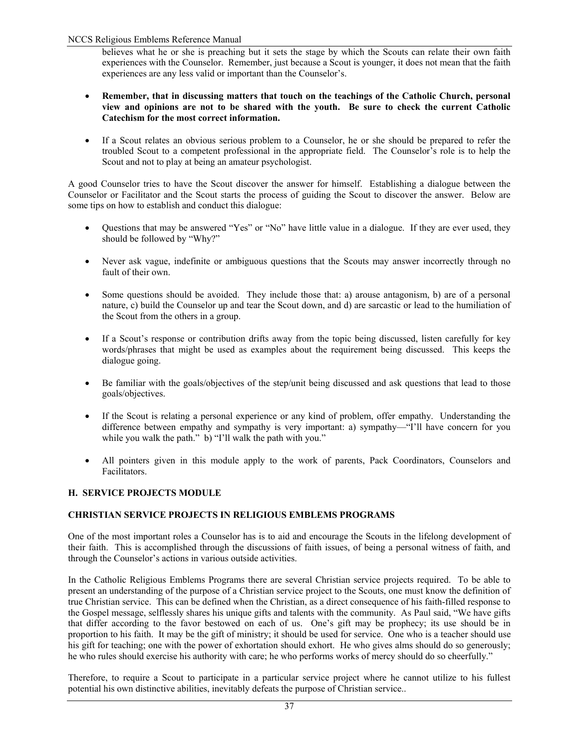believes what he or she is preaching but it sets the stage by which the Scouts can relate their own faith experiences with the Counselor. Remember, just because a Scout is younger, it does not mean that the faith experiences are any less valid or important than the Counselor's.

- **Remember, that in discussing matters that touch on the teachings of the Catholic Church, personal view and opinions are not to be shared with the youth. Be sure to check the current Catholic Catechism for the most correct information.**

- If a Scout relates an obvious serious problem to a Counselor, he or she should be prepared to refer the troubled Scout to a competent professional in the appropriate field. The Counselor's role is to help the Scout and not to play at being an amateur psychologist.

A good Counselor tries to have the Scout discover the answer for himself. Establishing a dialogue between the Counselor or Facilitator and the Scout starts the process of guiding the Scout to discover the answer. Below are some tips on how to establish and conduct this dialogue:

- Questions that may be answered "Yes" or "No" have little value in a dialogue. If they are ever used, they should be followed by "Why?"

- Never ask vague, indefinite or ambiguous questions that the Scouts may answer incorrectly through no fault of their own.

- Some questions should be avoided. They include those that: a) arouse antagonism, b) are of a personal nature, c) build the Counselor up and tear the Scout down, and d) are sarcastic or lead to the humiliation of the Scout from the others in a group.

- If a Scout's response or contribution drifts away from the topic being discussed, listen carefully for key words/phrases that might be used as examples about the requirement being discussed. This keeps the dialogue going.

- Be familiar with the goals/objectives of the step/unit being discussed and ask questions that lead to those goals/objectives.

- If the Scout is relating a personal experience or any kind of problem, offer empathy. Understanding the difference between empathy and sympathy is very important: a) sympathy—"I'll have concern for you while you walk the path." b) "I'll walk the path with you."

- All pointers given in this module apply to the work of parents, Pack Coordinators, Counselors and Facilitators.

## H. SERVICE PROJECTS MODULE

### CHRISTIAN SERVICE PROJECTS IN RELIGIOUS EMBLEMS PROGRAMS

One of the most important roles a Counselor has is to aid and encourage the Scouts in the lifelong development of their faith. This is accomplished through the discussions of faith issues, of being a personal witness of faith, and through the Counselor's actions in various outside activities.

In the Catholic Religious Emblems Programs there are several Christian service projects required. To be able to present an understanding of the purpose of a Christian service project to the Scouts, one must know the definition of true Christian service. This can be defined when the Christian, as a direct consequence of his faith-filled response to the Gospel message, selflessly shares his unique gifts and talents with the community. As Paul said, "We have gifts that differ according to the favor bestowed on each of us. One's gift may be prophecy; its use should be in proportion to his faith. It may be the gift of ministry; it should be used for service. One who is a teacher should use his gift for teaching; one with the power of exhortation should exhort. He who gives alms should do so generously; he who rules should exercise his authority with care; he who performs works of mercy should do so cheerfully."

Therefore, to require a Scout to participate in a particular service project where he cannot utilize to his fullest potential his own distinctive abilities, inevitably defeats the purpose of Christian service..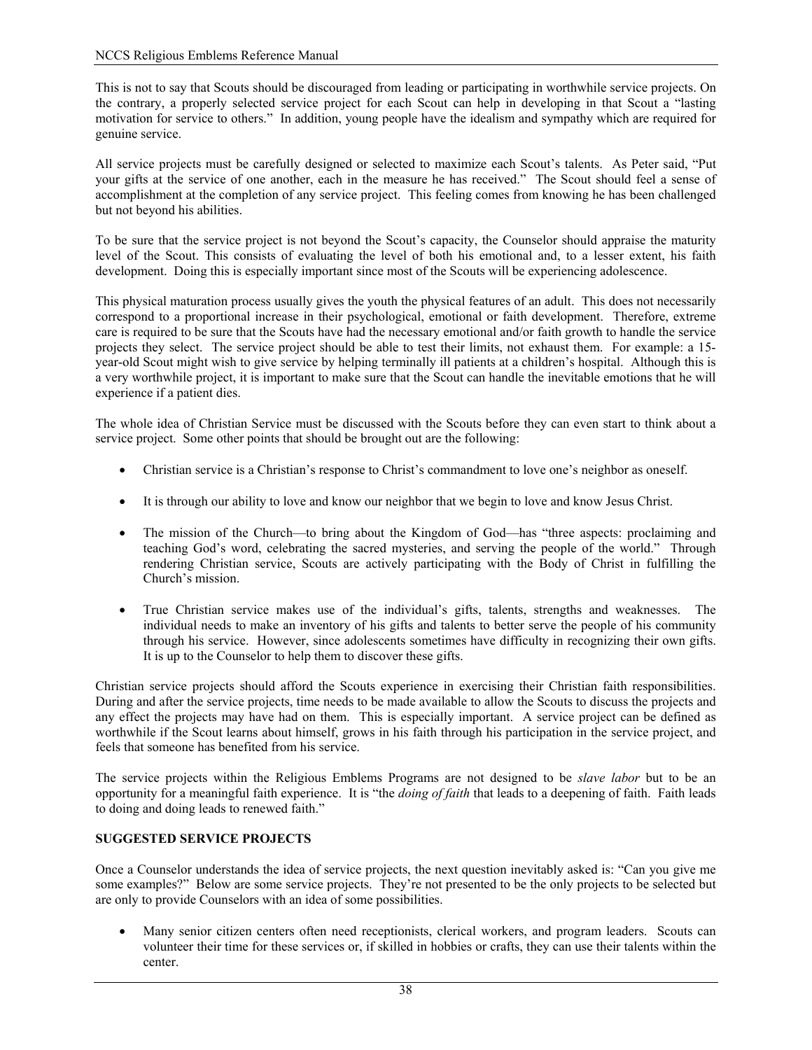This is not to say that Scouts should be discouraged from leading or participating in worthwhile service projects. On the contrary, a properly selected service project for each Scout can help in developing in that Scout a "lasting motivation for service to others." In addition, young people have the idealism and sympathy which are required for genuine service.

All service projects must be carefully designed or selected to maximize each Scout's talents. As Peter said, "Put your gifts at the service of one another, each in the measure he has received." The Scout should feel a sense of accomplishment at the completion of any service project. This feeling comes from knowing he has been challenged but not beyond his abilities.

To be sure that the service project is not beyond the Scout's capacity, the Counselor should appraise the maturity level of the Scout. This consists of evaluating the level of both his emotional and, to a lesser extent, his faith development. Doing this is especially important since most of the Scouts will be experiencing adolescence.

This physical maturation process usually gives the youth the physical features of an adult. This does not necessarily correspond to a proportional increase in their psychological, emotional or faith development. Therefore, extreme care is required to be sure that the Scouts have had the necessary emotional and/or faith growth to handle the service projects they select. The service project should be able to test their limits, not exhaust them. For example: a 15-year-old Scout might wish to give service by helping terminally ill patients at a children's hospital. Although this is a very worthwhile project, it is important to make sure that the Scout can handle the inevitable emotions that he will experience if a patient dies.

The whole idea of Christian Service must be discussed with the Scouts before they can even start to think about a service project. Some other points that should be brought out are the following:

- Christian service is a Christian's response to Christ's commandment to love one's neighbor as oneself.
- It is through our ability to love and know our neighbor that we begin to love and know Jesus Christ.
- The mission of the Church—to bring about the Kingdom of God—has "three aspects: proclaiming and teaching God's word, celebrating the sacred mysteries, and serving the people of the world." Through rendering Christian service, Scouts are actively participating with the Body of Christ in fulfilling the Church's mission.
- True Christian service makes use of the individual's gifts, talents, strengths and weaknesses. The individual needs to make an inventory of his gifts and talents to better serve the people of his community through his service. However, since adolescents sometimes have difficulty in recognizing their own gifts. It is up to the Counselor to help them to discover these gifts.

Christian service projects should afford the Scouts experience in exercising their Christian faith responsibilities. During and after the service projects, time needs to be made available to allow the Scouts to discuss the projects and any effect the projects may have had on them. This is especially important. A service project can be defined as worthwhile if the Scout learns about himself, grows in his faith through his participation in the service project, and feels that someone has benefited from his service.

The service projects within the Religious Emblems Programs are not designed to be *slave labor* but to be an opportunity for a meaningful faith experience. It is "the *doing of faith* that leads to a deepening of faith. Faith leads to doing and doing leads to renewed faith."

**SUGGESTED SERVICE PROJECTS**

Once a Counselor understands the idea of service projects, the next question inevitably asked is: "Can you give me some examples?" Below are some service projects. They're not presented to be the only projects to be selected but are only to provide Counselors with an idea of some possibilities.

- Many senior citizen centers often need receptionists, clerical workers, and program leaders. Scouts can volunteer their time for these services or, if skilled in hobbies or crafts, they can use their talents within the center.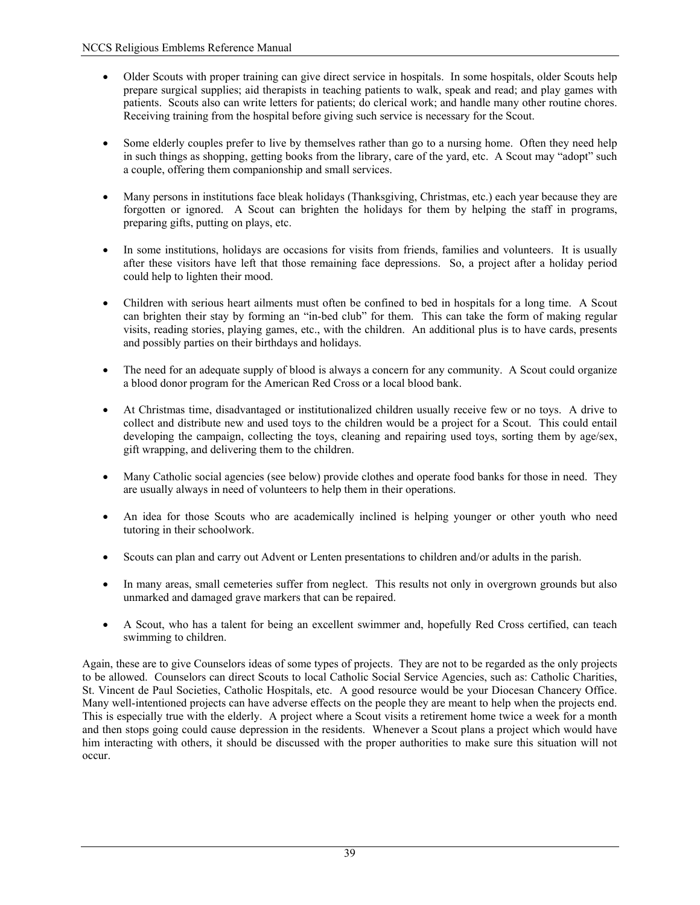- Older Scouts with proper training can give direct service in hospitals. In some hospitals, older Scouts help prepare surgical supplies; aid therapists in teaching patients to walk, speak and read; and play games with patients. Scouts also can write letters for patients; do clerical work; and handle many other routine chores. Receiving training from the hospital before giving such service is necessary for the Scout.

- Some elderly couples prefer to live by themselves rather than go to a nursing home. Often they need help in such things as shopping, getting books from the library, care of the yard, etc. A Scout may "adopt" such a couple, offering them companionship and small services.

- Many persons in institutions face bleak holidays (Thanksgiving, Christmas, etc.) each year because they are forgotten or ignored. A Scout can brighten the holidays for them by helping the staff in programs, preparing gifts, putting on plays, etc.

- In some institutions, holidays are occasions for visits from friends, families and volunteers. It is usually after these visitors have left that those remaining face depressions. So, a project after a holiday period could help to lighten their mood.

- Children with serious heart ailments must often be confined to bed in hospitals for a long time. A Scout can brighten their stay by forming an "in-bed club" for them. This can take the form of making regular visits, reading stories, playing games, etc., with the children. An additional plus is to have cards, presents and possibly parties on their birthdays and holidays.

- The need for an adequate supply of blood is always a concern for any community. A Scout could organize a blood donor program for the American Red Cross or a local blood bank.

- At Christmas time, disadvantaged or institutionalized children usually receive few or no toys. A drive to collect and distribute new and used toys to the children would be a project for a Scout. This could entail developing the campaign, collecting the toys, cleaning and repairing used toys, sorting them by age/sex, gift wrapping, and delivering them to the children.

- Many Catholic social agencies (see below) provide clothes and operate food banks for those in need. They are usually always in need of volunteers to help them in their operations.

- An idea for those Scouts who are academically inclined is helping younger or other youth who need tutoring in their schoolwork.

- Scouts can plan and carry out Advent or Lenten presentations to children and/or adults in the parish.

- In many areas, small cemeteries suffer from neglect. This results not only in overgrown grounds but also unmarked and damaged grave markers that can be repaired.

- A Scout, who has a talent for being an excellent swimmer and, hopefully Red Cross certified, can teach swimming to children.

Again, these are to give Counselors ideas of some types of projects. They are not to be regarded as the only projects to be allowed. Counselors can direct Scouts to local Catholic Social Service Agencies, such as: Catholic Charities, St. Vincent de Paul Societies, Catholic Hospitals, etc. A good resource would be your Diocesan Chancery Office. Many well-intentioned projects can have adverse effects on the people they are meant to help when the projects end. This is especially true with the elderly. A project where a Scout visits a retirement home twice a week for a month and then stops going could cause depression in the residents. Whenever a Scout plans a project which would have him interacting with others, it should be discussed with the proper authorities to make sure this situation will not occur.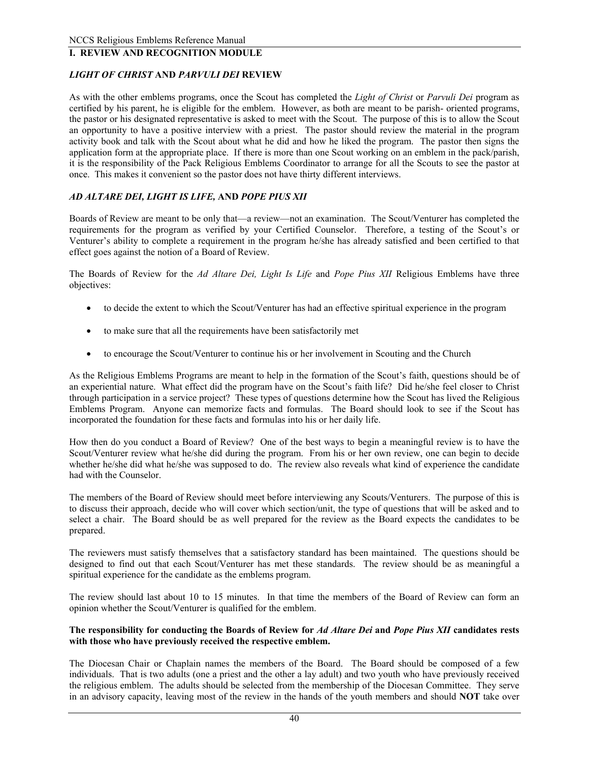## I. REVIEW AND RECOGNITION MODULE

### *LIGHT OF CHRIST* AND *PARVULI DEI* REVIEW

As with the other emblems programs, once the Scout has completed the *Light of Christ* or *Parvuli Dei* program as certified by his parent, he is eligible for the emblem. However, as both are meant to be parish- oriented programs, the pastor or his designated representative is asked to meet with the Scout. The purpose of this is to allow the Scout an opportunity to have a positive interview with a priest. The pastor should review the material in the program activity book and talk with the Scout about what he did and how he liked the program. The pastor then signs the application form at the appropriate place. If there is more than one Scout working on an emblem in the pack/parish, it is the responsibility of the Pack Religious Emblems Coordinator to arrange for all the Scouts to see the pastor at once. This makes it convenient so the pastor does not have thirty different interviews.

### *AD ALTARE DEI, LIGHT IS LIFE,* AND *POPE PIUS XII*

Boards of Review are meant to be only that—a review—not an examination. The Scout/Venturer has completed the requirements for the program as verified by your Certified Counselor. Therefore, a testing of the Scout's or Venturer's ability to complete a requirement in the program he/she has already satisfied and been certified to that effect goes against the notion of a Board of Review.

The Boards of Review for the *Ad Altare Dei, Light Is Life* and *Pope Pius XII* Religious Emblems have three objectives:

- to decide the extent to which the Scout/Venturer has had an effective spiritual experience in the program
- to make sure that all the requirements have been satisfactorily met
- to encourage the Scout/Venturer to continue his or her involvement in Scouting and the Church

As the Religious Emblems Programs are meant to help in the formation of the Scout's faith, questions should be of an experiential nature. What effect did the program have on the Scout's faith life? Did he/she feel closer to Christ through participation in a service project? These types of questions determine how the Scout has lived the Religious Emblems Program. Anyone can memorize facts and formulas. The Board should look to see if the Scout has incorporated the foundation for these facts and formulas into his or her daily life.

How then do you conduct a Board of Review? One of the best ways to begin a meaningful review is to have the Scout/Venturer review what he/she did during the program. From his or her own review, one can begin to decide whether he/she did what he/she was supposed to do. The review also reveals what kind of experience the candidate had with the Counselor.

The members of the Board of Review should meet before interviewing any Scouts/Venturers. The purpose of this is to discuss their approach, decide who will cover which section/unit, the type of questions that will be asked and to select a chair. The Board should be as well prepared for the review as the Board expects the candidates to be prepared.

The reviewers must satisfy themselves that a satisfactory standard has been maintained. The questions should be designed to find out that each Scout/Venturer has met these standards. The review should be as meaningful a spiritual experience for the candidate as the emblems program.

The review should last about 10 to 15 minutes. In that time the members of the Board of Review can form an opinion whether the Scout/Venturer is qualified for the emblem.

**The responsibility for conducting the Boards of Review for *Ad Altare Dei* and *Pope Pius XII* candidates rests with those who have previously received the respective emblem.**

The Diocesan Chair or Chaplain names the members of the Board. The Board should be composed of a few individuals. That is two adults (one a priest and the other a lay adult) and two youth who have previously received the religious emblem. The adults should be selected from the membership of the Diocesan Committee. They serve in an advisory capacity, leaving most of the review in the hands of the youth members and should **NOT** take over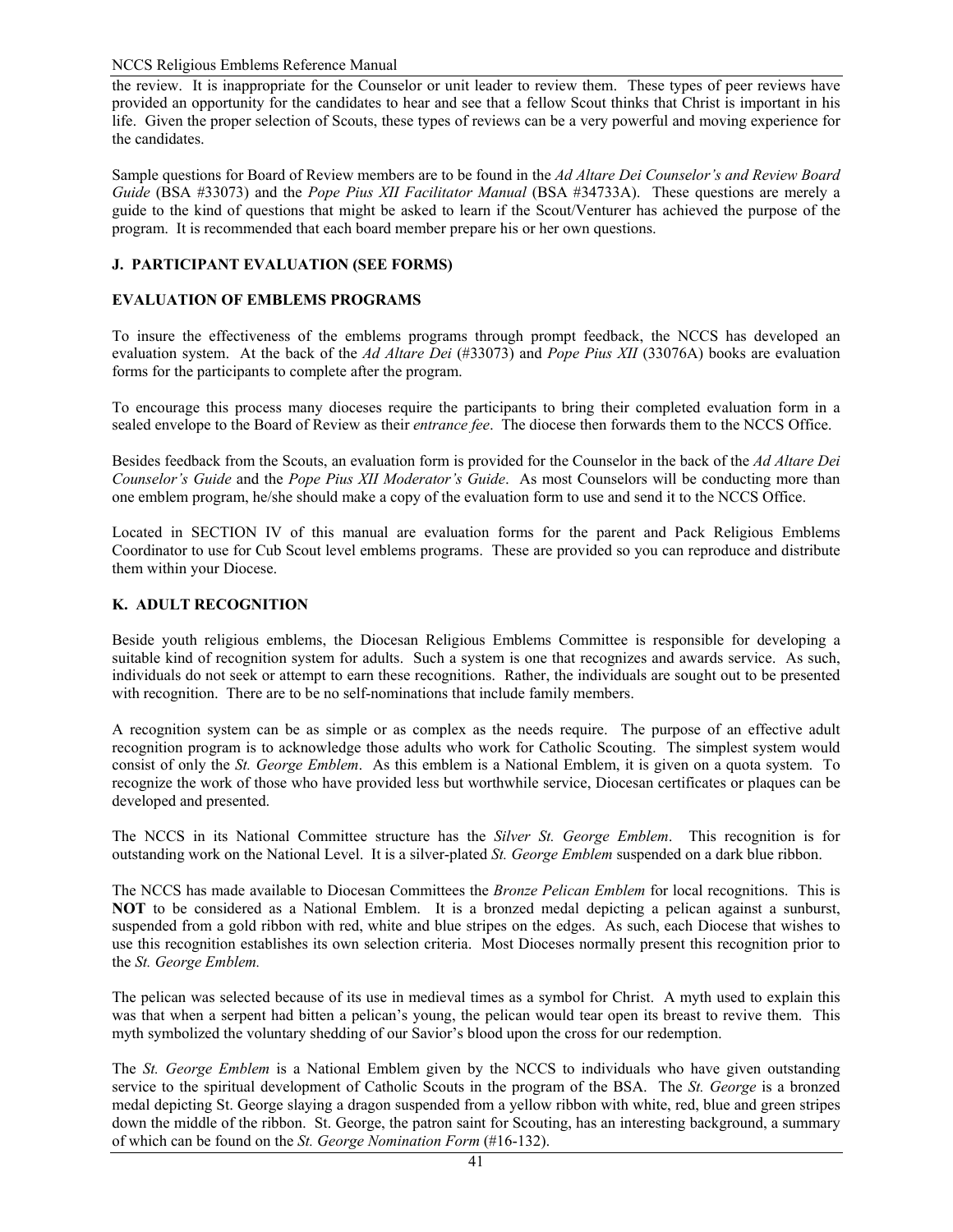the review. It is inappropriate for the Counselor or unit leader to review them. These types of peer reviews have provided an opportunity for the candidates to hear and see that a fellow Scout thinks that Christ is important in his life. Given the proper selection of Scouts, these types of reviews can be a very powerful and moving experience for the candidates.

Sample questions for Board of Review members are to be found in the *Ad Altare Dei Counselor's and Review Board Guide* (BSA #33073) and the *Pope Pius XII Facilitator Manual* (BSA #34733A). These questions are merely a guide to the kind of questions that might be asked to learn if the Scout/Venturer has achieved the purpose of the program. It is recommended that each board member prepare his or her own questions.

### J. PARTICIPANT EVALUATION (SEE FORMS)

### EVALUATION OF EMBLEMS PROGRAMS

To insure the effectiveness of the emblems programs through prompt feedback, the NCCS has developed an evaluation system. At the back of the *Ad Altare Dei* (#33073) and *Pope Pius XII* (33076A) books are evaluation forms for the participants to complete after the program.

To encourage this process many dioceses require the participants to bring their completed evaluation form in a sealed envelope to the Board of Review as their *entrance fee*. The diocese then forwards them to the NCCS Office.

Besides feedback from the Scouts, an evaluation form is provided for the Counselor in the back of the *Ad Altare Dei Counselor's Guide* and the *Pope Pius XII Moderator's Guide*. As most Counselors will be conducting more than one emblem program, he/she should make a copy of the evaluation form to use and send it to the NCCS Office.

Located in SECTION IV of this manual are evaluation forms for the parent and Pack Religious Emblems Coordinator to use for Cub Scout level emblems programs. These are provided so you can reproduce and distribute them within your Diocese.

### K. ADULT RECOGNITION

Beside youth religious emblems, the Diocesan Religious Emblems Committee is responsible for developing a suitable kind of recognition system for adults. Such a system is one that recognizes and awards service. As such, individuals do not seek or attempt to earn these recognitions. Rather, the individuals are sought out to be presented with recognition. There are to be no self-nominations that include family members.

A recognition system can be as simple or as complex as the needs require. The purpose of an effective adult recognition program is to acknowledge those adults who work for Catholic Scouting. The simplest system would consist of only the *St. George Emblem*. As this emblem is a National Emblem, it is given on a quota system. To recognize the work of those who have provided less but worthwhile service, Diocesan certificates or plaques can be developed and presented.

The NCCS in its National Committee structure has the *Silver St. George Emblem*. This recognition is for outstanding work on the National Level. It is a silver-plated *St. George Emblem* suspended on a dark blue ribbon.

The NCCS has made available to Diocesan Committees the *Bronze Pelican Emblem* for local recognitions. This is **NOT** to be considered as a National Emblem. It is a bronzed medal depicting a pelican against a sunburst, suspended from a gold ribbon with red, white and blue stripes on the edges. As such, each Diocese that wishes to use this recognition establishes its own selection criteria. Most Dioceses normally present this recognition prior to the *St. George Emblem.*

The pelican was selected because of its use in medieval times as a symbol for Christ. A myth used to explain this was that when a serpent had bitten a pelican's young, the pelican would tear open its breast to revive them. This myth symbolized the voluntary shedding of our Savior's blood upon the cross for our redemption.

The *St. George Emblem* is a National Emblem given by the NCCS to individuals who have given outstanding service to the spiritual development of Catholic Scouts in the program of the BSA. The *St. George* is a bronzed medal depicting St. George slaying a dragon suspended from a yellow ribbon with white, red, blue and green stripes down the middle of the ribbon. St. George, the patron saint for Scouting, has an interesting background, a summary of which can be found on the *St. George Nomination Form* (#16-132).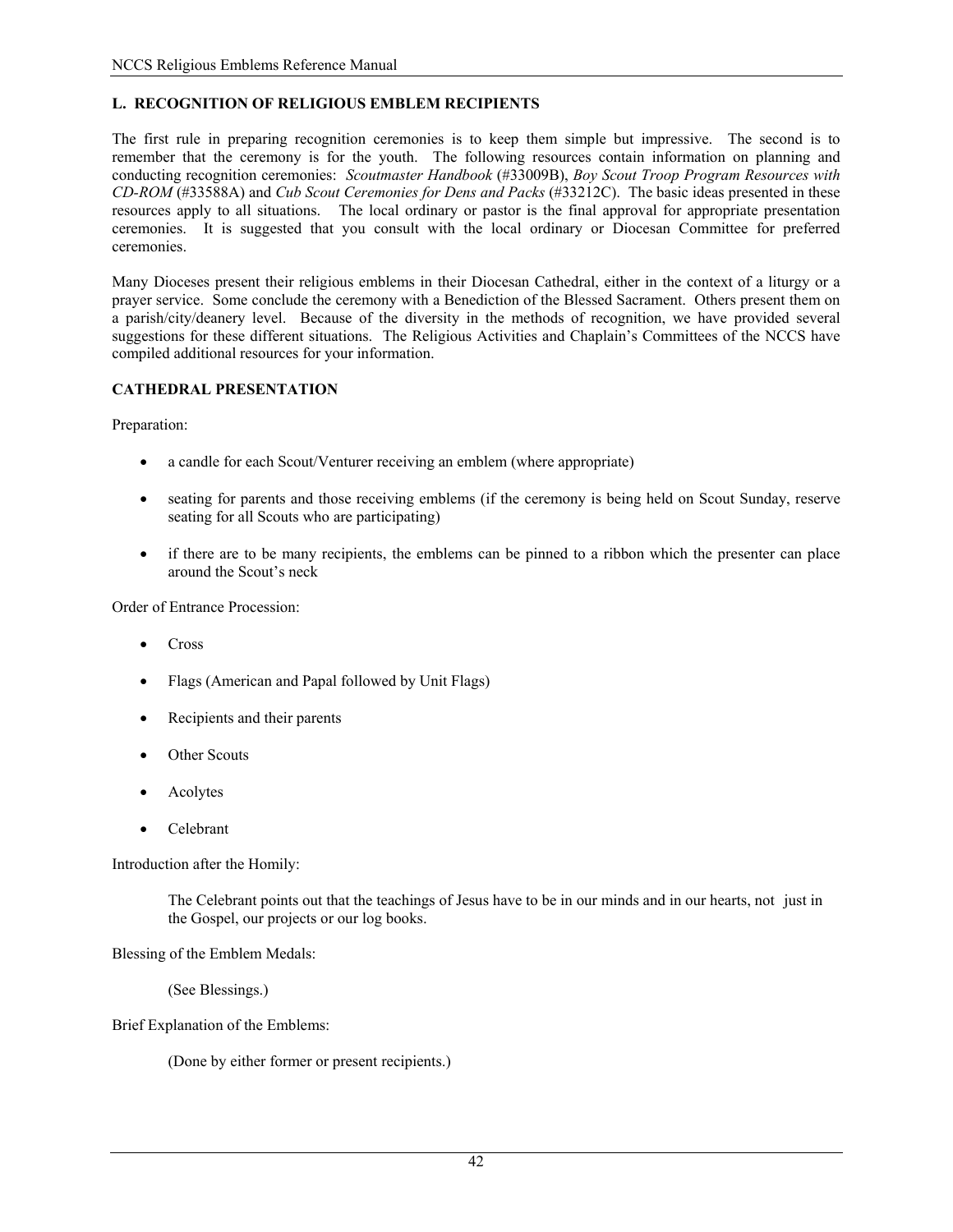## L. RECOGNITION OF RELIGIOUS EMBLEM RECIPIENTS

The first rule in preparing recognition ceremonies is to keep them simple but impressive. The second is to remember that the ceremony is for the youth. The following resources contain information on planning and conducting recognition ceremonies: *Scoutmaster Handbook* (#33009B), *Boy Scout Troop Program Resources with CD-ROM* (#33588A) and *Cub Scout Ceremonies for Dens and Packs* (#33212C). The basic ideas presented in these resources apply to all situations. The local ordinary or pastor is the final approval for appropriate presentation ceremonies. It is suggested that you consult with the local ordinary or Diocesan Committee for preferred ceremonies.

Many Dioceses present their religious emblems in their Diocesan Cathedral, either in the context of a liturgy or a prayer service. Some conclude the ceremony with a Benediction of the Blessed Sacrament. Others present them on a parish/city/deanery level. Because of the diversity in the methods of recognition, we have provided several suggestions for these different situations. The Religious Activities and Chaplain's Committees of the NCCS have compiled additional resources for your information.

### CATHEDRAL PRESENTATION

Preparation:

- a candle for each Scout/Venturer receiving an emblem (where appropriate)
- seating for parents and those receiving emblems (if the ceremony is being held on Scout Sunday, reserve seating for all Scouts who are participating)
- if there are to be many recipients, the emblems can be pinned to a ribbon which the presenter can place around the Scout's neck

Order of Entrance Procession:

- Cross
- Flags (American and Papal followed by Unit Flags)
- Recipients and their parents
- Other Scouts
- Acolytes
- Celebrant

Introduction after the Homily:

> The Celebrant points out that the teachings of Jesus have to be in our minds and in our hearts, not just in the Gospel, our projects or our log books.

Blessing of the Emblem Medals:

> (See Blessings.)

Brief Explanation of the Emblems:

> (Done by either former or present recipients.)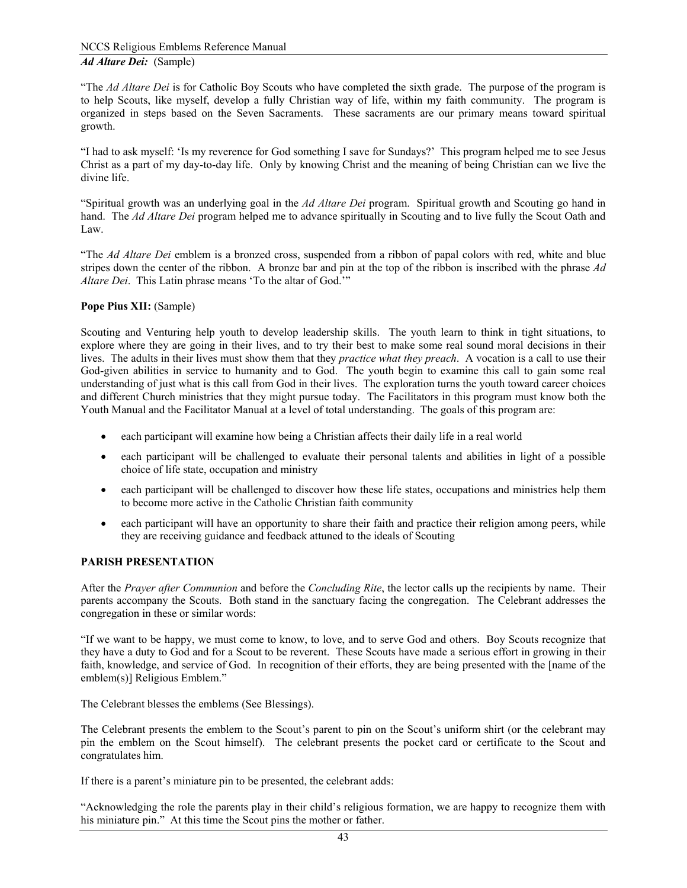*Ad Altare Dei:* (Sample)

"The *Ad Altare Dei* is for Catholic Boy Scouts who have completed the sixth grade. The purpose of the program is to help Scouts, like myself, develop a fully Christian way of life, within my faith community. The program is organized in steps based on the Seven Sacraments. These sacraments are our primary means toward spiritual growth.

"I had to ask myself: 'Is my reverence for God something I save for Sundays?' This program helped me to see Jesus Christ as a part of my day-to-day life. Only by knowing Christ and the meaning of being Christian can we live the divine life.

"Spiritual growth was an underlying goal in the *Ad Altare Dei* program. Spiritual growth and Scouting go hand in hand. The *Ad Altare Dei* program helped me to advance spiritually in Scouting and to live fully the Scout Oath and Law.

"The *Ad Altare Dei* emblem is a bronzed cross, suspended from a ribbon of papal colors with red, white and blue stripes down the center of the ribbon. A bronze bar and pin at the top of the ribbon is inscribed with the phrase *Ad Altare Dei*. This Latin phrase means 'To the altar of God.'"

**Pope Pius XII:** (Sample)

Scouting and Venturing help youth to develop leadership skills. The youth learn to think in tight situations, to explore where they are going in their lives, and to try their best to make some real sound moral decisions in their lives. The adults in their lives must show them that they *practice what they preach*. A vocation is a call to use their God-given abilities in service to humanity and to God. The youth begin to examine this call to gain some real understanding of just what is this call from God in their lives. The exploration turns the youth toward career choices and different Church ministries that they might pursue today. The Facilitators in this program must know both the Youth Manual and the Facilitator Manual at a level of total understanding. The goals of this program are:

- each participant will examine how being a Christian affects their daily life in a real world
- each participant will be challenged to evaluate their personal talents and abilities in light of a possible choice of life state, occupation and ministry
- each participant will be challenged to discover how these life states, occupations and ministries help them to become more active in the Catholic Christian faith community
- each participant will have an opportunity to share their faith and practice their religion among peers, while they are receiving guidance and feedback attuned to the ideals of Scouting

**PARISH PRESENTATION**

After the *Prayer after Communion* and before the *Concluding Rite*, the lector calls up the recipients by name. Their parents accompany the Scouts. Both stand in the sanctuary facing the congregation. The Celebrant addresses the congregation in these or similar words:

"If we want to be happy, we must come to know, to love, and to serve God and others. Boy Scouts recognize that they have a duty to God and for a Scout to be reverent. These Scouts have made a serious effort in growing in their faith, knowledge, and service of God. In recognition of their efforts, they are being presented with the [name of the emblem(s)] Religious Emblem."

The Celebrant blesses the emblems (See Blessings).

The Celebrant presents the emblem to the Scout's parent to pin on the Scout's uniform shirt (or the celebrant may pin the emblem on the Scout himself). The celebrant presents the pocket card or certificate to the Scout and congratulates him.

If there is a parent's miniature pin to be presented, the celebrant adds:

"Acknowledging the role the parents play in their child's religious formation, we are happy to recognize them with his miniature pin." At this time the Scout pins the mother or father.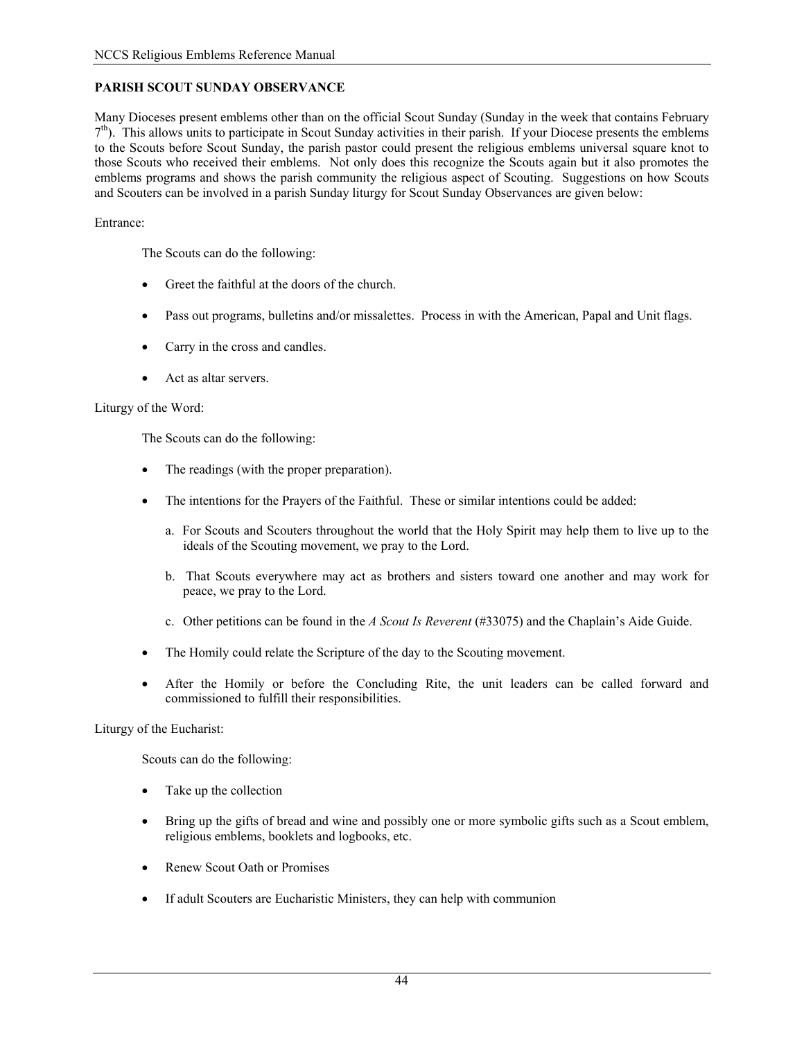## PARISH SCOUT SUNDAY OBSERVANCE

Many Dioceses present emblems other than on the official Scout Sunday (Sunday in the week that contains February 7th). This allows units to participate in Scout Sunday activities in their parish. If your Diocese presents the emblems to the Scouts before Scout Sunday, the parish pastor could present the religious emblems universal square knot to those Scouts who received their emblems. Not only does this recognize the Scouts again but it also promotes the emblems programs and shows the parish community the religious aspect of Scouting. Suggestions on how Scouts and Scouters can be involved in a parish Sunday liturgy for Scout Sunday Observances are given below:

Entrance:

The Scouts can do the following:

- Greet the faithful at the doors of the church.
- Pass out programs, bulletins and/or missalettes. Process in with the American, Papal and Unit flags.
- Carry in the cross and candles.
- Act as altar servers.

Liturgy of the Word:

The Scouts can do the following:

- The readings (with the proper preparation).
- The intentions for the Prayers of the Faithful. These or similar intentions could be added:
  a. For Scouts and Scouters throughout the world that the Holy Spirit may help them to live up to the ideals of the Scouting movement, we pray to the Lord.
  b. That Scouts everywhere may act as brothers and sisters toward one another and may work for peace, we pray to the Lord.
  c. Other petitions can be found in the *A Scout Is Reverent* (#33075) and the Chaplain's Aide Guide.
- The Homily could relate the Scripture of the day to the Scouting movement.
- After the Homily or before the Concluding Rite, the unit leaders can be called forward and commissioned to fulfill their responsibilities.

Liturgy of the Eucharist:

Scouts can do the following:

- Take up the collection
- Bring up the gifts of bread and wine and possibly one or more symbolic gifts such as a Scout emblem, religious emblems, booklets and logbooks, etc.
- Renew Scout Oath or Promises
- If adult Scouters are Eucharistic Ministers, they can help with communion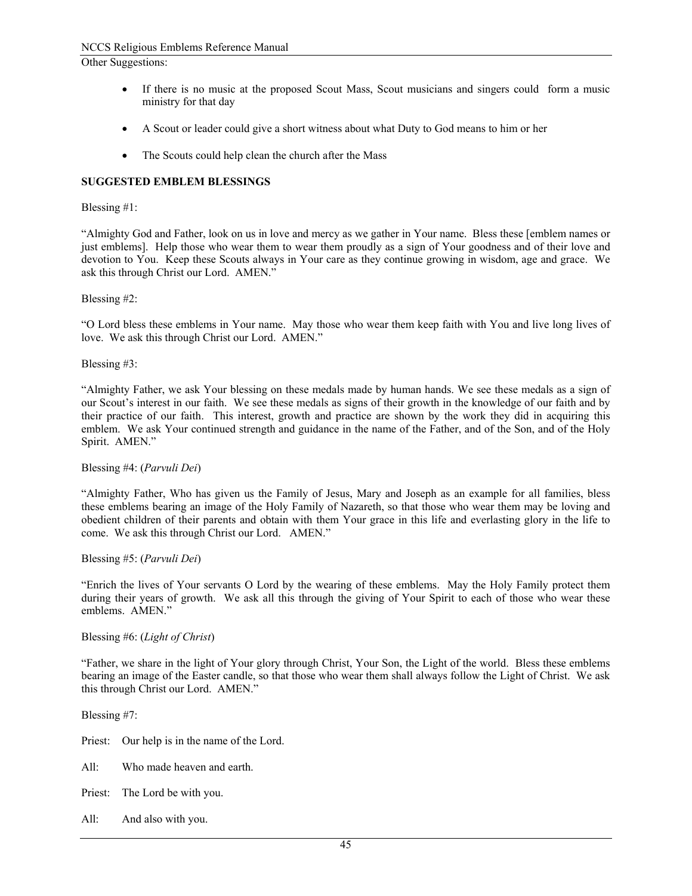Other Suggestions:

- If there is no music at the proposed Scout Mass, Scout musicians and singers could form a music ministry for that day
- A Scout or leader could give a short witness about what Duty to God means to him or her
- The Scouts could help clean the church after the Mass

**SUGGESTED EMBLEM BLESSINGS**

Blessing #1:

"Almighty God and Father, look on us in love and mercy as we gather in Your name. Bless these [emblem names or just emblems]. Help those who wear them to wear them proudly as a sign of Your goodness and of their love and devotion to You. Keep these Scouts always in Your care as they continue growing in wisdom, age and grace. We ask this through Christ our Lord. AMEN."

Blessing #2:

"O Lord bless these emblems in Your name. May those who wear them keep faith with You and live long lives of love. We ask this through Christ our Lord. AMEN."

Blessing #3:

"Almighty Father, we ask Your blessing on these medals made by human hands. We see these medals as a sign of our Scout's interest in our faith. We see these medals as signs of their growth in the knowledge of our faith and by their practice of our faith. This interest, growth and practice are shown by the work they did in acquiring this emblem. We ask Your continued strength and guidance in the name of the Father, and of the Son, and of the Holy Spirit. AMEN."

Blessing #4: (*Parvuli Dei*)

"Almighty Father, Who has given us the Family of Jesus, Mary and Joseph as an example for all families, bless these emblems bearing an image of the Holy Family of Nazareth, so that those who wear them may be loving and obedient children of their parents and obtain with them Your grace in this life and everlasting glory in the life to come. We ask this through Christ our Lord. AMEN."

Blessing #5: (*Parvuli Dei*)

"Enrich the lives of Your servants O Lord by the wearing of these emblems. May the Holy Family protect them during their years of growth. We ask all this through the giving of Your Spirit to each of those who wear these emblems. AMEN."

Blessing #6: (*Light of Christ*)

"Father, we share in the light of Your glory through Christ, Your Son, the Light of the world. Bless these emblems bearing an image of the Easter candle, so that those who wear them shall always follow the Light of Christ. We ask this through Christ our Lord. AMEN."

Blessing #7:

Priest: Our help is in the name of the Lord.

All: Who made heaven and earth.

Priest: The Lord be with you.

All: And also with you.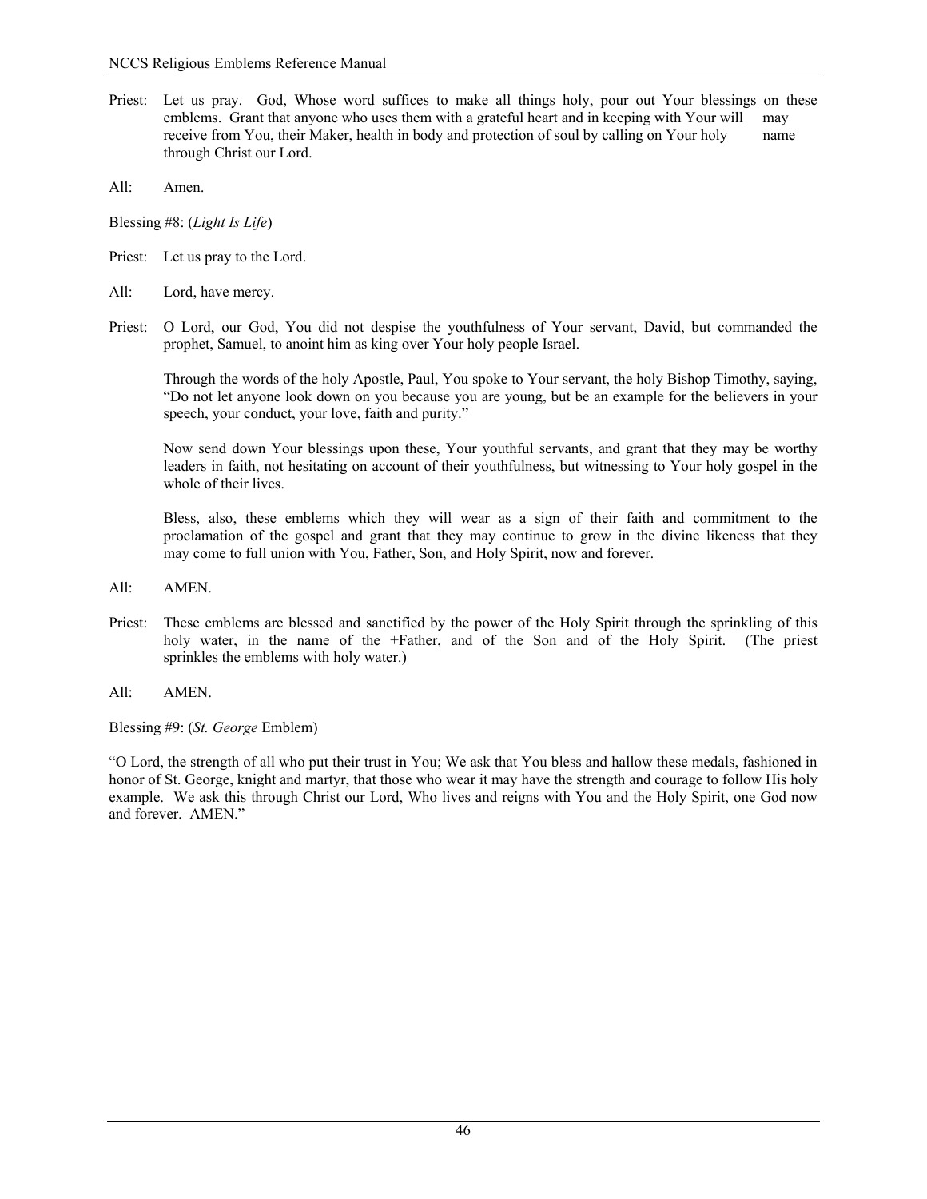Priest: Let us pray. God, Whose word suffices to make all things holy, pour out Your blessings on these emblems. Grant that anyone who uses them with a grateful heart and in keeping with Your will may receive from You, their Maker, health in body and protection of soul by calling on Your holy name through Christ our Lord.

All: Amen.

Blessing #8: (*Light Is Life*)

Priest: Let us pray to the Lord.

All: Lord, have mercy.

Priest: O Lord, our God, You did not despise the youthfulness of Your servant, David, but commanded the prophet, Samuel, to anoint him as king over Your holy people Israel.

Through the words of the holy Apostle, Paul, You spoke to Your servant, the holy Bishop Timothy, saying, "Do not let anyone look down on you because you are young, but be an example for the believers in your speech, your conduct, your love, faith and purity."

Now send down Your blessings upon these, Your youthful servants, and grant that they may be worthy leaders in faith, not hesitating on account of their youthfulness, but witnessing to Your holy gospel in the whole of their lives.

Bless, also, these emblems which they will wear as a sign of their faith and commitment to the proclamation of the gospel and grant that they may continue to grow in the divine likeness that they may come to full union with You, Father, Son, and Holy Spirit, now and forever.

All: AMEN.

Priest: These emblems are blessed and sanctified by the power of the Holy Spirit through the sprinkling of this holy water, in the name of the +Father, and of the Son and of the Holy Spirit. (The priest sprinkles the emblems with holy water.)

All: AMEN.

Blessing #9: (*St. George* Emblem)

"O Lord, the strength of all who put their trust in You; We ask that You bless and hallow these medals, fashioned in honor of St. George, knight and martyr, that those who wear it may have the strength and courage to follow His holy example. We ask this through Christ our Lord, Who lives and reigns with You and the Holy Spirit, one God now and forever. AMEN."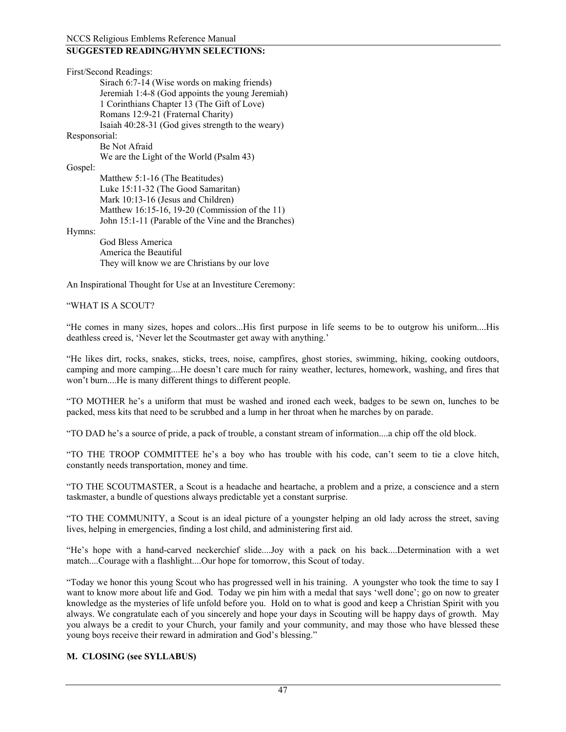**SUGGESTED READING/HYMN SELECTIONS:**

First/Second Readings:

- Sirach 6:7-14 (Wise words on making friends)
- Jeremiah 1:4-8 (God appoints the young Jeremiah)
- 1 Corinthians Chapter 13 (The Gift of Love)
- Romans 12:9-21 (Fraternal Charity)
- Isaiah 40:28-31 (God gives strength to the weary)

Responsorial:

- Be Not Afraid
- We are the Light of the World (Psalm 43)

Gospel:

- Matthew 5:1-16 (The Beatitudes)
- Luke 15:11-32 (The Good Samaritan)
- Mark 10:13-16 (Jesus and Children)
- Matthew 16:15-16, 19-20 (Commission of the 11)
- John 15:1-11 (Parable of the Vine and the Branches)

Hymns:

- God Bless America
- America the Beautiful
- They will know we are Christians by our love

An Inspirational Thought for Use at an Investiture Ceremony:

"WHAT IS A SCOUT?

"He comes in many sizes, hopes and colors...His first purpose in life seems to be to outgrow his uniform....His deathless creed is, 'Never let the Scoutmaster get away with anything.'

"He likes dirt, rocks, snakes, sticks, trees, noise, campfires, ghost stories, swimming, hiking, cooking outdoors, camping and more camping....He doesn't care much for rainy weather, lectures, homework, washing, and fires that won't burn....He is many different things to different people.

"TO MOTHER he's a uniform that must be washed and ironed each week, badges to be sewn on, lunches to be packed, mess kits that need to be scrubbed and a lump in her throat when he marches by on parade.

"TO DAD he's a source of pride, a pack of trouble, a constant stream of information....a chip off the old block.

"TO THE TROOP COMMITTEE he's a boy who has trouble with his code, can't seem to tie a clove hitch, constantly needs transportation, money and time.

"TO THE SCOUTMASTER, a Scout is a headache and heartache, a problem and a prize, a conscience and a stern taskmaster, a bundle of questions always predictable yet a constant surprise.

"TO THE COMMUNITY, a Scout is an ideal picture of a youngster helping an old lady across the street, saving lives, helping in emergencies, finding a lost child, and administering first aid.

"He's hope with a hand-carved neckerchief slide....Joy with a pack on his back....Determination with a wet match....Courage with a flashlight....Our hope for tomorrow, this Scout of today.

"Today we honor this young Scout who has progressed well in his training. A youngster who took the time to say I want to know more about life and God. Today we pin him with a medal that says 'well done'; go on now to greater knowledge as the mysteries of life unfold before you. Hold on to what is good and keep a Christian Spirit with you always. We congratulate each of you sincerely and hope your days in Scouting will be happy days of growth. May you always be a credit to your Church, your family and your community, and may those who have blessed these young boys receive their reward in admiration and God's blessing."

**M. CLOSING (see SYLLABUS)**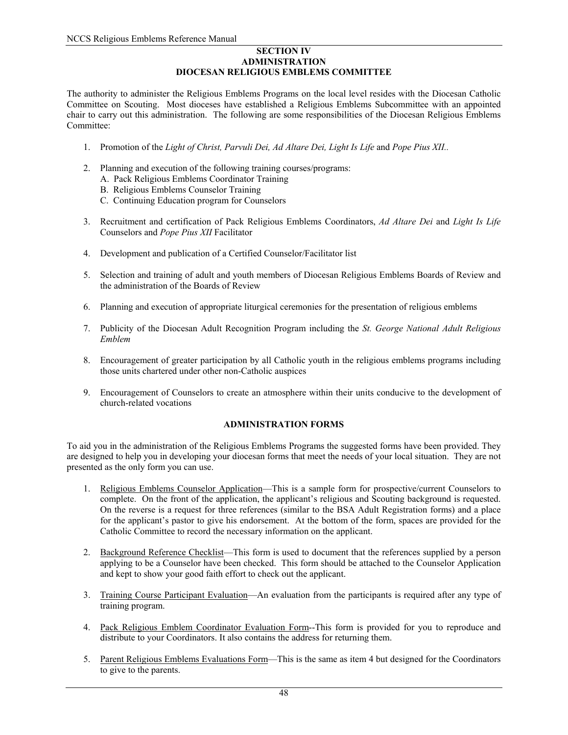# SECTION IV
## ADMINISTRATION
## DIOCESAN RELIGIOUS EMBLEMS COMMITTEE

The authority to administer the Religious Emblems Programs on the local level resides with the Diocesan Catholic Committee on Scouting. Most dioceses have established a Religious Emblems Subcommittee with an appointed chair to carry out this administration. The following are some responsibilities of the Diocesan Religious Emblems Committee:

1. Promotion of the *Light of Christ, Parvuli Dei, Ad Altare Dei, Light Is Life* and *Pope Pius XII..*

2. Planning and execution of the following training courses/programs:
   A. Pack Religious Emblems Coordinator Training
   B. Religious Emblems Counselor Training
   C. Continuing Education program for Counselors

3. Recruitment and certification of Pack Religious Emblems Coordinators, *Ad Altare Dei* and *Light Is Life* Counselors and *Pope Pius XII* Facilitator

4. Development and publication of a Certified Counselor/Facilitator list

5. Selection and training of adult and youth members of Diocesan Religious Emblems Boards of Review and the administration of the Boards of Review

6. Planning and execution of appropriate liturgical ceremonies for the presentation of religious emblems

7. Publicity of the Diocesan Adult Recognition Program including the *St. George National Adult Religious Emblem*

8. Encouragement of greater participation by all Catholic youth in the religious emblems programs including those units chartered under other non-Catholic auspices

9. Encouragement of Counselors to create an atmosphere within their units conducive to the development of church-related vocations

## ADMINISTRATION FORMS

To aid you in the administration of the Religious Emblems Programs the suggested forms have been provided. They are designed to help you in developing your diocesan forms that meet the needs of your local situation. They are not presented as the only form you can use.

1. <u>Religious Emblems Counselor Application</u>—This is a sample form for prospective/current Counselors to complete. On the front of the application, the applicant's religious and Scouting background is requested. On the reverse is a request for three references (similar to the BSA Adult Registration forms) and a place for the applicant's pastor to give his endorsement. At the bottom of the form, spaces are provided for the Catholic Committee to record the necessary information on the applicant.

2. <u>Background Reference Checklist</u>—This form is used to document that the references supplied by a person applying to be a Counselor have been checked. This form should be attached to the Counselor Application and kept to show your good faith effort to check out the applicant.

3. <u>Training Course Participant Evaluation</u>—An evaluation from the participants is required after any type of training program.

4. <u>Pack Religious Emblem Coordinator Evaluation Form</u>--This form is provided for you to reproduce and distribute to your Coordinators. It also contains the address for returning them.

5. <u>Parent Religious Emblems Evaluations Form</u>—This is the same as item 4 but designed for the Coordinators to give to the parents.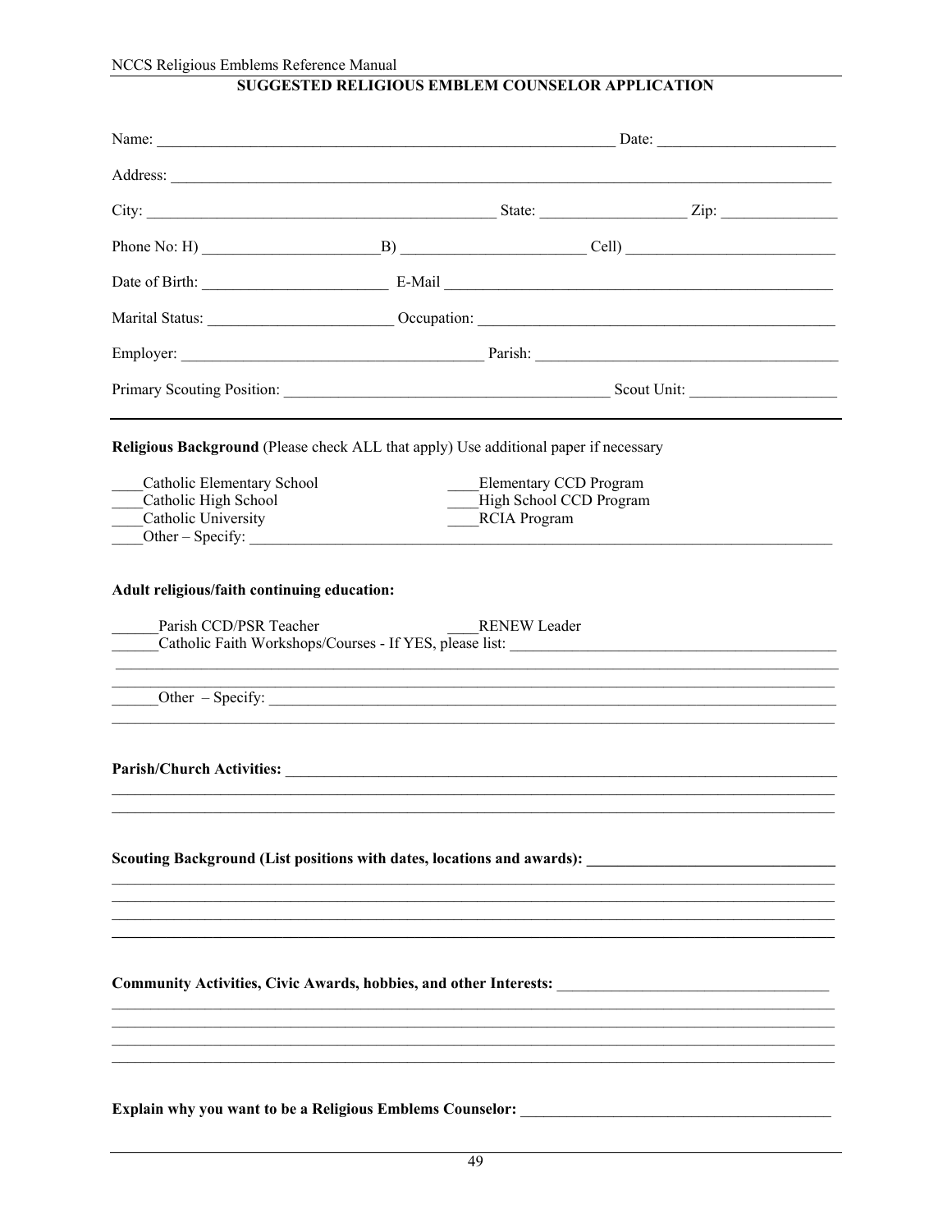## SUGGESTED RELIGIOUS EMBLEM COUNSELOR APPLICATION

Name: ____________________________________________ Date: ____________________

Address: ______________________________________________________________________

City: ________________________________ State: _______________ Zip: _____________

Phone No: H) ___________________ B) ___________________ Cell) ___________________

Date of Birth: ___________________ E-Mail ____________________________________

Marital Status: ___________________ Occupation: _______________________________

Employer: ______________________________ Parish: _______________________________

Primary Scouting Position: ______________________________ Scout Unit: ______________

---

**Religious Background** (Please check ALL that apply) Use additional paper if necessary

____Catholic Elementary School
____Catholic High School
____Catholic University
____Elementary CCD Program
____High School CCD Program
____RCIA Program
____Other – Specify: ___________________________________________________________

**Adult religious/faith continuing education:**

______Parish CCD/PSR Teacher
____RENEW Leader
______Catholic Faith Workshops/Courses - If YES, please list: ______________________________

______________________________________________________________________________

______Other – Specify: _________________________________________________________

______________________________________________________________________________

**Parish/Church Activities:** ____________________________________________________

______________________________________________________________________________

______________________________________________________________________________

**Scouting Background (List positions with dates, locations and awards):** ________________

______________________________________________________________________________

______________________________________________________________________________

______________________________________________________________________________

______________________________________________________________________________

**Community Activities, Civic Awards, hobbies, and other Interests:** ____________________

______________________________________________________________________________

______________________________________________________________________________

______________________________________________________________________________

______________________________________________________________________________

**Explain why you want to be a Religious Emblems Counselor:** ___________________________

______________________________________________________________________________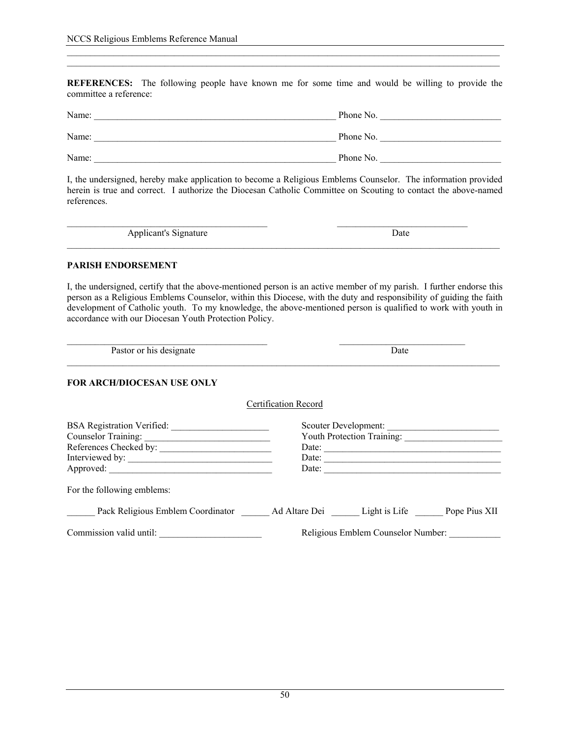**REFERENCES:** The following people have known me for some time and would be willing to provide the committee a reference:

Name: ______________________________________________________ Phone No. __________________________

Name: ______________________________________________________ Phone No. __________________________

Name: ______________________________________________________ Phone No. __________________________

I, the undersigned, hereby make application to become a Religious Emblems Counselor. The information provided herein is true and correct. I authorize the Diocesan Catholic Committee on Scouting to contact the above-named references.

_____________________________________________ _____________________________

Applicant's Signature Date

**PARISH ENDORSEMENT**

I, the undersigned, certify that the above-mentioned person is an active member of my parish. I further endorse this person as a Religious Emblems Counselor, within this Diocese, with the duty and responsibility of guiding the faith development of Catholic youth. To my knowledge, the above-mentioned person is qualified to work with youth in accordance with our Diocesan Youth Protection Policy.

_____________________________________________ ____________________________

Pastor or his designate Date

**FOR ARCH/DIOCESAN USE ONLY**

Certification Record

BSA Registration Verified: ______________________ Scouter Development: _________________________

Counselor Training: ____________________________ Youth Protection Training: ______________________

References Checked by: _________________________ Date: ________________________________________

Interviewed by: _______________________________ Date: ________________________________________

Approved: ___________________________________ Date: ________________________________________

For the following emblems:

______ Pack Religious Emblem Coordinator ______ Ad Altare Dei ______ Light is Life ______ Pope Pius XII

Commission valid until: ______________________ Religious Emblem Counselor Number: ___________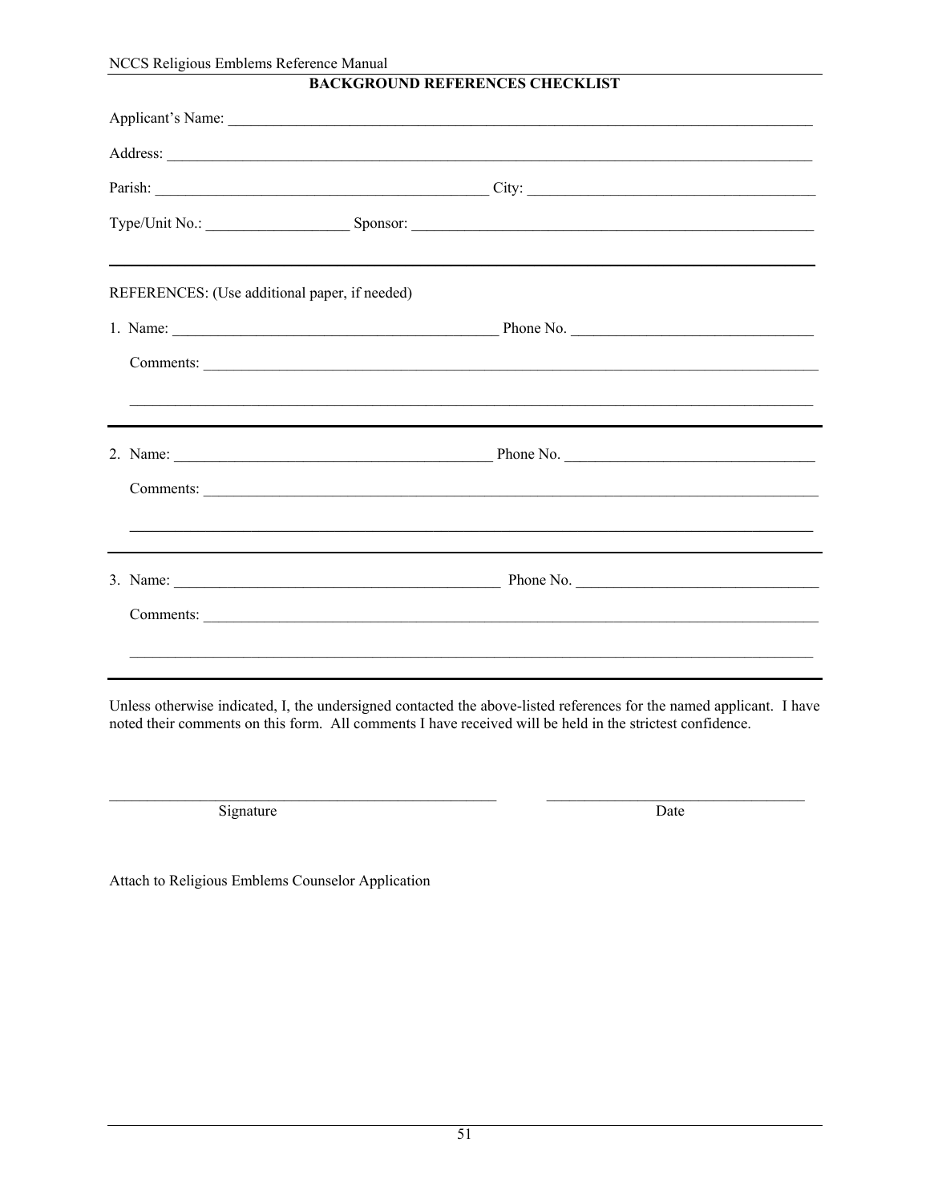## BACKGROUND REFERENCES CHECKLIST

Applicant's Name: ______________________________________________________________________________

Address: ______________________________________________________________________________________

Parish: ____________________________________________ City: ______________________________________

Type/Unit No.: ___________________ Sponsor: ____________________________________________________

---

REFERENCES: (Use additional paper, if needed)

1. Name: ___________________________________________ Phone No. _______________________________

   Comments: ___________________________________________________________________________________

   _____________________________________________________________________________________________

---

2. Name: ___________________________________________ Phone No. _______________________________

   Comments: ___________________________________________________________________________________

   _____________________________________________________________________________________________

---

3. Name: ___________________________________________ Phone No. _______________________________

   Comments: ___________________________________________________________________________________

   _____________________________________________________________________________________________

---

Unless otherwise indicated, I, the undersigned contacted the above-listed references for the named applicant. I have noted their comments on this form. All comments I have received will be held in the strictest confidence.

_______________________________________________ &nbsp;&nbsp;&nbsp;&nbsp; _________________________________

Signature &nbsp;&nbsp;&nbsp;&nbsp;&nbsp;&nbsp;&nbsp;&nbsp;&nbsp;&nbsp;&nbsp;&nbsp;&nbsp;&nbsp;&nbsp;&nbsp;&nbsp;&nbsp;&nbsp;&nbsp;&nbsp;&nbsp;&nbsp;&nbsp;&nbsp;&nbsp;&nbsp;&nbsp;&nbsp;&nbsp;&nbsp;&nbsp;&nbsp;&nbsp;&nbsp;&nbsp;&nbsp;&nbsp;&nbsp;&nbsp; Date

Attach to Religious Emblems Counselor Application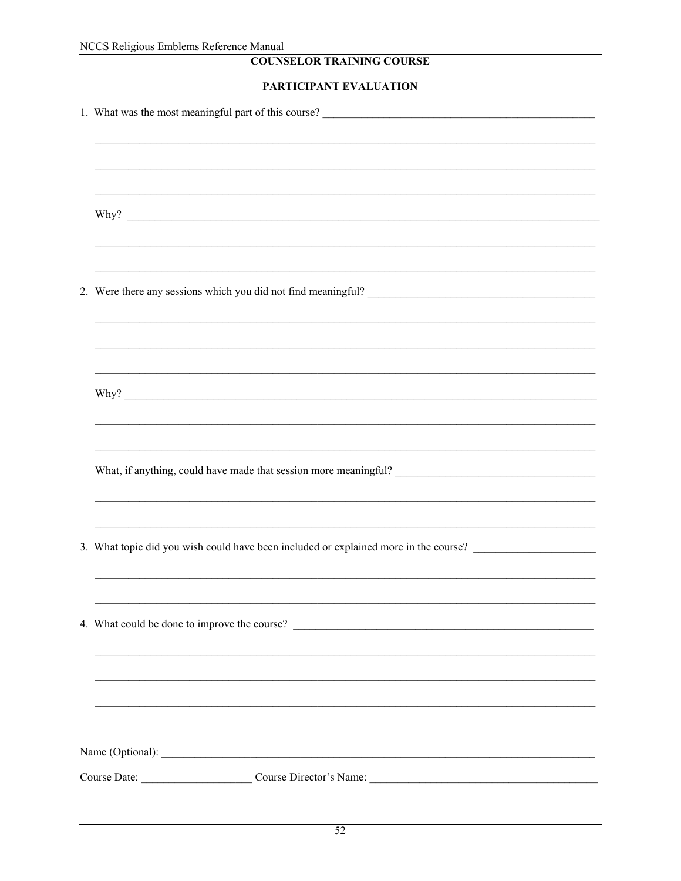## COUNSELOR TRAINING COURSE

### PARTICIPANT EVALUATION

1. What was the most meaningful part of this course? ______________________________________________

______________________________________________________________________________

______________________________________________________________________________

______________________________________________________________________________

   Why? ___________________________________________________________________________

______________________________________________________________________________

______________________________________________________________________________

2. Were there any sessions which you did not find meaningful? ______________________________________

______________________________________________________________________________

______________________________________________________________________________

______________________________________________________________________________

   Why? ___________________________________________________________________________

______________________________________________________________________________

______________________________________________________________________________

   What, if anything, could have made that session more meaningful? ___________________________________

______________________________________________________________________________

______________________________________________________________________________

3. What topic did you wish could have been included or explained more in the course? _____________________

______________________________________________________________________________

______________________________________________________________________________

4. What could be done to improve the course? _____________________________________________________

______________________________________________________________________________

______________________________________________________________________________

______________________________________________________________________________

Name (Optional): _____________________________________________________________________

Course Date: ____________________ Course Director's Name: _________________________________________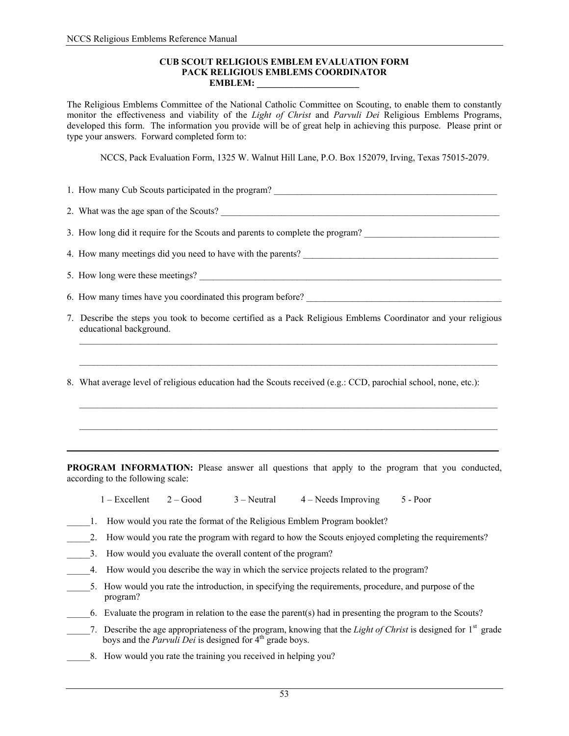**CUB SCOUT RELIGIOUS EMBLEM EVALUATION FORM**
**PACK RELIGIOUS EMBLEMS COORDINATOR**
**EMBLEM: ______________________**

The Religious Emblems Committee of the National Catholic Committee on Scouting, to enable them to constantly monitor the effectiveness and viability of the *Light of Christ* and *Parvuli Dei* Religious Emblems Programs, developed this form. The information you provide will be of great help in achieving this purpose. Please print or type your answers. Forward completed form to:

NCCS, Pack Evaluation Form, 1325 W. Walnut Hill Lane, P.O. Box 152079, Irving, Texas 75015-2079.

1. How many Cub Scouts participated in the program? ___________________________________________________

2. What was the age span of the Scouts? _________________________________________________________________

3. How long did it require for the Scouts and parents to complete the program? ______________________________

4. How many meetings did you need to have with the parents? ____________________________________________

5. How long were these meetings? ____________________________________________________________________

6. How many times have you coordinated this program before? ____________________________________________

7. Describe the steps you took to become certified as a Pack Religious Emblems Coordinator and your religious educational background.

   _________________________________________________________________________________________________

   _________________________________________________________________________________________________

8. What average level of religious education had the Scouts received (e.g.: CCD, parochial school, none, etc.):

   _________________________________________________________________________________________________

   _________________________________________________________________________________________________

---

**PROGRAM INFORMATION:** Please answer all questions that apply to the program that you conducted, according to the following scale:

1 – Excellent 2 – Good 3 – Neutral 4 – Needs Improving 5 - Poor

_____1. How would you rate the format of the Religious Emblem Program booklet?

_____2. How would you rate the program with regard to how the Scouts enjoyed completing the requirements?

_____3. How would you evaluate the overall content of the program?

_____4. How would you describe the way in which the service projects related to the program?

_____5. How would you rate the introduction, in specifying the requirements, procedure, and purpose of the program?

_____6. Evaluate the program in relation to the ease the parent(s) had in presenting the program to the Scouts?

_____7. Describe the age appropriateness of the program, knowing that the *Light of Christ* is designed for 1st grade boys and the *Parvuli Dei* is designed for 4th grade boys.

_____8. How would you rate the training you received in helping you?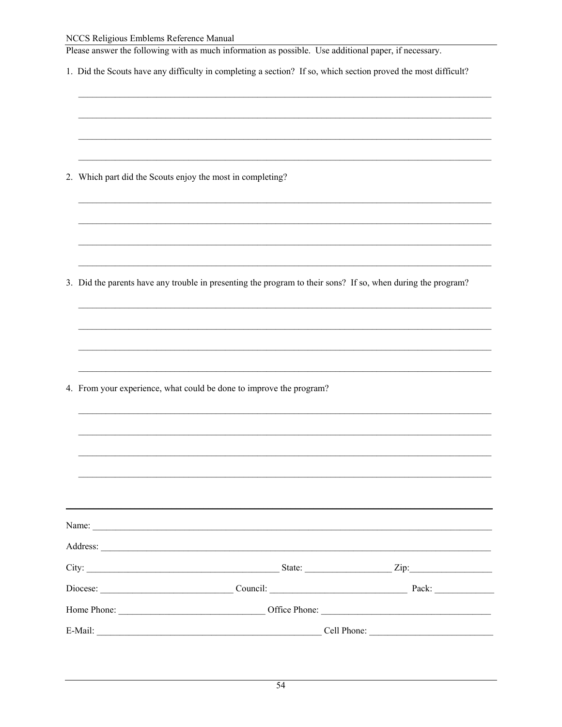Please answer the following with as much information as possible. Use additional paper, if necessary.

1. Did the Scouts have any difficulty in completing a section? If so, which section proved the most difficult?

______________________________________________________________________________

______________________________________________________________________________

______________________________________________________________________________

______________________________________________________________________________

2. Which part did the Scouts enjoy the most in completing?

______________________________________________________________________________

______________________________________________________________________________

______________________________________________________________________________

______________________________________________________________________________

3. Did the parents have any trouble in presenting the program to their sons? If so, when during the program?

______________________________________________________________________________

______________________________________________________________________________

______________________________________________________________________________

______________________________________________________________________________

4. From your experience, what could be done to improve the program?

______________________________________________________________________________

______________________________________________________________________________

______________________________________________________________________________

______________________________________________________________________________

---

Name: ______________________________________________________________________

Address: ____________________________________________________________________

City: ________________________________ State: ______________ Zip: ______________

Diocese: ______________________ Council: ________________________ Pack: __________

Home Phone: _________________________ Office Phone: ______________________________

E-Mail: ________________________________________ Cell Phone: _____________________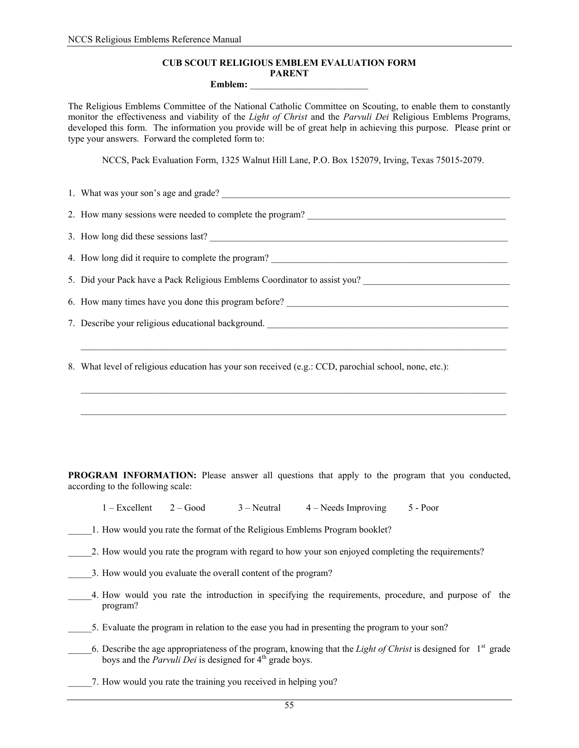**CUB SCOUT RELIGIOUS EMBLEM EVALUATION FORM**
**PARENT**
**Emblem:** _________________________

The Religious Emblems Committee of the National Catholic Committee on Scouting, to enable them to constantly monitor the effectiveness and viability of the *Light of Christ* and the *Parvuli Dei* Religious Emblems Programs, developed this form. The information you provide will be of great help in achieving this purpose. Please print or type your answers. Forward the completed form to:

NCCS, Pack Evaluation Form, 1325 Walnut Hill Lane, P.O. Box 152079, Irving, Texas 75015-2079.

1. What was your son's age and grade? ____________________________________________________________

2. How many sessions were needed to complete the program? _________________________________________

3. How long did these sessions last? ____________________________________________________________

4. How long did it require to complete the program? _______________________________________________

5. Did your Pack have a Pack Religious Emblems Coordinator to assist you? ____________________________

6. How many times have you done this program before? ____________________________________________

7. Describe your religious educational background. ________________________________________________

   ______________________________________________________________________________________

8. What level of religious education has your son received (e.g.: CCD, parochial school, none, etc.):

   ______________________________________________________________________________________

   ______________________________________________________________________________________

**PROGRAM INFORMATION:** Please answer all questions that apply to the program that you conducted, according to the following scale:

1 – Excellent  2 – Good  3 – Neutral  4 – Needs Improving  5 - Poor

_____1. How would you rate the format of the Religious Emblems Program booklet?

_____2. How would you rate the program with regard to how your son enjoyed completing the requirements?

_____3. How would you evaluate the overall content of the program?

_____4. How would you rate the introduction in specifying the requirements, procedure, and purpose of the program?

_____5. Evaluate the program in relation to the ease you had in presenting the program to your son?

_____6. Describe the age appropriateness of the program, knowing that the *Light of Christ* is designed for 1st grade boys and the *Parvuli Dei* is designed for 4th grade boys.

_____7. How would you rate the training you received in helping you?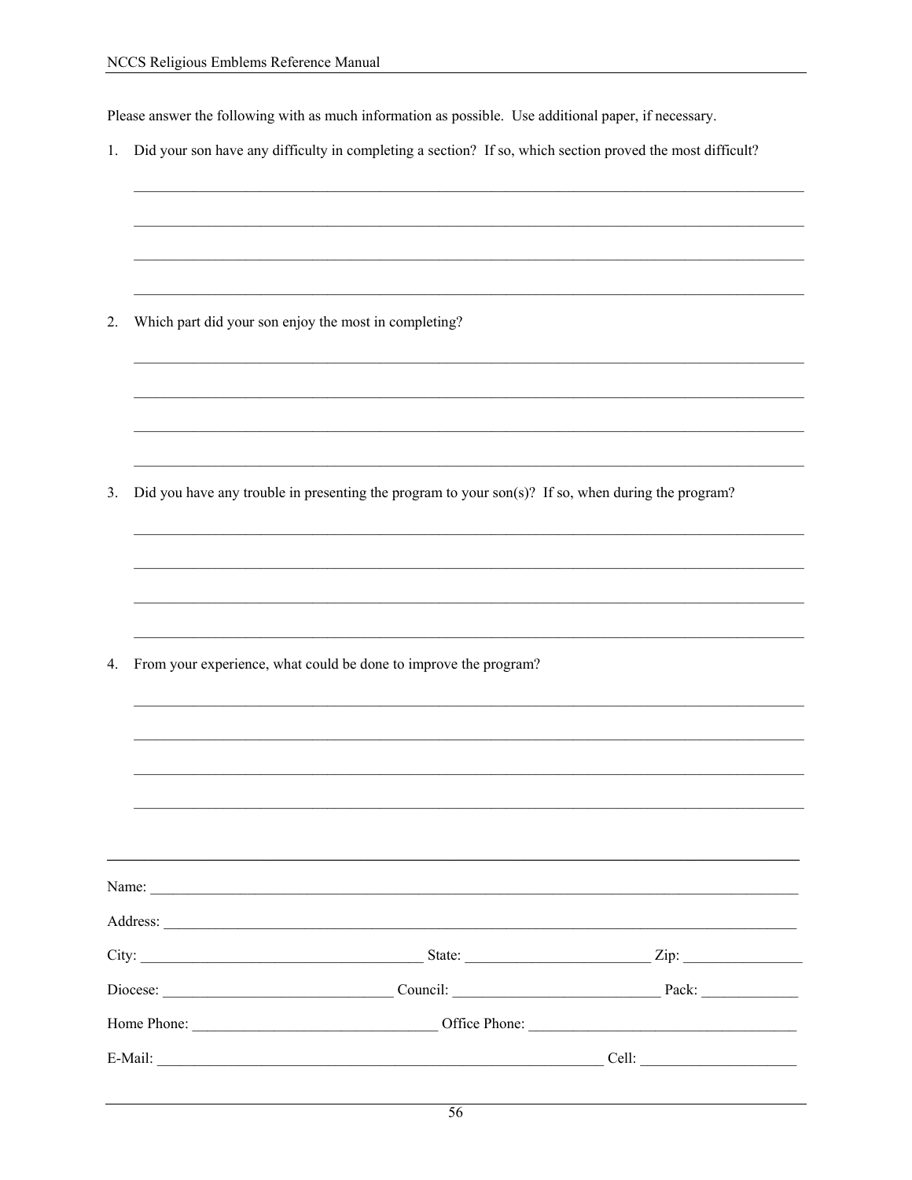Please answer the following with as much information as possible. Use additional paper, if necessary.

1. Did your son have any difficulty in completing a section? If so, which section proved the most difficult?

______________________________________________________________________________

______________________________________________________________________________

______________________________________________________________________________

______________________________________________________________________________

2. Which part did your son enjoy the most in completing?

______________________________________________________________________________

______________________________________________________________________________

______________________________________________________________________________

______________________________________________________________________________

3. Did you have any trouble in presenting the program to your son(s)? If so, when during the program?

______________________________________________________________________________

______________________________________________________________________________

______________________________________________________________________________

______________________________________________________________________________

4. From your experience, what could be done to improve the program?

______________________________________________________________________________

______________________________________________________________________________

______________________________________________________________________________

______________________________________________________________________________

---

Name: ________________________________________________________________________

Address: ______________________________________________________________________

City: ________________________________ State: ______________________ Zip: ______________

Diocese: __________________________ Council: ________________________ Pack: ___________

Home Phone: ___________________________ Office Phone: ______________________________

E-Mail: _______________________________________________________ Cell: __________________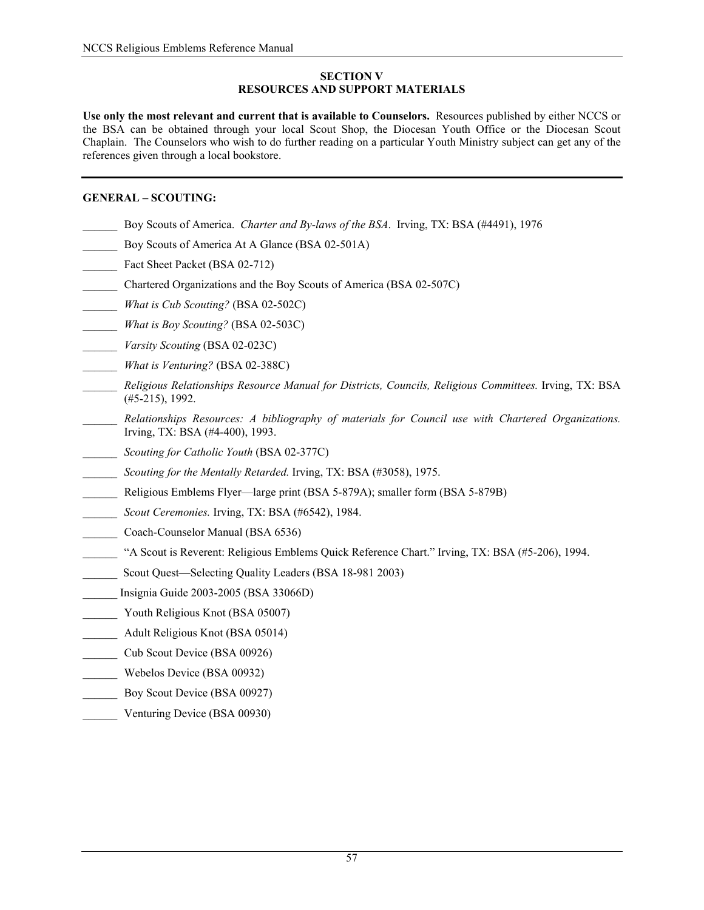## SECTION V
## RESOURCES AND SUPPORT MATERIALS

**Use only the most relevant and current that is available to Counselors.** Resources published by either NCCS or the BSA can be obtained through your local Scout Shop, the Diocesan Youth Office or the Diocesan Scout Chaplain. The Counselors who wish to do further reading on a particular Youth Ministry subject can get any of the references given through a local bookstore.

---

### GENERAL – SCOUTING:

______ Boy Scouts of America. *Charter and By-laws of the BSA*. Irving, TX: BSA (#4491), 1976

______ Boy Scouts of America At A Glance (BSA 02-501A)

______ Fact Sheet Packet (BSA 02-712)

______ Chartered Organizations and the Boy Scouts of America (BSA 02-507C)

______ *What is Cub Scouting?* (BSA 02-502C)

______ *What is Boy Scouting?* (BSA 02-503C)

______ *Varsity Scouting* (BSA 02-023C)

______ *What is Venturing?* (BSA 02-388C)

______ *Religious Relationships Resource Manual for Districts, Councils, Religious Committees.* Irving, TX: BSA (#5-215), 1992.

______ *Relationships Resources: A bibliography of materials for Council use with Chartered Organizations.* Irving, TX: BSA (#4-400), 1993.

______ *Scouting for Catholic Youth* (BSA 02-377C)

______ *Scouting for the Mentally Retarded.* Irving, TX: BSA (#3058), 1975.

______ Religious Emblems Flyer—large print (BSA 5-879A); smaller form (BSA 5-879B)

______ *Scout Ceremonies.* Irving, TX: BSA (#6542), 1984.

______ Coach-Counselor Manual (BSA 6536)

______ "A Scout is Reverent: Religious Emblems Quick Reference Chart." Irving, TX: BSA (#5-206), 1994.

______ Scout Quest—Selecting Quality Leaders (BSA 18-981 2003)

______ Insignia Guide 2003-2005 (BSA 33066D)

______ Youth Religious Knot (BSA 05007)

______ Adult Religious Knot (BSA 05014)

______ Cub Scout Device (BSA 00926)

______ Webelos Device (BSA 00932)

______ Boy Scout Device (BSA 00927)

______ Venturing Device (BSA 00930)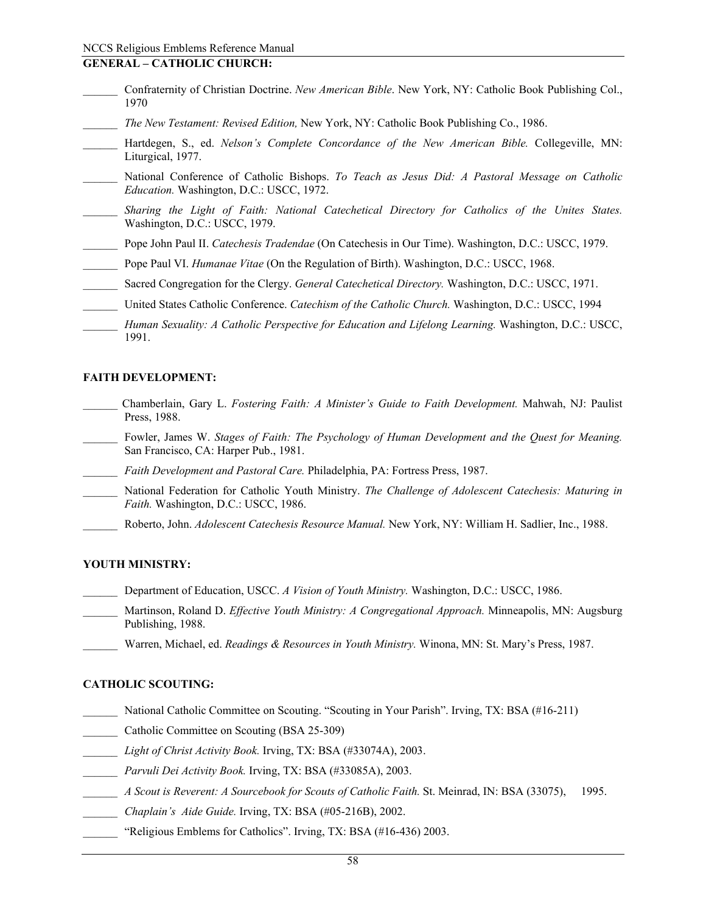## GENERAL – CATHOLIC CHURCH:

______ Confraternity of Christian Doctrine. *New American Bible*. New York, NY: Catholic Book Publishing Col., 1970

______ *The New Testament: Revised Edition,* New York, NY: Catholic Book Publishing Co., 1986.

______ Hartdegen, S., ed. *Nelson's Complete Concordance of the New American Bible.* Collegeville, MN: Liturgical, 1977.

______ National Conference of Catholic Bishops. *To Teach as Jesus Did: A Pastoral Message on Catholic Education.* Washington, D.C.: USCC, 1972.

______ *Sharing the Light of Faith: National Catechetical Directory for Catholics of the Unites States.* Washington, D.C.: USCC, 1979.

______ Pope John Paul II. *Catechesis Tradendae* (On Catechesis in Our Time). Washington, D.C.: USCC, 1979.

______ Pope Paul VI. *Humanae Vitae* (On the Regulation of Birth). Washington, D.C.: USCC, 1968.

______ Sacred Congregation for the Clergy. *General Catechetical Directory.* Washington, D.C.: USCC, 1971.

______ United States Catholic Conference. *Catechism of the Catholic Church.* Washington, D.C.: USCC, 1994

______ *Human Sexuality: A Catholic Perspective for Education and Lifelong Learning.* Washington, D.C.: USCC, 1991.

## FAITH DEVELOPMENT:

______ Chamberlain, Gary L. *Fostering Faith: A Minister's Guide to Faith Development.* Mahwah, NJ: Paulist Press, 1988.

______ Fowler, James W. *Stages of Faith: The Psychology of Human Development and the Quest for Meaning.* San Francisco, CA: Harper Pub., 1981.

______ *Faith Development and Pastoral Care.* Philadelphia, PA: Fortress Press, 1987.

______ National Federation for Catholic Youth Ministry. *The Challenge of Adolescent Catechesis: Maturing in Faith.* Washington, D.C.: USCC, 1986.

______ Roberto, John. *Adolescent Catechesis Resource Manual.* New York, NY: William H. Sadlier, Inc., 1988.

## YOUTH MINISTRY:

______ Department of Education, USCC. *A Vision of Youth Ministry.* Washington, D.C.: USCC, 1986.

______ Martinson, Roland D. *Effective Youth Ministry: A Congregational Approach.* Minneapolis, MN: Augsburg Publishing, 1988.

______ Warren, Michael, ed. *Readings & Resources in Youth Ministry.* Winona, MN: St. Mary's Press, 1987.

## CATHOLIC SCOUTING:

______ National Catholic Committee on Scouting. "Scouting in Your Parish". Irving, TX: BSA (#16-211)

______ Catholic Committee on Scouting (BSA 25-309)

______ *Light of Christ Activity Book.* Irving, TX: BSA (#33074A), 2003.

______ *Parvuli Dei Activity Book.* Irving, TX: BSA (#33085A), 2003.

______ *A Scout is Reverent: A Sourcebook for Scouts of Catholic Faith.* St. Meinrad, IN: BSA (33075), 1995.

______ *Chaplain's Aide Guide.* Irving, TX: BSA (#05-216B), 2002.

______ "Religious Emblems for Catholics". Irving, TX: BSA (#16-436) 2003.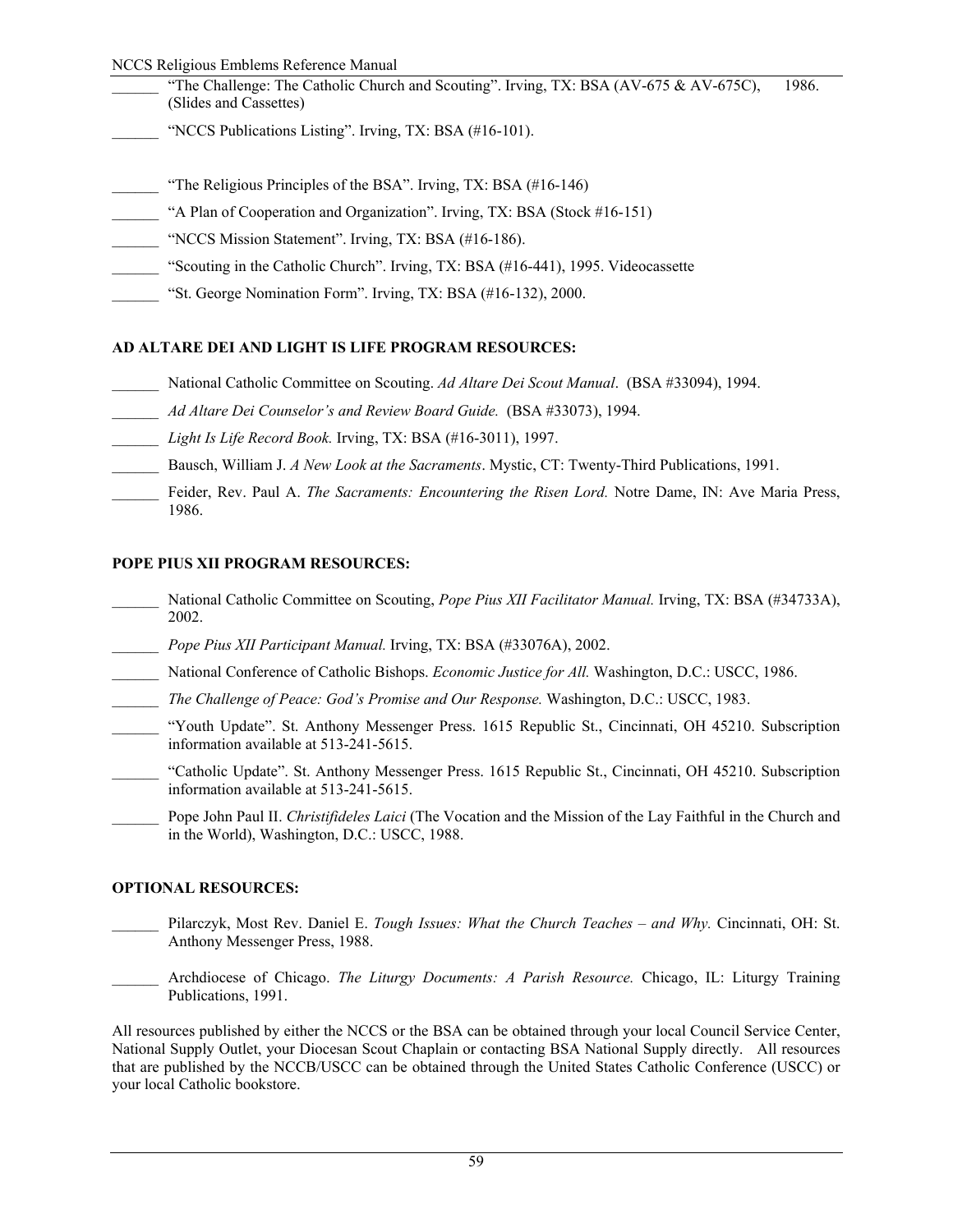______ "The Challenge: The Catholic Church and Scouting". Irving, TX: BSA (AV-675 & AV-675C), 1986. (Slides and Cassettes)

______ "NCCS Publications Listing". Irving, TX: BSA (#16-101).

______ "The Religious Principles of the BSA". Irving, TX: BSA (#16-146)

______ "A Plan of Cooperation and Organization". Irving, TX: BSA (Stock #16-151)

______ "NCCS Mission Statement". Irving, TX: BSA (#16-186).

______ "Scouting in the Catholic Church". Irving, TX: BSA (#16-441), 1995. Videocassette

______ "St. George Nomination Form". Irving, TX: BSA (#16-132), 2000.

**AD ALTARE DEI AND LIGHT IS LIFE PROGRAM RESOURCES:**

______ National Catholic Committee on Scouting. *Ad Altare Dei Scout Manual*. (BSA #33094), 1994.

______ *Ad Altare Dei Counselor's and Review Board Guide.* (BSA #33073), 1994.

______ *Light Is Life Record Book.* Irving, TX: BSA (#16-3011), 1997.

______ Bausch, William J. *A New Look at the Sacraments*. Mystic, CT: Twenty-Third Publications, 1991.

______ Feider, Rev. Paul A. *The Sacraments: Encountering the Risen Lord.* Notre Dame, IN: Ave Maria Press, 1986.

**POPE PIUS XII PROGRAM RESOURCES:**

______ National Catholic Committee on Scouting, *Pope Pius XII Facilitator Manual.* Irving, TX: BSA (#34733A), 2002.

______ *Pope Pius XII Participant Manual.* Irving, TX: BSA (#33076A), 2002.

______ National Conference of Catholic Bishops. *Economic Justice for All.* Washington, D.C.: USCC, 1986.

______ *The Challenge of Peace: God's Promise and Our Response.* Washington, D.C.: USCC, 1983.

______ "Youth Update". St. Anthony Messenger Press. 1615 Republic St., Cincinnati, OH 45210. Subscription information available at 513-241-5615.

______ "Catholic Update". St. Anthony Messenger Press. 1615 Republic St., Cincinnati, OH 45210. Subscription information available at 513-241-5615.

______ Pope John Paul II. *Christifideles Laici* (The Vocation and the Mission of the Lay Faithful in the Church and in the World), Washington, D.C.: USCC, 1988.

**OPTIONAL RESOURCES:**

______ Pilarczyk, Most Rev. Daniel E. *Tough Issues: What the Church Teaches – and Why.* Cincinnati, OH: St. Anthony Messenger Press, 1988.

______ Archdiocese of Chicago. *The Liturgy Documents: A Parish Resource.* Chicago, IL: Liturgy Training Publications, 1991.

All resources published by either the NCCS or the BSA can be obtained through your local Council Service Center, National Supply Outlet, your Diocesan Scout Chaplain or contacting BSA National Supply directly. All resources that are published by the NCCB/USCC can be obtained through the United States Catholic Conference (USCC) or your local Catholic bookstore.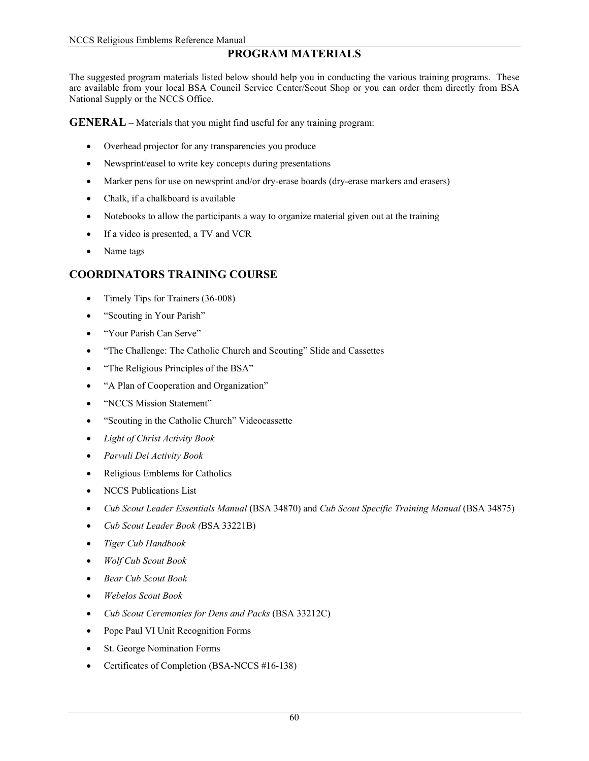# PROGRAM MATERIALS

The suggested program materials listed below should help you in conducting the various training programs. These are available from your local BSA Council Service Center/Scout Shop or you can order them directly from BSA National Supply or the NCCS Office.

**GENERAL** – Materials that you might find useful for any training program:

- Overhead projector for any transparencies you produce
- Newsprint/easel to write key concepts during presentations
- Marker pens for use on newsprint and/or dry-erase boards (dry-erase markers and erasers)
- Chalk, if a chalkboard is available
- Notebooks to allow the participants a way to organize material given out at the training
- If a video is presented, a TV and VCR
- Name tags

## COORDINATORS TRAINING COURSE

- Timely Tips for Trainers (36-008)
- "Scouting in Your Parish"
- "Your Parish Can Serve"
- "The Challenge: The Catholic Church and Scouting" Slide and Cassettes
- "The Religious Principles of the BSA"
- "A Plan of Cooperation and Organization"
- "NCCS Mission Statement"
- "Scouting in the Catholic Church" Videocassette
- *Light of Christ Activity Book*
- *Parvuli Dei Activity Book*
- Religious Emblems for Catholics
- NCCS Publications List
- *Cub Scout Leader Essentials Manual* (BSA 34870) and *Cub Scout Specific Training Manual* (BSA 34875)
- *Cub Scout Leader Book (*BSA 33221B)
- *Tiger Cub Handbook*
- *Wolf Cub Scout Book*
- *Bear Cub Scout Book*
- *Webelos Scout Book*
- *Cub Scout Ceremonies for Dens and Packs* (BSA 33212C)
- Pope Paul VI Unit Recognition Forms
- St. George Nomination Forms
- Certificates of Completion (BSA-NCCS #16-138)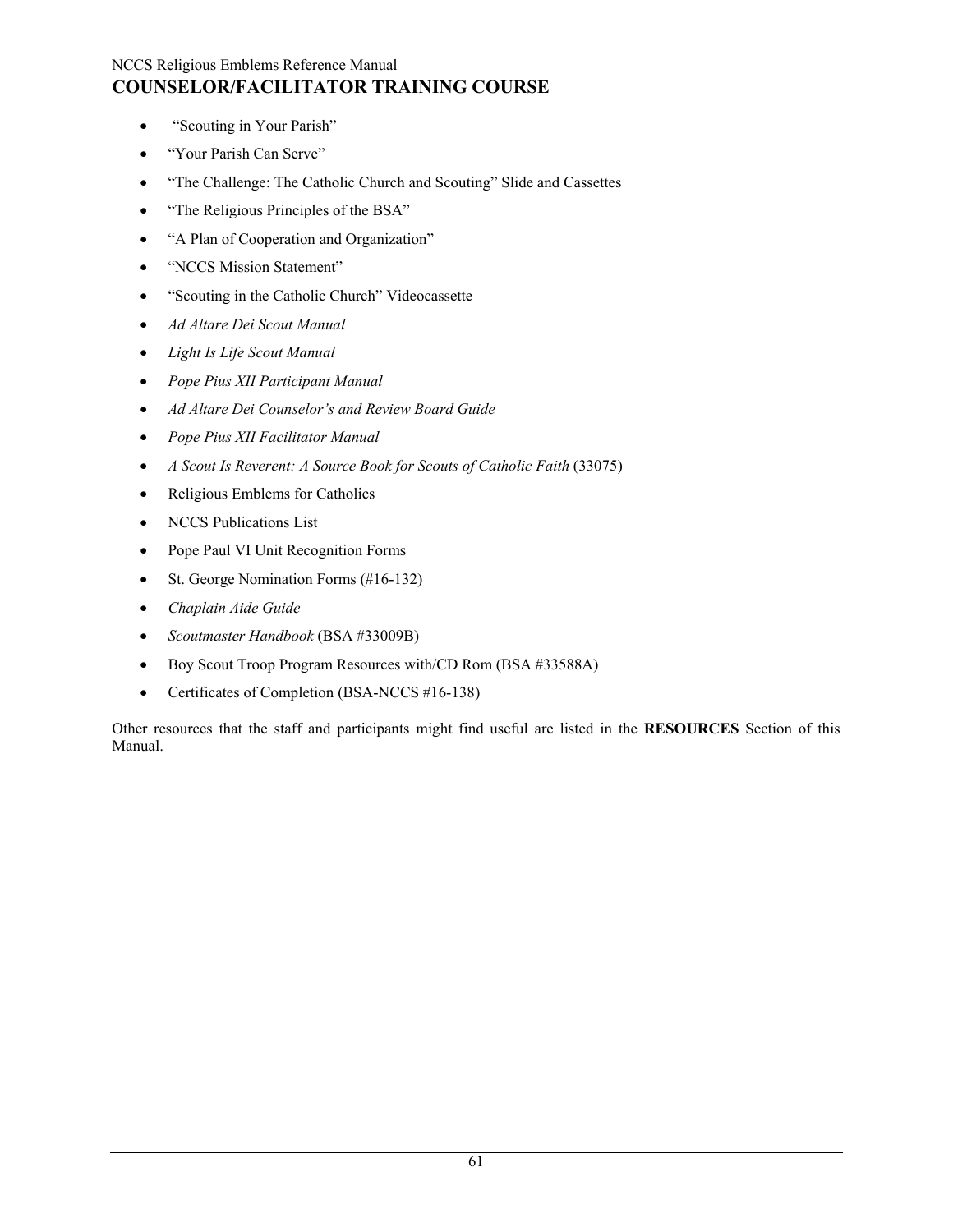## COUNSELOR/FACILITATOR TRAINING COURSE

- "Scouting in Your Parish"
- "Your Parish Can Serve"
- "The Challenge: The Catholic Church and Scouting" Slide and Cassettes
- "The Religious Principles of the BSA"
- "A Plan of Cooperation and Organization"
- "NCCS Mission Statement"
- "Scouting in the Catholic Church" Videocassette
- *Ad Altare Dei Scout Manual*
- *Light Is Life Scout Manual*
- *Pope Pius XII Participant Manual*
- *Ad Altare Dei Counselor's and Review Board Guide*
- *Pope Pius XII Facilitator Manual*
- *A Scout Is Reverent: A Source Book for Scouts of Catholic Faith* (33075)
- Religious Emblems for Catholics
- NCCS Publications List
- Pope Paul VI Unit Recognition Forms
- St. George Nomination Forms (#16-132)
- *Chaplain Aide Guide*
- *Scoutmaster Handbook* (BSA #33009B)
- Boy Scout Troop Program Resources with/CD Rom (BSA #33588A)
- Certificates of Completion (BSA-NCCS #16-138)

Other resources that the staff and participants might find useful are listed in the **RESOURCES** Section of this Manual.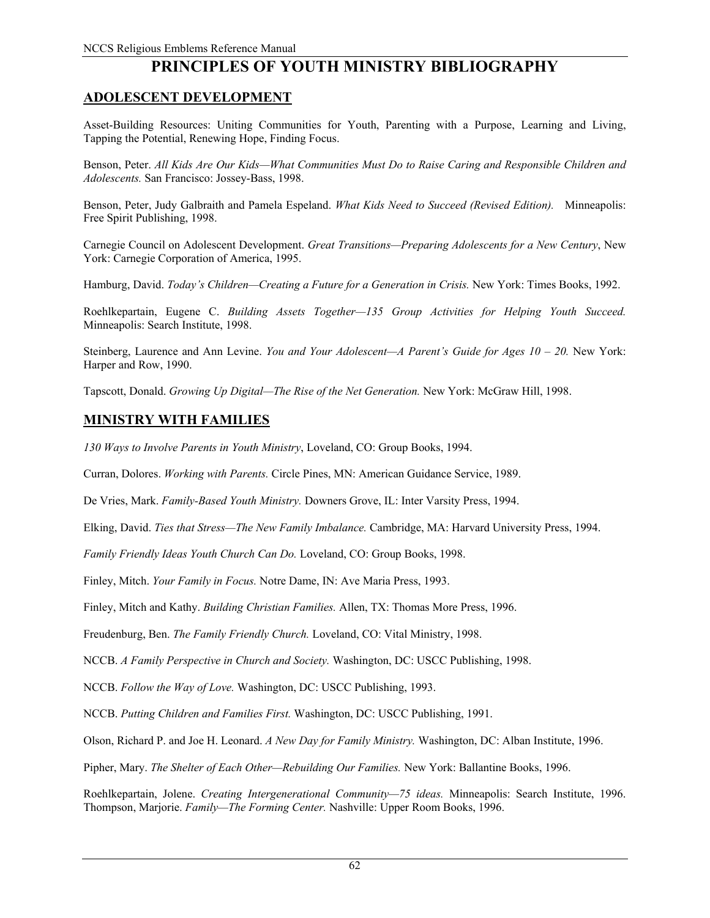# PRINCIPLES OF YOUTH MINISTRY BIBLIOGRAPHY

## ADOLESCENT DEVELOPMENT

Asset-Building Resources: Uniting Communities for Youth, Parenting with a Purpose, Learning and Living, Tapping the Potential, Renewing Hope, Finding Focus.

Benson, Peter. *All Kids Are Our Kids—What Communities Must Do to Raise Caring and Responsible Children and Adolescents.* San Francisco: Jossey-Bass, 1998.

Benson, Peter, Judy Galbraith and Pamela Espeland. *What Kids Need to Succeed (Revised Edition).* Minneapolis: Free Spirit Publishing, 1998.

Carnegie Council on Adolescent Development. *Great Transitions—Preparing Adolescents for a New Century*, New York: Carnegie Corporation of America, 1995.

Hamburg, David. *Today's Children—Creating a Future for a Generation in Crisis.* New York: Times Books, 1992.

Roehlkepartain, Eugene C. *Building Assets Together—135 Group Activities for Helping Youth Succeed.* Minneapolis: Search Institute, 1998.

Steinberg, Laurence and Ann Levine. *You and Your Adolescent—A Parent's Guide for Ages 10 – 20.* New York: Harper and Row, 1990.

Tapscott, Donald. *Growing Up Digital—The Rise of the Net Generation.* New York: McGraw Hill, 1998.

## MINISTRY WITH FAMILIES

*130 Ways to Involve Parents in Youth Ministry*, Loveland, CO: Group Books, 1994.

Curran, Dolores. *Working with Parents.* Circle Pines, MN: American Guidance Service, 1989.

De Vries, Mark. *Family-Based Youth Ministry.* Downers Grove, IL: Inter Varsity Press, 1994.

Elking, David. *Ties that Stress—The New Family Imbalance.* Cambridge, MA: Harvard University Press, 1994.

*Family Friendly Ideas Youth Church Can Do.* Loveland, CO: Group Books, 1998.

Finley, Mitch. *Your Family in Focus.* Notre Dame, IN: Ave Maria Press, 1993.

Finley, Mitch and Kathy. *Building Christian Families.* Allen, TX: Thomas More Press, 1996.

Freudenburg, Ben. *The Family Friendly Church.* Loveland, CO: Vital Ministry, 1998.

NCCB. *A Family Perspective in Church and Society.* Washington, DC: USCC Publishing, 1998.

NCCB. *Follow the Way of Love.* Washington, DC: USCC Publishing, 1993.

NCCB. *Putting Children and Families First.* Washington, DC: USCC Publishing, 1991.

Olson, Richard P. and Joe H. Leonard. *A New Day for Family Ministry.* Washington, DC: Alban Institute, 1996.

Pipher, Mary. *The Shelter of Each Other—Rebuilding Our Families.* New York: Ballantine Books, 1996.

Roehlkepartain, Jolene. *Creating Intergenerational Community—75 ideas.* Minneapolis: Search Institute, 1996. Thompson, Marjorie. *Family—The Forming Center.* Nashville: Upper Room Books, 1996.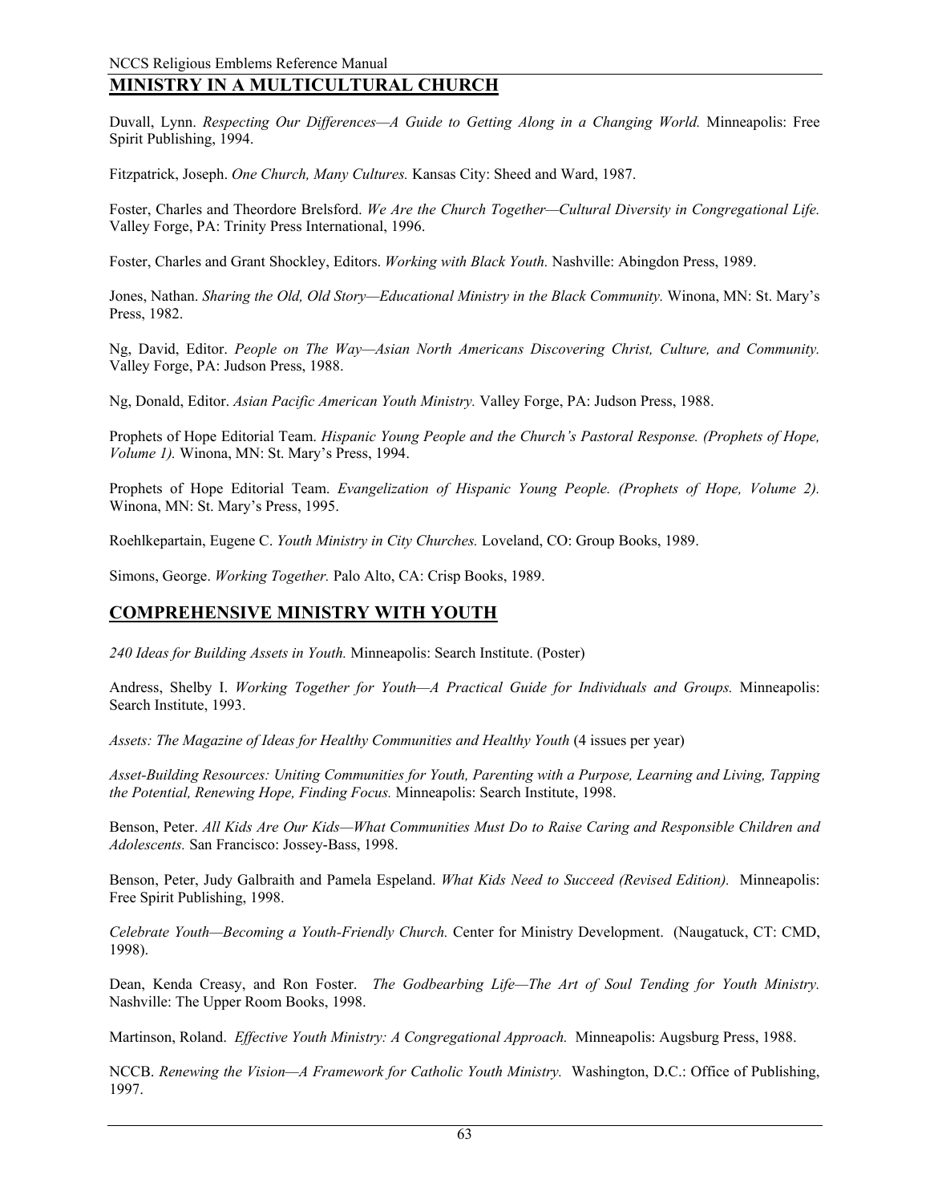## MINISTRY IN A MULTICULTURAL CHURCH

Duvall, Lynn. *Respecting Our Differences—A Guide to Getting Along in a Changing World.* Minneapolis: Free Spirit Publishing, 1994.

Fitzpatrick, Joseph. *One Church, Many Cultures.* Kansas City: Sheed and Ward, 1987.

Foster, Charles and Theordore Brelsford. *We Are the Church Together—Cultural Diversity in Congregational Life.* Valley Forge, PA: Trinity Press International, 1996.

Foster, Charles and Grant Shockley, Editors. *Working with Black Youth.* Nashville: Abingdon Press, 1989.

Jones, Nathan. *Sharing the Old, Old Story—Educational Ministry in the Black Community.* Winona, MN: St. Mary's Press, 1982.

Ng, David, Editor. *People on The Way—Asian North Americans Discovering Christ, Culture, and Community.* Valley Forge, PA: Judson Press, 1988.

Ng, Donald, Editor. *Asian Pacific American Youth Ministry.* Valley Forge, PA: Judson Press, 1988.

Prophets of Hope Editorial Team. *Hispanic Young People and the Church's Pastoral Response. (Prophets of Hope, Volume 1).* Winona, MN: St. Mary's Press, 1994.

Prophets of Hope Editorial Team. *Evangelization of Hispanic Young People. (Prophets of Hope, Volume 2).* Winona, MN: St. Mary's Press, 1995.

Roehlkepartain, Eugene C. *Youth Ministry in City Churches.* Loveland, CO: Group Books, 1989.

Simons, George. *Working Together.* Palo Alto, CA: Crisp Books, 1989.

## COMPREHENSIVE MINISTRY WITH YOUTH

*240 Ideas for Building Assets in Youth.* Minneapolis: Search Institute. (Poster)

Andress, Shelby I. *Working Together for Youth—A Practical Guide for Individuals and Groups.* Minneapolis: Search Institute, 1993.

*Assets: The Magazine of Ideas for Healthy Communities and Healthy Youth* (4 issues per year)

*Asset-Building Resources: Uniting Communities for Youth, Parenting with a Purpose, Learning and Living, Tapping the Potential, Renewing Hope, Finding Focus.* Minneapolis: Search Institute, 1998.

Benson, Peter. *All Kids Are Our Kids—What Communities Must Do to Raise Caring and Responsible Children and Adolescents.* San Francisco: Jossey-Bass, 1998.

Benson, Peter, Judy Galbraith and Pamela Espeland. *What Kids Need to Succeed (Revised Edition).* Minneapolis: Free Spirit Publishing, 1998.

*Celebrate Youth—Becoming a Youth-Friendly Church.* Center for Ministry Development. (Naugatuck, CT: CMD, 1998).

Dean, Kenda Creasy, and Ron Foster. *The Godbearbing Life—The Art of Soul Tending for Youth Ministry.* Nashville: The Upper Room Books, 1998.

Martinson, Roland. *Effective Youth Ministry: A Congregational Approach.* Minneapolis: Augsburg Press, 1988.

NCCB. *Renewing the Vision—A Framework for Catholic Youth Ministry.* Washington, D.C.: Office of Publishing, 1997.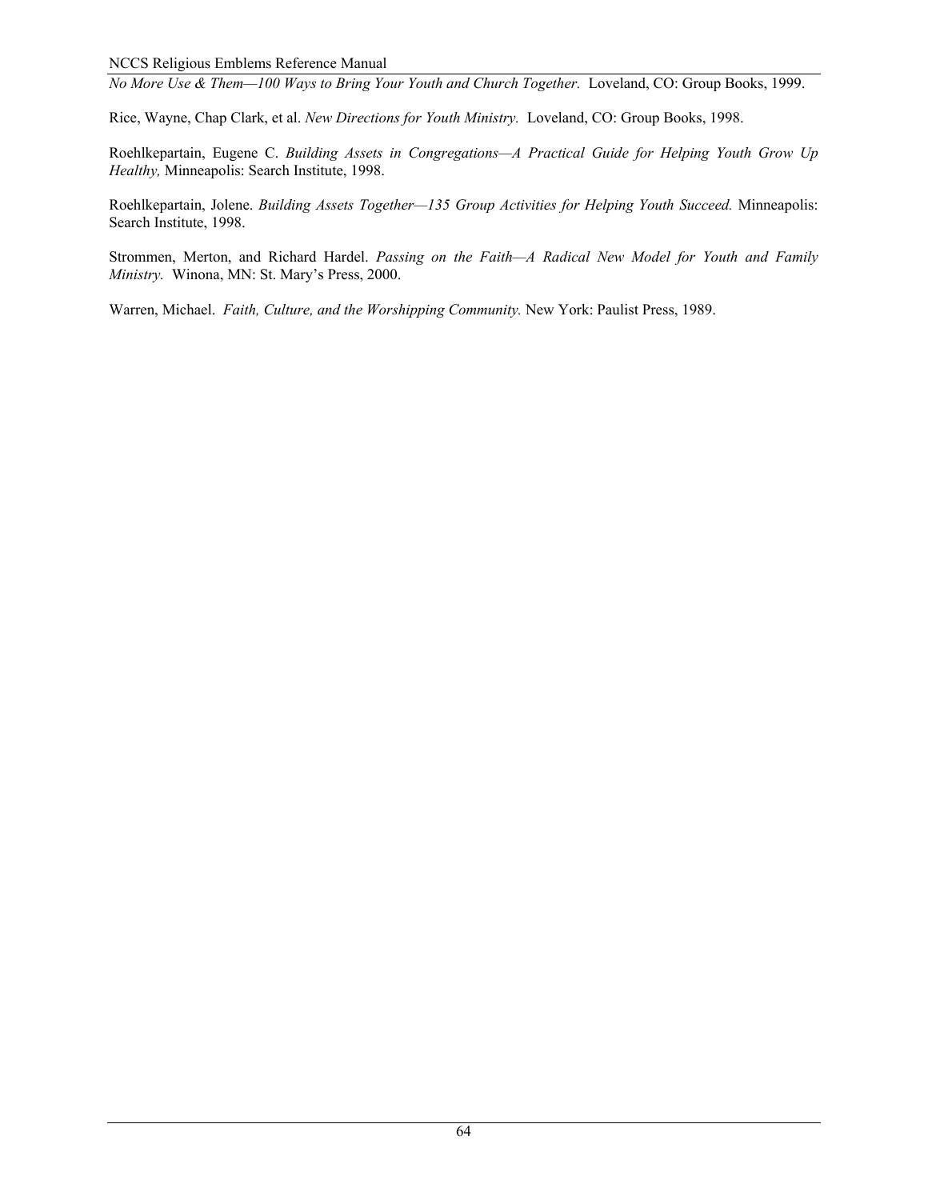*No More Use & Them—100 Ways to Bring Your Youth and Church Together.* Loveland, CO: Group Books, 1999.

Rice, Wayne, Chap Clark, et al. *New Directions for Youth Ministry.* Loveland, CO: Group Books, 1998.

Roehlkepartain, Eugene C. *Building Assets in Congregations—A Practical Guide for Helping Youth Grow Up Healthy,* Minneapolis: Search Institute, 1998.

Roehlkepartain, Jolene. *Building Assets Together—135 Group Activities for Helping Youth Succeed.* Minneapolis: Search Institute, 1998.

Strommen, Merton, and Richard Hardel. *Passing on the Faith—A Radical New Model for Youth and Family Ministry.* Winona, MN: St. Mary's Press, 2000.

Warren, Michael. *Faith, Culture, and the Worshipping Community.* New York: Paulist Press, 1989.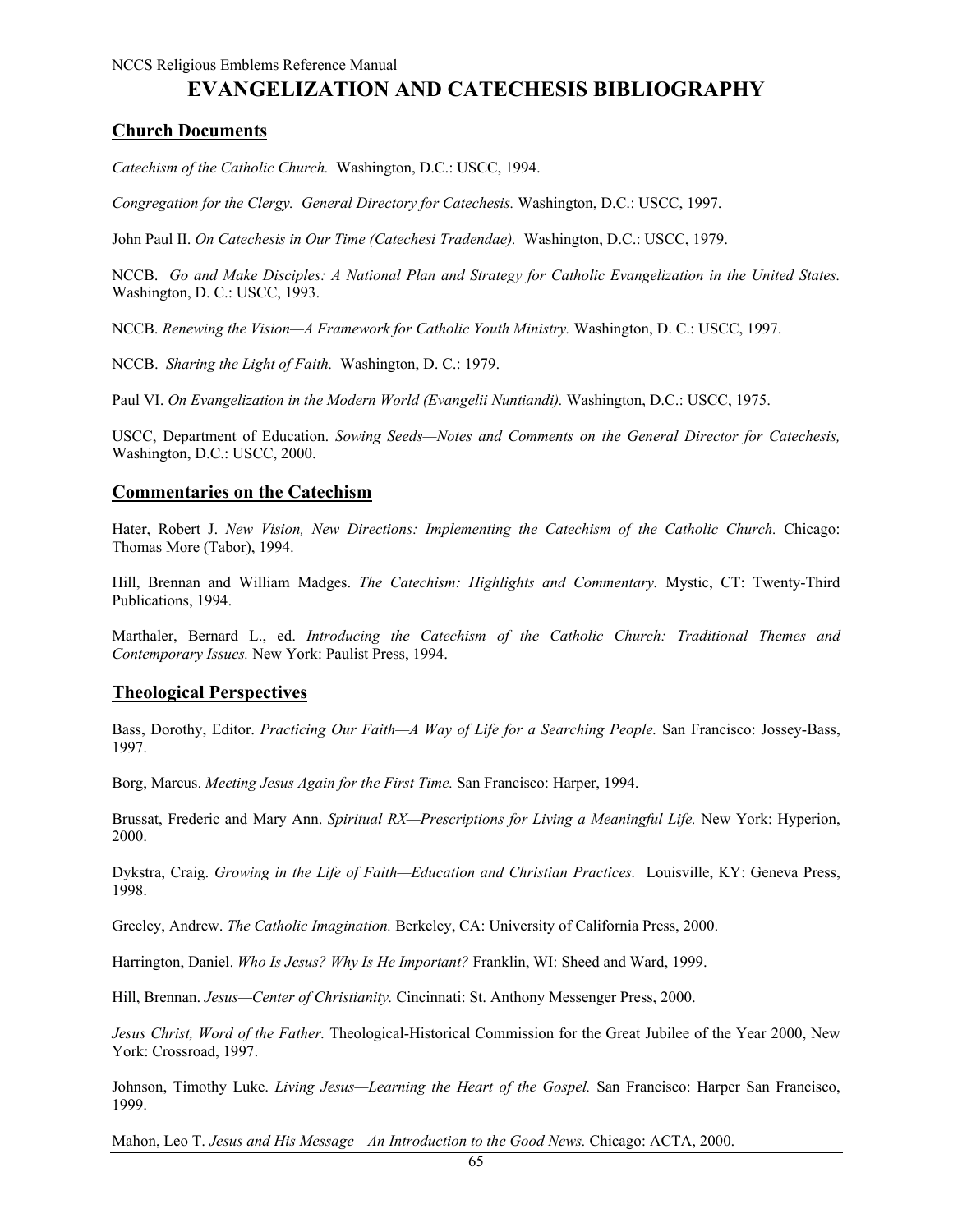# EVANGELIZATION AND CATECHESIS BIBLIOGRAPHY

## Church Documents

*Catechism of the Catholic Church.* Washington, D.C.: USCC, 1994.

*Congregation for the Clergy. General Directory for Catechesis.* Washington, D.C.: USCC, 1997.

John Paul II. *On Catechesis in Our Time (Catechesi Tradendae).* Washington, D.C.: USCC, 1979.

NCCB. *Go and Make Disciples: A National Plan and Strategy for Catholic Evangelization in the United States.* Washington, D. C.: USCC, 1993.

NCCB. *Renewing the Vision—A Framework for Catholic Youth Ministry.* Washington, D. C.: USCC, 1997.

NCCB. *Sharing the Light of Faith.* Washington, D. C.: 1979.

Paul VI. *On Evangelization in the Modern World (Evangelii Nuntiandi).* Washington, D.C.: USCC, 1975.

USCC, Department of Education. *Sowing Seeds—Notes and Comments on the General Director for Catechesis,* Washington, D.C.: USCC, 2000.

## Commentaries on the Catechism

Hater, Robert J. *New Vision, New Directions: Implementing the Catechism of the Catholic Church.* Chicago: Thomas More (Tabor), 1994.

Hill, Brennan and William Madges. *The Catechism: Highlights and Commentary.* Mystic, CT: Twenty-Third Publications, 1994.

Marthaler, Bernard L., ed. *Introducing the Catechism of the Catholic Church: Traditional Themes and Contemporary Issues.* New York: Paulist Press, 1994.

## Theological Perspectives

Bass, Dorothy, Editor. *Practicing Our Faith—A Way of Life for a Searching People.* San Francisco: Jossey-Bass, 1997.

Borg, Marcus. *Meeting Jesus Again for the First Time.* San Francisco: Harper, 1994.

Brussat, Frederic and Mary Ann. *Spiritual RX—Prescriptions for Living a Meaningful Life.* New York: Hyperion, 2000.

Dykstra, Craig. *Growing in the Life of Faith—Education and Christian Practices.* Louisville, KY: Geneva Press, 1998.

Greeley, Andrew. *The Catholic Imagination.* Berkeley, CA: University of California Press, 2000.

Harrington, Daniel. *Who Is Jesus? Why Is He Important?* Franklin, WI: Sheed and Ward, 1999.

Hill, Brennan. *Jesus—Center of Christianity.* Cincinnati: St. Anthony Messenger Press, 2000.

*Jesus Christ, Word of the Father.* Theological-Historical Commission for the Great Jubilee of the Year 2000, New York: Crossroad, 1997.

Johnson, Timothy Luke. *Living Jesus—Learning the Heart of the Gospel.* San Francisco: Harper San Francisco, 1999.

Mahon, Leo T. *Jesus and His Message—An Introduction to the Good News.* Chicago: ACTA, 2000.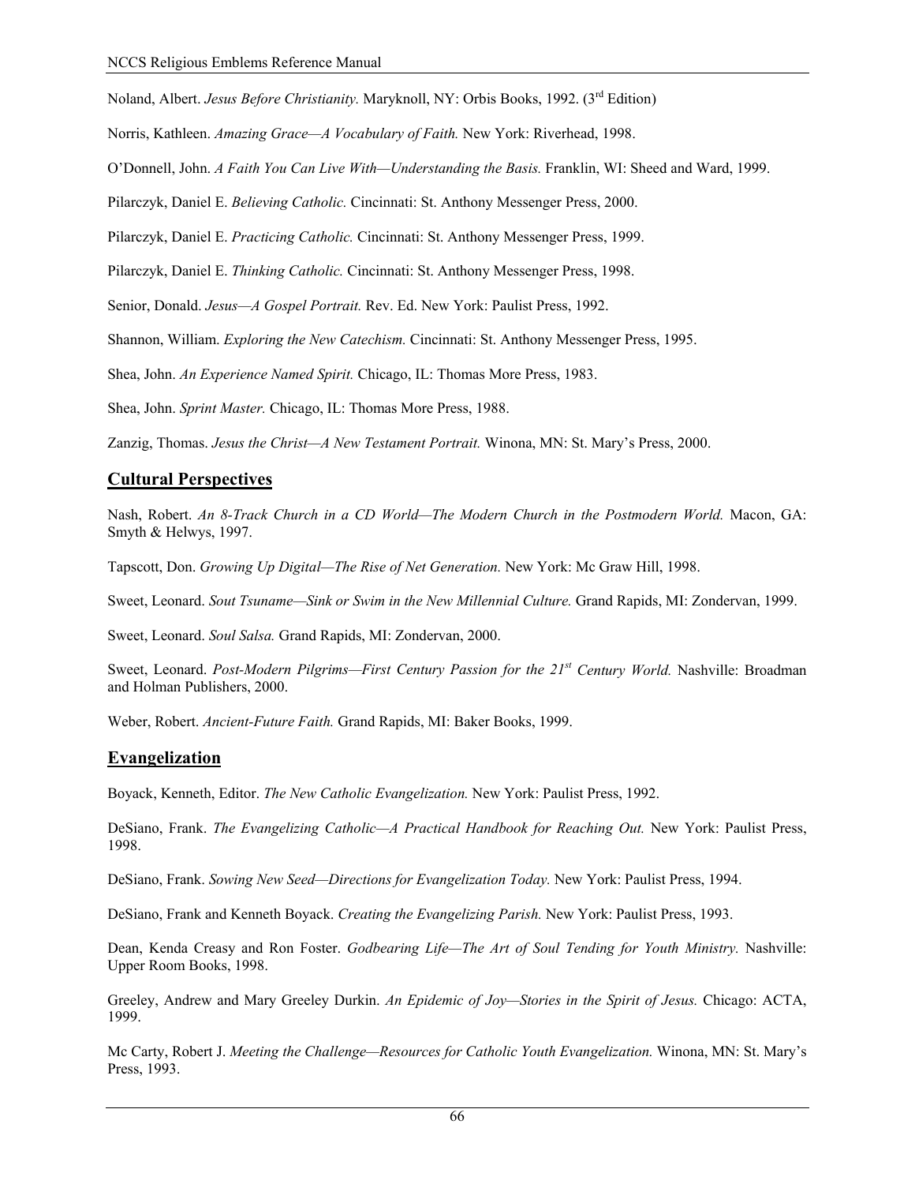Noland, Albert. *Jesus Before Christianity.* Maryknoll, NY: Orbis Books, 1992. (3rd Edition)

Norris, Kathleen. *Amazing Grace—A Vocabulary of Faith.* New York: Riverhead, 1998.

O'Donnell, John. *A Faith You Can Live With—Understanding the Basis.* Franklin, WI: Sheed and Ward, 1999.

Pilarczyk, Daniel E. *Believing Catholic.* Cincinnati: St. Anthony Messenger Press, 2000.

Pilarczyk, Daniel E. *Practicing Catholic.* Cincinnati: St. Anthony Messenger Press, 1999.

Pilarczyk, Daniel E. *Thinking Catholic.* Cincinnati: St. Anthony Messenger Press, 1998.

Senior, Donald. *Jesus—A Gospel Portrait.* Rev. Ed. New York: Paulist Press, 1992.

Shannon, William. *Exploring the New Catechism.* Cincinnati: St. Anthony Messenger Press, 1995.

Shea, John. *An Experience Named Spirit.* Chicago, IL: Thomas More Press, 1983.

Shea, John. *Sprint Master.* Chicago, IL: Thomas More Press, 1988.

Zanzig, Thomas. *Jesus the Christ—A New Testament Portrait.* Winona, MN: St. Mary's Press, 2000.

## Cultural Perspectives

Nash, Robert. *An 8-Track Church in a CD World—The Modern Church in the Postmodern World.* Macon, GA: Smyth & Helwys, 1997.

Tapscott, Don. *Growing Up Digital—The Rise of Net Generation.* New York: Mc Graw Hill, 1998.

Sweet, Leonard. *Sout Tsuname—Sink or Swim in the New Millennial Culture.* Grand Rapids, MI: Zondervan, 1999.

Sweet, Leonard. *Soul Salsa.* Grand Rapids, MI: Zondervan, 2000.

Sweet, Leonard. *Post-Modern Pilgrims—First Century Passion for the 21st Century World.* Nashville: Broadman and Holman Publishers, 2000.

Weber, Robert. *Ancient-Future Faith.* Grand Rapids, MI: Baker Books, 1999.

## Evangelization

Boyack, Kenneth, Editor. *The New Catholic Evangelization.* New York: Paulist Press, 1992.

DeSiano, Frank. *The Evangelizing Catholic—A Practical Handbook for Reaching Out.* New York: Paulist Press, 1998.

DeSiano, Frank. *Sowing New Seed—Directions for Evangelization Today.* New York: Paulist Press, 1994.

DeSiano, Frank and Kenneth Boyack. *Creating the Evangelizing Parish.* New York: Paulist Press, 1993.

Dean, Kenda Creasy and Ron Foster. *Godbearing Life—The Art of Soul Tending for Youth Ministry.* Nashville: Upper Room Books, 1998.

Greeley, Andrew and Mary Greeley Durkin. *An Epidemic of Joy—Stories in the Spirit of Jesus.* Chicago: ACTA, 1999.

Mc Carty, Robert J. *Meeting the Challenge—Resources for Catholic Youth Evangelization.* Winona, MN: St. Mary's Press, 1993.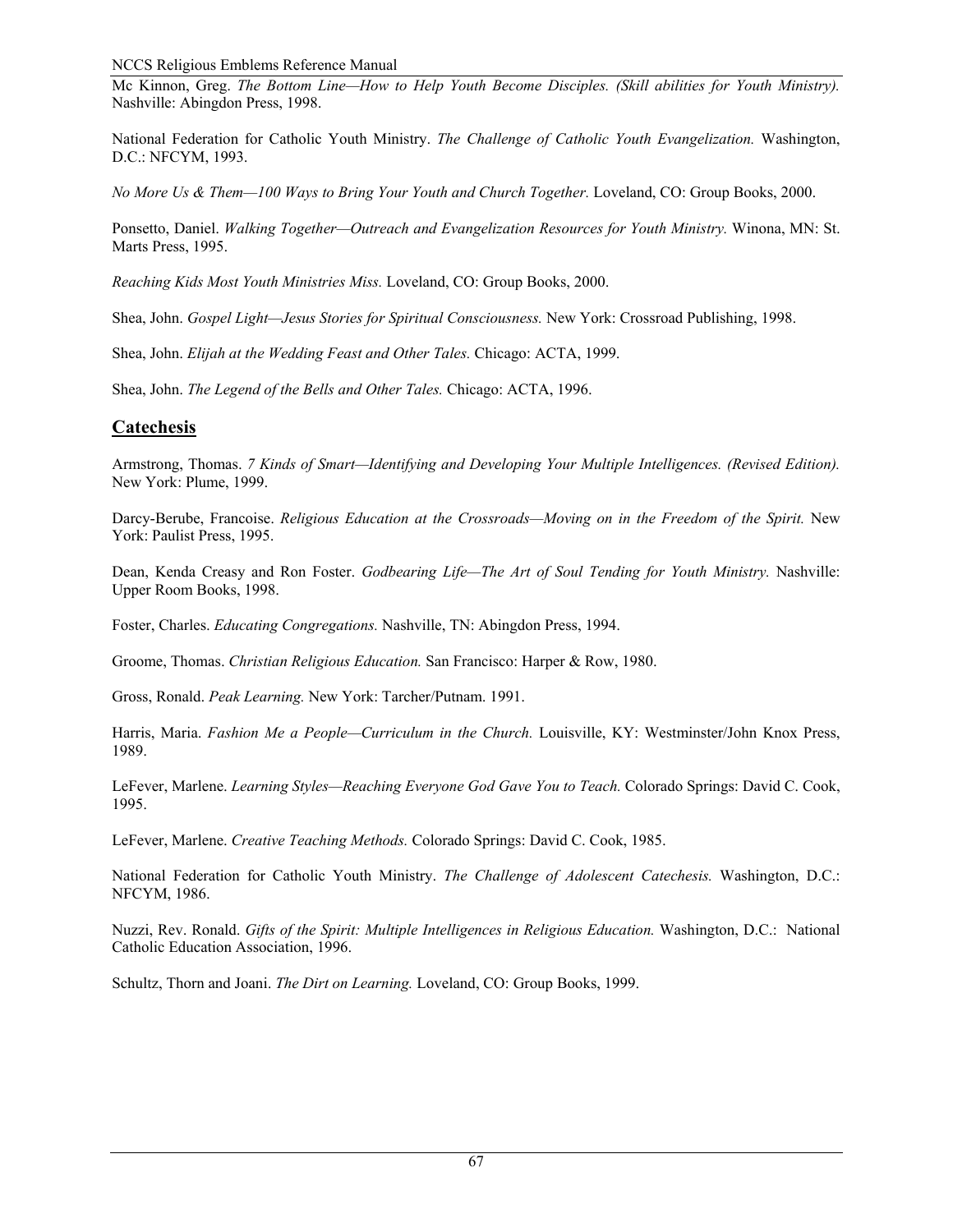Mc Kinnon, Greg. *The Bottom Line—How to Help Youth Become Disciples. (Skill abilities for Youth Ministry).* Nashville: Abingdon Press, 1998.

National Federation for Catholic Youth Ministry. *The Challenge of Catholic Youth Evangelization.* Washington, D.C.: NFCYM, 1993.

*No More Us & Them—100 Ways to Bring Your Youth and Church Together.* Loveland, CO: Group Books, 2000.

Ponsetto, Daniel. *Walking Together—Outreach and Evangelization Resources for Youth Ministry.* Winona, MN: St. Marts Press, 1995.

*Reaching Kids Most Youth Ministries Miss.* Loveland, CO: Group Books, 2000.

Shea, John. *Gospel Light—Jesus Stories for Spiritual Consciousness.* New York: Crossroad Publishing, 1998.

Shea, John. *Elijah at the Wedding Feast and Other Tales.* Chicago: ACTA, 1999.

Shea, John. *The Legend of the Bells and Other Tales.* Chicago: ACTA, 1996.

## Catechesis

Armstrong, Thomas. *7 Kinds of Smart—Identifying and Developing Your Multiple Intelligences. (Revised Edition).* New York: Plume, 1999.

Darcy-Berube, Francoise. *Religious Education at the Crossroads—Moving on in the Freedom of the Spirit.* New York: Paulist Press, 1995.

Dean, Kenda Creasy and Ron Foster. *Godbearing Life—The Art of Soul Tending for Youth Ministry.* Nashville: Upper Room Books, 1998.

Foster, Charles. *Educating Congregations.* Nashville, TN: Abingdon Press, 1994.

Groome, Thomas. *Christian Religious Education.* San Francisco: Harper & Row, 1980.

Gross, Ronald. *Peak Learning.* New York: Tarcher/Putnam. 1991.

Harris, Maria. *Fashion Me a People—Curriculum in the Church.* Louisville, KY: Westminster/John Knox Press, 1989.

LeFever, Marlene. *Learning Styles—Reaching Everyone God Gave You to Teach.* Colorado Springs: David C. Cook, 1995.

LeFever, Marlene. *Creative Teaching Methods.* Colorado Springs: David C. Cook, 1985.

National Federation for Catholic Youth Ministry. *The Challenge of Adolescent Catechesis.* Washington, D.C.: NFCYM, 1986.

Nuzzi, Rev. Ronald. *Gifts of the Spirit: Multiple Intelligences in Religious Education.* Washington, D.C.: National Catholic Education Association, 1996.

Schultz, Thorn and Joani. *The Dirt on Learning.* Loveland, CO: Group Books, 1999.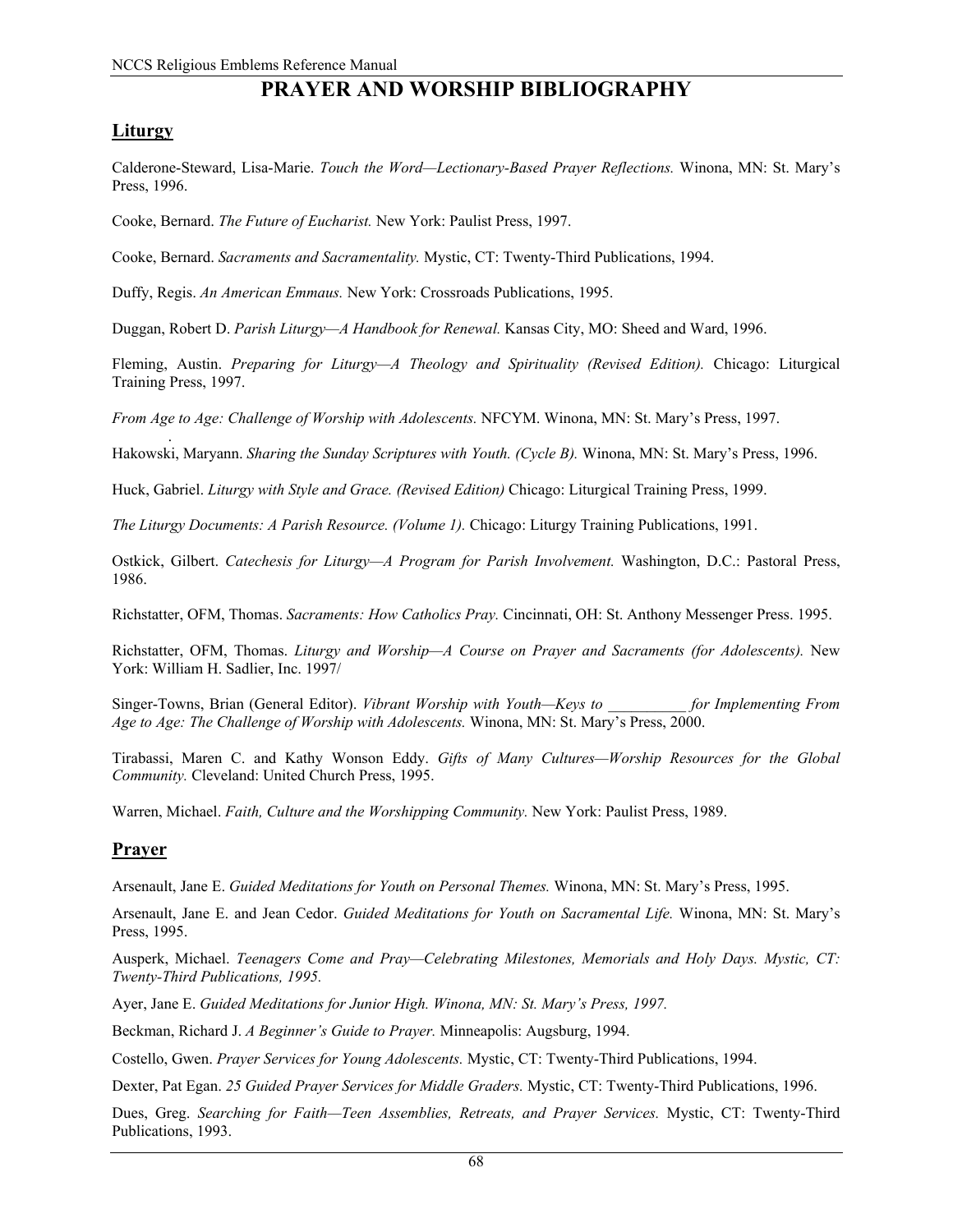# PRAYER AND WORSHIP BIBLIOGRAPHY

## Liturgy

Calderone-Steward, Lisa-Marie. *Touch the Word—Lectionary-Based Prayer Reflections.* Winona, MN: St. Mary's Press, 1996.

Cooke, Bernard. *The Future of Eucharist.* New York: Paulist Press, 1997.

Cooke, Bernard. *Sacraments and Sacramentality.* Mystic, CT: Twenty-Third Publications, 1994.

Duffy, Regis. *An American Emmaus.* New York: Crossroads Publications, 1995.

Duggan, Robert D. *Parish Liturgy—A Handbook for Renewal.* Kansas City, MO: Sheed and Ward, 1996.

Fleming, Austin. *Preparing for Liturgy—A Theology and Spirituality (Revised Edition).* Chicago: Liturgical Training Press, 1997.

*From Age to Age: Challenge of Worship with Adolescents.* NFCYM. Winona, MN: St. Mary's Press, 1997.

Hakowski, Maryann. *Sharing the Sunday Scriptures with Youth. (Cycle B).* Winona, MN: St. Mary's Press, 1996.

Huck, Gabriel. *Liturgy with Style and Grace. (Revised Edition)* Chicago: Liturgical Training Press, 1999.

*The Liturgy Documents: A Parish Resource. (Volume 1).* Chicago: Liturgy Training Publications, 1991.

Ostkick, Gilbert. *Catechesis for Liturgy—A Program for Parish Involvement.* Washington, D.C.: Pastoral Press, 1986.

Richstatter, OFM, Thomas. *Sacraments: How Catholics Pray.* Cincinnati, OH: St. Anthony Messenger Press. 1995.

Richstatter, OFM, Thomas. *Liturgy and Worship—A Course on Prayer and Sacraments (for Adolescents).* New York: William H. Sadlier, Inc. 1997/

Singer-Towns, Brian (General Editor). *Vibrant Worship with Youth—Keys to __________ for Implementing From Age to Age: The Challenge of Worship with Adolescents.* Winona, MN: St. Mary's Press, 2000.

Tirabassi, Maren C. and Kathy Wonson Eddy. *Gifts of Many Cultures—Worship Resources for the Global Community.* Cleveland: United Church Press, 1995.

Warren, Michael. *Faith, Culture and the Worshipping Community.* New York: Paulist Press, 1989.

## Prayer

Arsenault, Jane E. *Guided Meditations for Youth on Personal Themes.* Winona, MN: St. Mary's Press, 1995.

Arsenault, Jane E. and Jean Cedor. *Guided Meditations for Youth on Sacramental Life.* Winona, MN: St. Mary's Press, 1995.

Ausperk, Michael. *Teenagers Come and Pray—Celebrating Milestones, Memorials and Holy Days. Mystic, CT: Twenty-Third Publications, 1995.*

Ayer, Jane E. *Guided Meditations for Junior High. Winona, MN: St. Mary's Press, 1997.*

Beckman, Richard J. *A Beginner's Guide to Prayer.* Minneapolis: Augsburg, 1994.

Costello, Gwen. *Prayer Services for Young Adolescents.* Mystic, CT: Twenty-Third Publications, 1994.

Dexter, Pat Egan. *25 Guided Prayer Services for Middle Graders.* Mystic, CT: Twenty-Third Publications, 1996.

Dues, Greg. *Searching for Faith—Teen Assemblies, Retreats, and Prayer Services.* Mystic, CT: Twenty-Third Publications, 1993.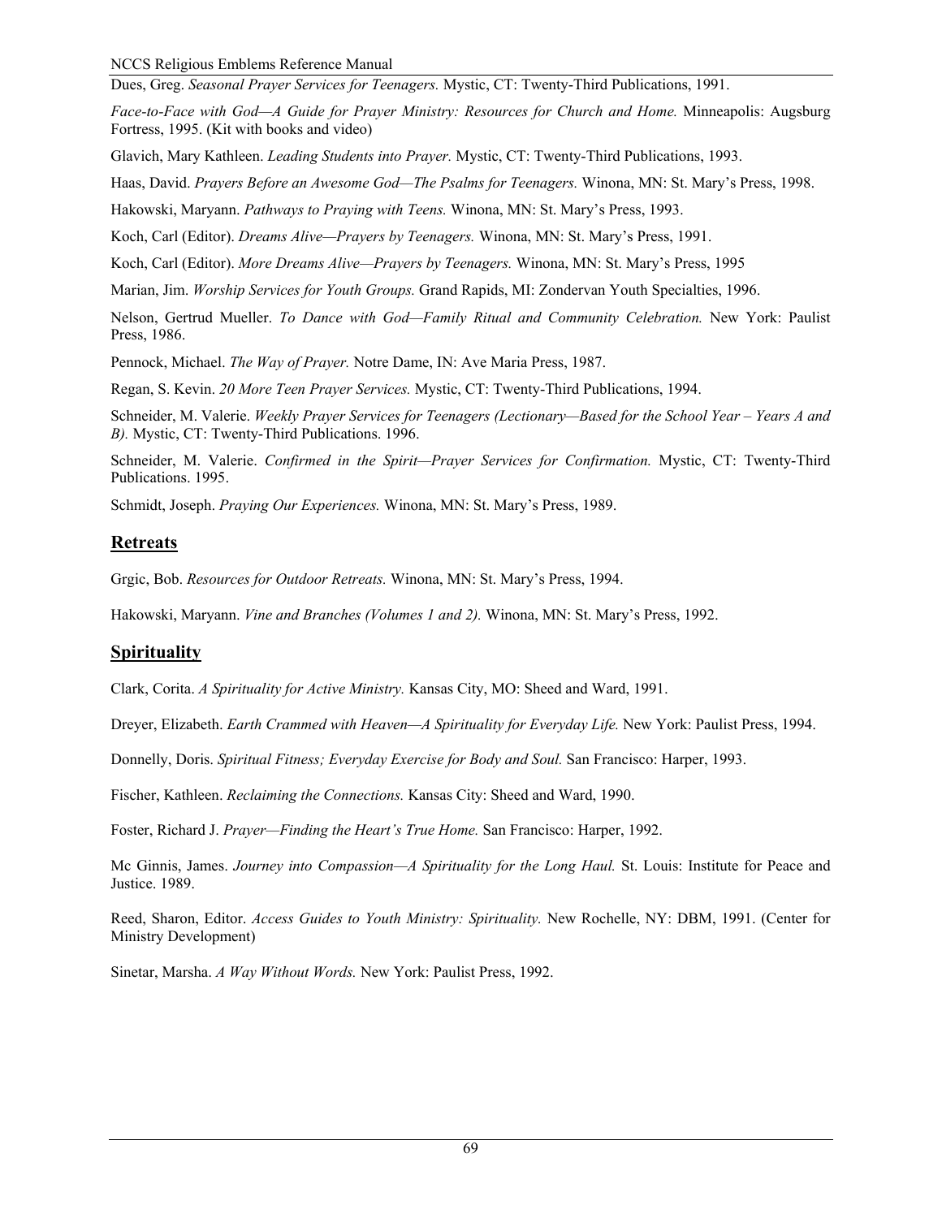Dues, Greg. *Seasonal Prayer Services for Teenagers.* Mystic, CT: Twenty-Third Publications, 1991.

*Face-to-Face with God—A Guide for Prayer Ministry: Resources for Church and Home.* Minneapolis: Augsburg Fortress, 1995. (Kit with books and video)

Glavich, Mary Kathleen. *Leading Students into Prayer.* Mystic, CT: Twenty-Third Publications, 1993.

Haas, David. *Prayers Before an Awesome God—The Psalms for Teenagers.* Winona, MN: St. Mary's Press, 1998.

Hakowski, Maryann. *Pathways to Praying with Teens.* Winona, MN: St. Mary's Press, 1993.

Koch, Carl (Editor). *Dreams Alive—Prayers by Teenagers.* Winona, MN: St. Mary's Press, 1991.

Koch, Carl (Editor). *More Dreams Alive—Prayers by Teenagers.* Winona, MN: St. Mary's Press, 1995

Marian, Jim. *Worship Services for Youth Groups.* Grand Rapids, MI: Zondervan Youth Specialties, 1996.

Nelson, Gertrud Mueller. *To Dance with God—Family Ritual and Community Celebration.* New York: Paulist Press, 1986.

Pennock, Michael. *The Way of Prayer.* Notre Dame, IN: Ave Maria Press, 1987.

Regan, S. Kevin. *20 More Teen Prayer Services.* Mystic, CT: Twenty-Third Publications, 1994.

Schneider, M. Valerie. *Weekly Prayer Services for Teenagers (Lectionary—Based for the School Year – Years A and B).* Mystic, CT: Twenty-Third Publications. 1996.

Schneider, M. Valerie. *Confirmed in the Spirit—Prayer Services for Confirmation.* Mystic, CT: Twenty-Third Publications. 1995.

Schmidt, Joseph. *Praying Our Experiences.* Winona, MN: St. Mary's Press, 1989.

## Retreats

Grgic, Bob. *Resources for Outdoor Retreats.* Winona, MN: St. Mary's Press, 1994.

Hakowski, Maryann. *Vine and Branches (Volumes 1 and 2).* Winona, MN: St. Mary's Press, 1992.

## Spirituality

Clark, Corita. *A Spirituality for Active Ministry.* Kansas City, MO: Sheed and Ward, 1991.

Dreyer, Elizabeth. *Earth Crammed with Heaven—A Spirituality for Everyday Life.* New York: Paulist Press, 1994.

Donnelly, Doris. *Spiritual Fitness; Everyday Exercise for Body and Soul.* San Francisco: Harper, 1993.

Fischer, Kathleen. *Reclaiming the Connections.* Kansas City: Sheed and Ward, 1990.

Foster, Richard J. *Prayer—Finding the Heart's True Home.* San Francisco: Harper, 1992.

Mc Ginnis, James. *Journey into Compassion—A Spirituality for the Long Haul.* St. Louis: Institute for Peace and Justice. 1989.

Reed, Sharon, Editor. *Access Guides to Youth Ministry: Spirituality.* New Rochelle, NY: DBM, 1991. (Center for Ministry Development)

Sinetar, Marsha. *A Way Without Words.* New York: Paulist Press, 1992.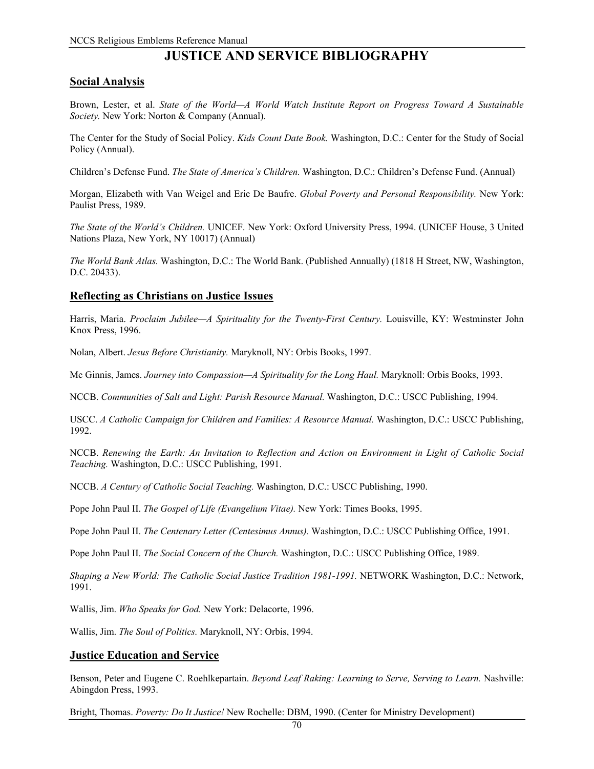# JUSTICE AND SERVICE BIBLIOGRAPHY

## Social Analysis

Brown, Lester, et al. *State of the World—A World Watch Institute Report on Progress Toward A Sustainable Society.* New York: Norton & Company (Annual).

The Center for the Study of Social Policy. *Kids Count Date Book.* Washington, D.C.: Center for the Study of Social Policy (Annual).

Children's Defense Fund. *The State of America's Children.* Washington, D.C.: Children's Defense Fund. (Annual)

Morgan, Elizabeth with Van Weigel and Eric De Baufre. *Global Poverty and Personal Responsibility.* New York: Paulist Press, 1989.

*The State of the World's Children.* UNICEF. New York: Oxford University Press, 1994. (UNICEF House, 3 United Nations Plaza, New York, NY 10017) (Annual)

*The World Bank Atlas.* Washington, D.C.: The World Bank. (Published Annually) (1818 H Street, NW, Washington, D.C. 20433).

## Reflecting as Christians on Justice Issues

Harris, Maria. *Proclaim Jubilee—A Spirituality for the Twenty-First Century.* Louisville, KY: Westminster John Knox Press, 1996.

Nolan, Albert. *Jesus Before Christianity.* Maryknoll, NY: Orbis Books, 1997.

Mc Ginnis, James. *Journey into Compassion—A Spirituality for the Long Haul.* Maryknoll: Orbis Books, 1993.

NCCB. *Communities of Salt and Light: Parish Resource Manual.* Washington, D.C.: USCC Publishing, 1994.

USCC. *A Catholic Campaign for Children and Families: A Resource Manual.* Washington, D.C.: USCC Publishing, 1992.

NCCB. *Renewing the Earth: An Invitation to Reflection and Action on Environment in Light of Catholic Social Teaching.* Washington, D.C.: USCC Publishing, 1991.

NCCB. *A Century of Catholic Social Teaching.* Washington, D.C.: USCC Publishing, 1990.

Pope John Paul II. *The Gospel of Life (Evangelium Vitae).* New York: Times Books, 1995.

Pope John Paul II. *The Centenary Letter (Centesimus Annus).* Washington, D.C.: USCC Publishing Office, 1991.

Pope John Paul II. *The Social Concern of the Church.* Washington, D.C.: USCC Publishing Office, 1989.

*Shaping a New World: The Catholic Social Justice Tradition 1981-1991.* NETWORK Washington, D.C.: Network, 1991.

Wallis, Jim. *Who Speaks for God.* New York: Delacorte, 1996.

Wallis, Jim. *The Soul of Politics.* Maryknoll, NY: Orbis, 1994.

## Justice Education and Service

Benson, Peter and Eugene C. Roehlkepartain. *Beyond Leaf Raking: Learning to Serve, Serving to Learn.* Nashville: Abingdon Press, 1993.

Bright, Thomas. *Poverty: Do It Justice!* New Rochelle: DBM, 1990. (Center for Ministry Development)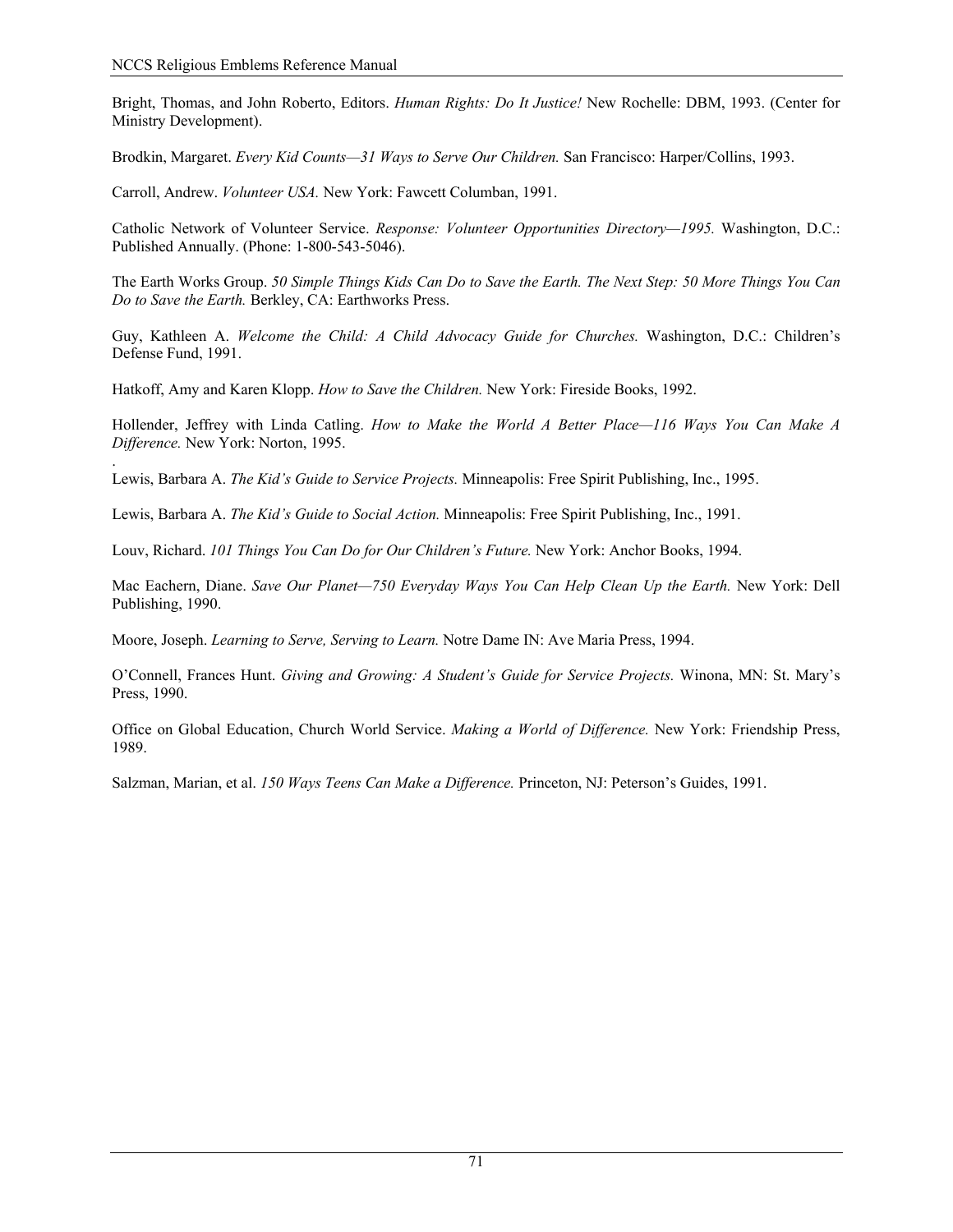Bright, Thomas, and John Roberto, Editors. *Human Rights: Do It Justice!* New Rochelle: DBM, 1993. (Center for Ministry Development).

Brodkin, Margaret. *Every Kid Counts—31 Ways to Serve Our Children.* San Francisco: Harper/Collins, 1993.

Carroll, Andrew. *Volunteer USA.* New York: Fawcett Columban, 1991.

Catholic Network of Volunteer Service. *Response: Volunteer Opportunities Directory—1995.* Washington, D.C.: Published Annually. (Phone: 1-800-543-5046).

The Earth Works Group. *50 Simple Things Kids Can Do to Save the Earth. The Next Step: 50 More Things You Can Do to Save the Earth.* Berkley, CA: Earthworks Press.

Guy, Kathleen A. *Welcome the Child: A Child Advocacy Guide for Churches.* Washington, D.C.: Children's Defense Fund, 1991.

Hatkoff, Amy and Karen Klopp. *How to Save the Children.* New York: Fireside Books, 1992.

Hollender, Jeffrey with Linda Catling. *How to Make the World A Better Place—116 Ways You Can Make A Difference.* New York: Norton, 1995.

.
Lewis, Barbara A. *The Kid's Guide to Service Projects.* Minneapolis: Free Spirit Publishing, Inc., 1995.

Lewis, Barbara A. *The Kid's Guide to Social Action.* Minneapolis: Free Spirit Publishing, Inc., 1991.

Louv, Richard. *101 Things You Can Do for Our Children's Future.* New York: Anchor Books, 1994.

Mac Eachern, Diane. *Save Our Planet—750 Everyday Ways You Can Help Clean Up the Earth.* New York: Dell Publishing, 1990.

Moore, Joseph. *Learning to Serve, Serving to Learn.* Notre Dame IN: Ave Maria Press, 1994.

O'Connell, Frances Hunt. *Giving and Growing: A Student's Guide for Service Projects.* Winona, MN: St. Mary's Press, 1990.

Office on Global Education, Church World Service. *Making a World of Difference.* New York: Friendship Press, 1989.

Salzman, Marian, et al. *150 Ways Teens Can Make a Difference.* Princeton, NJ: Peterson's Guides, 1991.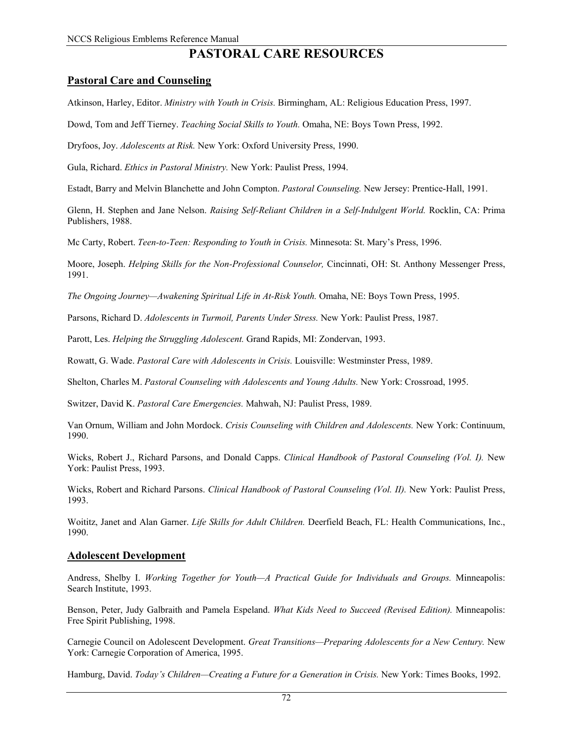# PASTORAL CARE RESOURCES

## Pastoral Care and Counseling

Atkinson, Harley, Editor. *Ministry with Youth in Crisis.* Birmingham, AL: Religious Education Press, 1997.

Dowd, Tom and Jeff Tierney. *Teaching Social Skills to Youth.* Omaha, NE: Boys Town Press, 1992.

Dryfoos, Joy. *Adolescents at Risk.* New York: Oxford University Press, 1990.

Gula, Richard. *Ethics in Pastoral Ministry.* New York: Paulist Press, 1994.

Estadt, Barry and Melvin Blanchette and John Compton. *Pastoral Counseling.* New Jersey: Prentice-Hall, 1991.

Glenn, H. Stephen and Jane Nelson. *Raising Self-Reliant Children in a Self-Indulgent World.* Rocklin, CA: Prima Publishers, 1988.

Mc Carty, Robert. *Teen-to-Teen: Responding to Youth in Crisis.* Minnesota: St. Mary's Press, 1996.

Moore, Joseph. *Helping Skills for the Non-Professional Counselor,* Cincinnati, OH: St. Anthony Messenger Press, 1991.

*The Ongoing Journey—Awakening Spiritual Life in At-Risk Youth.* Omaha, NE: Boys Town Press, 1995.

Parsons, Richard D. *Adolescents in Turmoil, Parents Under Stress.* New York: Paulist Press, 1987.

Parott, Les. *Helping the Struggling Adolescent.* Grand Rapids, MI: Zondervan, 1993.

Rowatt, G. Wade. *Pastoral Care with Adolescents in Crisis.* Louisville: Westminster Press, 1989.

Shelton, Charles M. *Pastoral Counseling with Adolescents and Young Adults.* New York: Crossroad, 1995.

Switzer, David K. *Pastoral Care Emergencies.* Mahwah, NJ: Paulist Press, 1989.

Van Ornum, William and John Mordock. *Crisis Counseling with Children and Adolescents.* New York: Continuum, 1990.

Wicks, Robert J., Richard Parsons, and Donald Capps. *Clinical Handbook of Pastoral Counseling (Vol. I).* New York: Paulist Press, 1993.

Wicks, Robert and Richard Parsons. *Clinical Handbook of Pastoral Counseling (Vol. II).* New York: Paulist Press, 1993.

Woititz, Janet and Alan Garner. *Life Skills for Adult Children.* Deerfield Beach, FL: Health Communications, Inc., 1990.

## Adolescent Development

Andress, Shelby I. *Working Together for Youth—A Practical Guide for Individuals and Groups.* Minneapolis: Search Institute, 1993.

Benson, Peter, Judy Galbraith and Pamela Espeland. *What Kids Need to Succeed (Revised Edition).* Minneapolis: Free Spirit Publishing, 1998.

Carnegie Council on Adolescent Development. *Great Transitions—Preparing Adolescents for a New Century.* New York: Carnegie Corporation of America, 1995.

Hamburg, David. *Today's Children—Creating a Future for a Generation in Crisis.* New York: Times Books, 1992.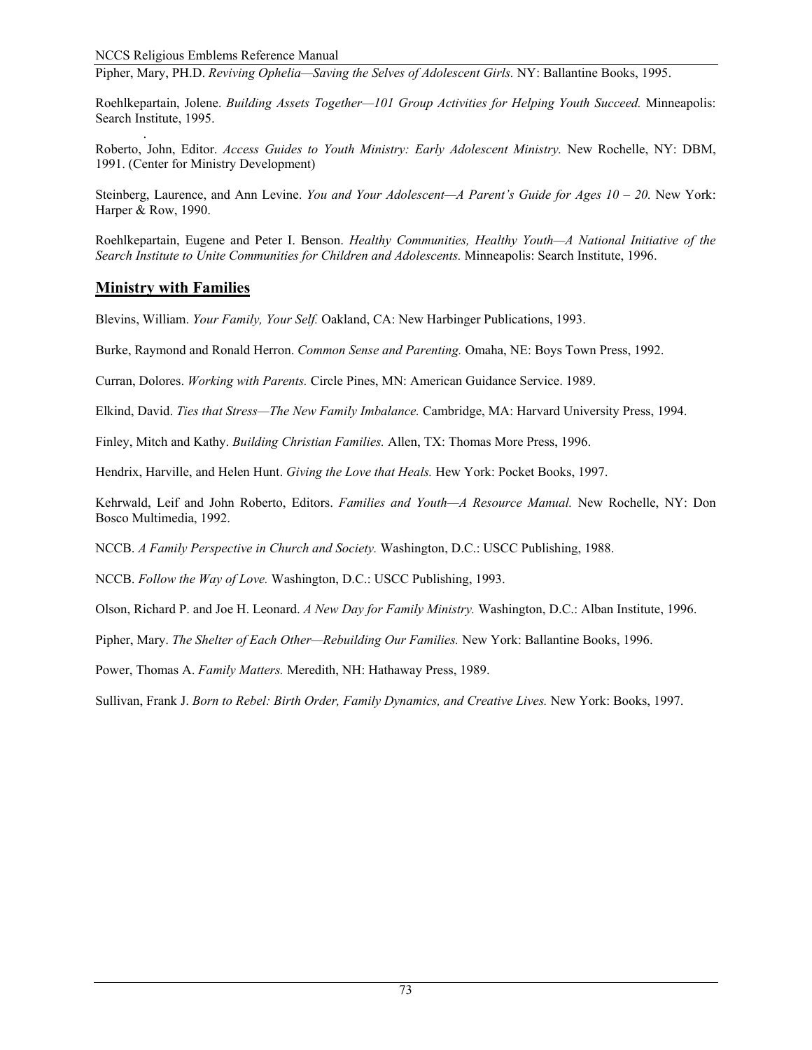Pipher, Mary, PH.D. *Reviving Ophelia—Saving the Selves of Adolescent Girls.* NY: Ballantine Books, 1995.

Roehlkepartain, Jolene. *Building Assets Together—101 Group Activities for Helping Youth Succeed.* Minneapolis: Search Institute, 1995.

Roberto, John, Editor. *Access Guides to Youth Ministry: Early Adolescent Ministry.* New Rochelle, NY: DBM, 1991. (Center for Ministry Development)

Steinberg, Laurence, and Ann Levine. *You and Your Adolescent—A Parent's Guide for Ages 10 – 20.* New York: Harper & Row, 1990.

Roehlkepartain, Eugene and Peter I. Benson. *Healthy Communities, Healthy Youth—A National Initiative of the Search Institute to Unite Communities for Children and Adolescents.* Minneapolis: Search Institute, 1996.

## Ministry with Families

Blevins, William. *Your Family, Your Self.* Oakland, CA: New Harbinger Publications, 1993.

Burke, Raymond and Ronald Herron. *Common Sense and Parenting.* Omaha, NE: Boys Town Press, 1992.

Curran, Dolores. *Working with Parents.* Circle Pines, MN: American Guidance Service. 1989.

Elkind, David. *Ties that Stress—The New Family Imbalance.* Cambridge, MA: Harvard University Press, 1994.

Finley, Mitch and Kathy. *Building Christian Families.* Allen, TX: Thomas More Press, 1996.

Hendrix, Harville, and Helen Hunt. *Giving the Love that Heals.* Hew York: Pocket Books, 1997.

Kehrwald, Leif and John Roberto, Editors. *Families and Youth—A Resource Manual.* New Rochelle, NY: Don Bosco Multimedia, 1992.

NCCB. *A Family Perspective in Church and Society.* Washington, D.C.: USCC Publishing, 1988.

NCCB. *Follow the Way of Love.* Washington, D.C.: USCC Publishing, 1993.

Olson, Richard P. and Joe H. Leonard. *A New Day for Family Ministry.* Washington, D.C.: Alban Institute, 1996.

Pipher, Mary. *The Shelter of Each Other—Rebuilding Our Families.* New York: Ballantine Books, 1996.

Power, Thomas A. *Family Matters.* Meredith, NH: Hathaway Press, 1989.

Sullivan, Frank J. *Born to Rebel: Birth Order, Family Dynamics, and Creative Lives.* New York: Books, 1997.